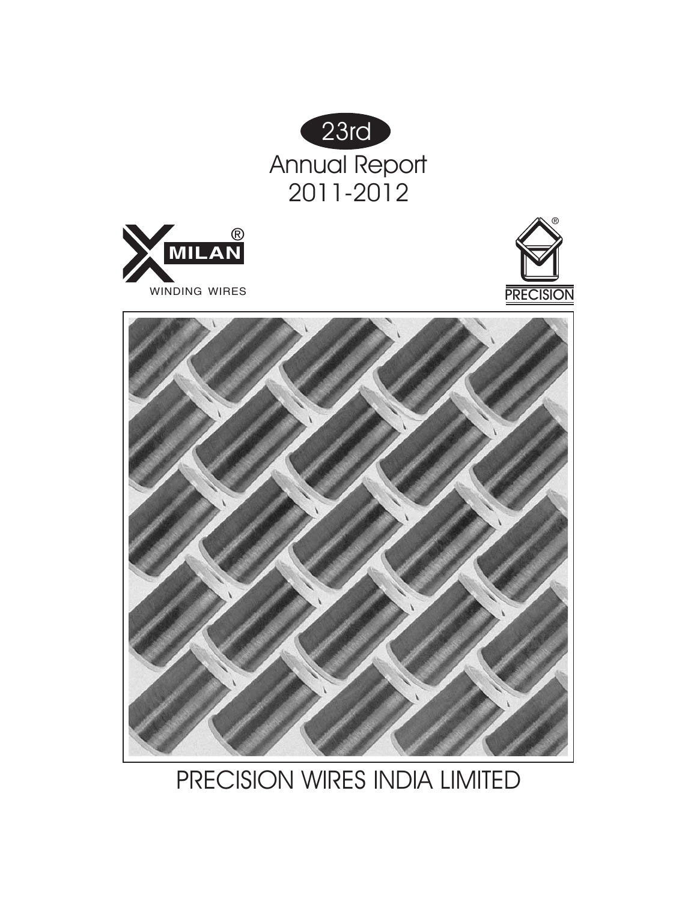23rd

# Annual Report 2011-2012

MILAN®

WINDING WIRES

PRECISION

# PRECISION WIRES INDIA LIMITED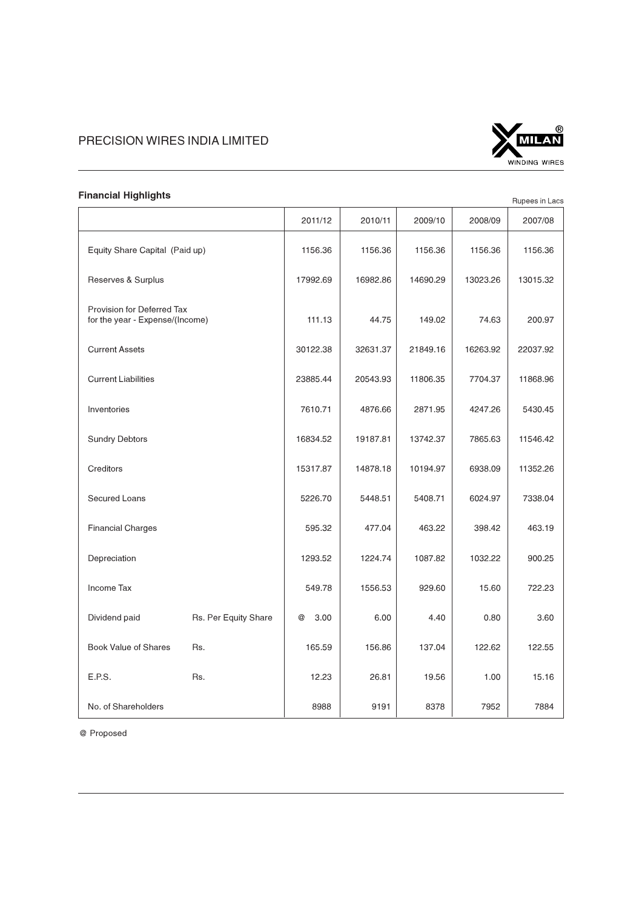# PRECISION WIRES INDIA LIMITED

### Financial Highlights

Rupees in Lacs

| | | 2011/12 | 2010/11 | 2009/10 | 2008/09 | 2007/08 |
|---|---|---|---|---|---|---|
| Equity Share Capital (Paid up) | | 1156.36 | 1156.36 | 1156.36 | 1156.36 | 1156.36 |
| Reserves & Surplus | | 17992.69 | 16982.86 | 14690.29 | 13023.26 | 13015.32 |
| Provision for Deferred Tax for the year - Expense/(Income) | | 111.13 | 44.75 | 149.02 | 74.63 | 200.97 |
| Current Assets | | 30122.38 | 32631.37 | 21849.16 | 16263.92 | 22037.92 |
| Current Liabilities | | 23885.44 | 20543.93 | 11806.35 | 7704.37 | 11868.96 |
| Inventories | | 7610.71 | 4876.66 | 2871.95 | 4247.26 | 5430.45 |
| Sundry Debtors | | 16834.52 | 19187.81 | 13742.37 | 7865.63 | 11546.42 |
| Creditors | | 15317.87 | 14878.18 | 10194.97 | 6938.09 | 11352.26 |
| Secured Loans | | 5226.70 | 5448.51 | 5408.71 | 6024.97 | 7338.04 |
| Financial Charges | | 595.32 | 477.04 | 463.22 | 398.42 | 463.19 |
| Depreciation | | 1293.52 | 1224.74 | 1087.82 | 1032.22 | 900.25 |
| Income Tax | | 549.78 | 1556.53 | 929.60 | 15.60 | 722.23 |
| Dividend paid | Rs. Per Equity Share | @ 3.00 | 6.00 | 4.40 | 0.80 | 3.60 |
| Book Value of Shares | Rs. | 165.59 | 156.86 | 137.04 | 122.62 | 122.55 |
| E.P.S. | Rs. | 12.23 | 26.81 | 19.56 | 1.00 | 15.16 |
| No. of Shareholders | | 8988 | 9191 | 8378 | 7952 | 7884 |

@ Proposed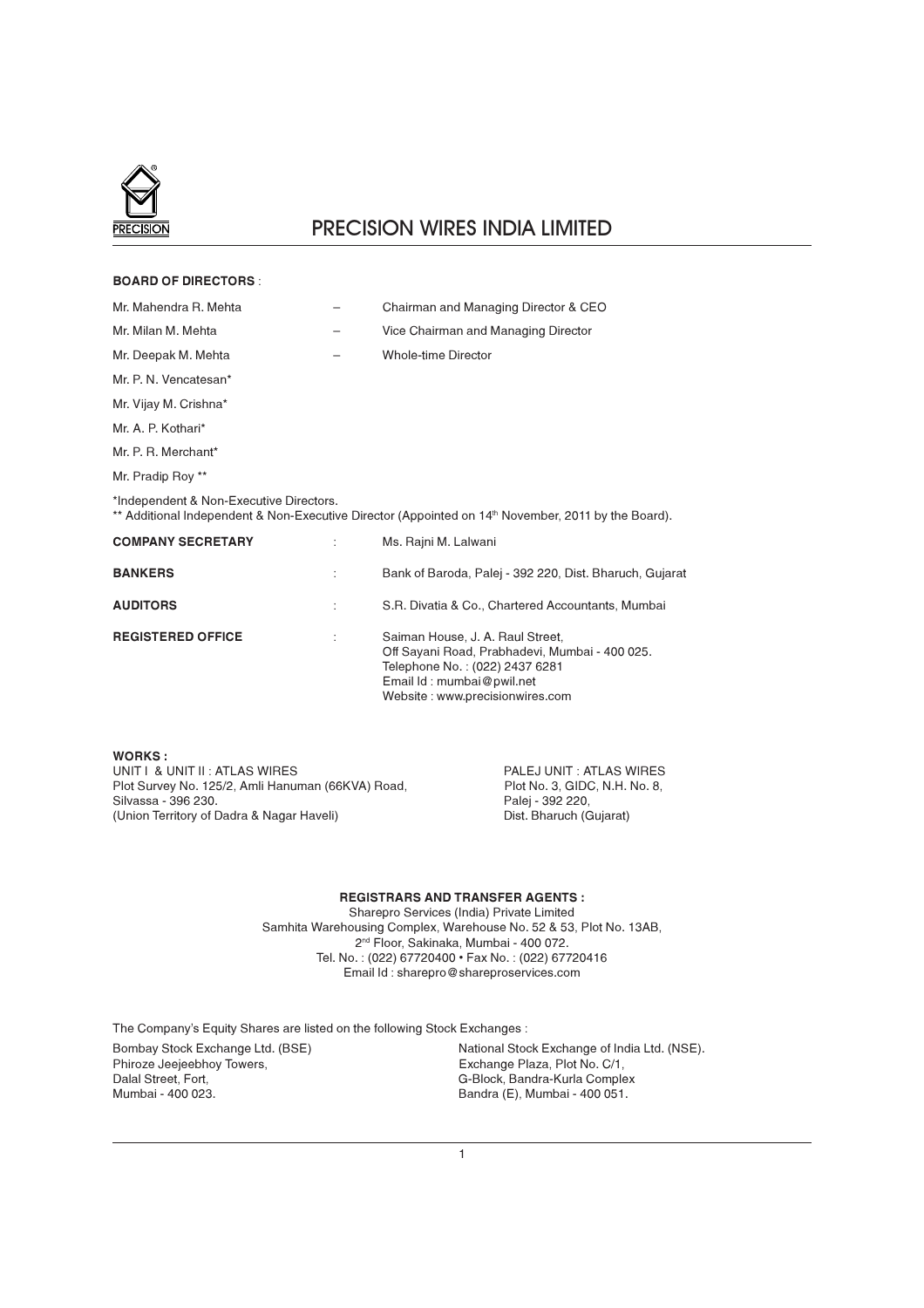# PRECISION WIRES INDIA LIMITED

**BOARD OF DIRECTORS** :

| | | |
|---|---|---|
| Mr. Mahendra R. Mehta | – | Chairman and Managing Director & CEO |
| Mr. Milan M. Mehta | – | Vice Chairman and Managing Director |
| Mr. Deepak M. Mehta | – | Whole-time Director |
| Mr. P. N. Vencatesan* | | |
| Mr. Vijay M. Crishna* | | |
| Mr. A. P. Kothari* | | |
| Mr. P. R. Merchant* | | |
| Mr. Pradip Roy ** | | |

*Independent & Non-Executive Directors.
** Additional Independent & Non-Executive Director (Appointed on 14th November, 2011 by the Board).

| | | |
|---|---|---|
| **COMPANY SECRETARY** | : | Ms. Rajni M. Lalwani |
| **BANKERS** | : | Bank of Baroda, Palej - 392 220, Dist. Bharuch, Gujarat |
| **AUDITORS** | : | S.R. Divatia & Co., Chartered Accountants, Mumbai |
| **REGISTERED OFFICE** | : | Saiman House, J. A. Raul Street, Off Sayani Road, Prabhadevi, Mumbai - 400 025. Telephone No. : (022) 2437 6281 Email Id : mumbai@pwil.net Website : www.precisionwires.com |

**WORKS :**

UNIT I & UNIT II : ATLAS WIRES
Plot Survey No. 125/2, Amli Hanuman (66KVA) Road,
Silvassa - 396 230.
(Union Territory of Dadra & Nagar Haveli)

PALEJ UNIT : ATLAS WIRES
Plot No. 3, GIDC, N.H. No. 8,
Palej - 392 220,
Dist. Bharuch (Gujarat)

**REGISTRARS AND TRANSFER AGENTS :**

Sharepro Services (India) Private Limited
Samhita Warehousing Complex, Warehouse No. 52 & 53, Plot No. 13AB,
2nd Floor, Sakinaka, Mumbai - 400 072.
Tel. No. : (022) 67720400 • Fax No. : (022) 67720416
Email Id : sharepro@shareproservices.com

The Company's Equity Shares are listed on the following Stock Exchanges :

Bombay Stock Exchange Ltd. (BSE)
Phiroze Jeejeebhoy Towers,
Dalal Street, Fort,
Mumbai - 400 023.

National Stock Exchange of India Ltd. (NSE).
Exchange Plaza, Plot No. C/1,
G-Block, Bandra-Kurla Complex
Bandra (E), Mumbai - 400 051.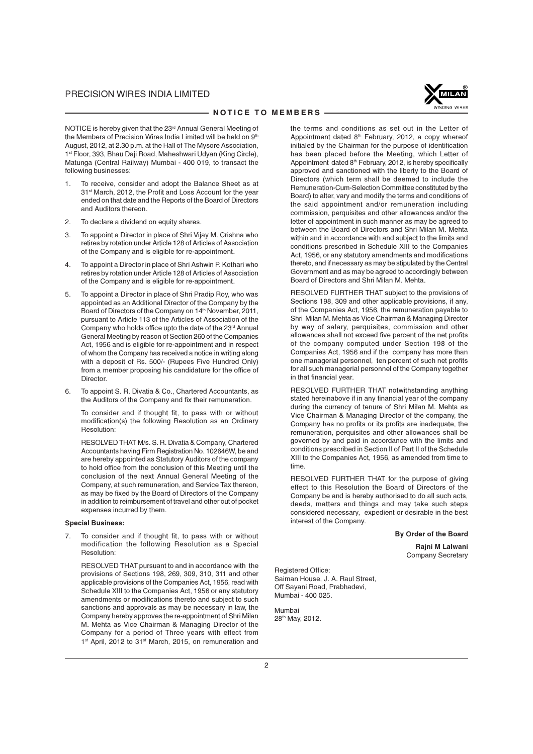## NOTICE TO MEMBERS

NOTICE is hereby given that the 23rd Annual General Meeting of the Members of Precision Wires India Limited will be held on 9th August, 2012, at 2.30 p.m. at the Hall of The Mysore Association, 1st Floor, 393, Bhau Daji Road, Maheshwari Udyan (King Circle), Matunga (Central Railway) Mumbai - 400 019, to transact the following businesses:

1. To receive, consider and adopt the Balance Sheet as at 31st March, 2012, the Profit and Loss Account for the year ended on that date and the Reports of the Board of Directors and Auditors thereon.

2. To declare a dividend on equity shares.

3. To appoint a Director in place of Shri Vijay M. Crishna who retires by rotation under Article 128 of Articles of Association of the Company and is eligible for re-appointment.

4. To appoint a Director in place of Shri Ashwin P. Kothari who retires by rotation under Article 128 of Articles of Association of the Company and is eligible for re-appointment.

5. To appoint a Director in place of Shri Pradip Roy, who was appointed as an Additional Director of the Company by the Board of Directors of the Company on 14th November, 2011, pursuant to Article 113 of the Articles of Association of the Company who holds office upto the date of the 23rd Annual General Meeting by reason of Section 260 of the Companies Act, 1956 and is eligible for re-appointment and in respect of whom the Company has received a notice in writing along with a deposit of Rs. 500/- (Rupees Five Hundred Only) from a member proposing his candidature for the office of Director.

6. To appoint S. R. Divatia & Co., Chartered Accountants, as the Auditors of the Company and fix their remuneration.

   To consider and if thought fit, to pass with or without modification(s) the following Resolution as an Ordinary Resolution:

   RESOLVED THAT M/s. S. R. Divatia & Company, Chartered Accountants having Firm Registration No. 102646W, be and are hereby appointed as Statutory Auditors of the company to hold office from the conclusion of this Meeting until the conclusion of the next Annual General Meeting of the Company, at such remuneration, and Service Tax thereon, as may be fixed by the Board of Directors of the Company in addition to reimbursement of travel and other out of pocket expenses incurred by them.

**Special Business:**

7. To consider and if thought fit, to pass with or without modification the following Resolution as a Special Resolution:

   RESOLVED THAT pursuant to and in accordance with the provisions of Sections 198, 269, 309, 310, 311 and other applicable provisions of the Companies Act, 1956, read with Schedule XIII to the Companies Act, 1956 or any statutory amendments or modifications thereto and subject to such sanctions and approvals as may be necessary in law, the Company hereby approves the re-appointment of Shri Milan M. Mehta as Vice Chairman & Managing Director of the Company for a period of Three years with effect from 1st April, 2012 to 31st March, 2015, on remuneration and the terms and conditions as set out in the Letter of Appointment dated 8th February, 2012, a copy whereof initialed by the Chairman for the purpose of identification has been placed before the Meeting, which Letter of Appointment dated 8th February, 2012, is hereby specifically approved and sanctioned with the liberty to the Board of Directors (which term shall be deemed to include the Remuneration-Cum-Selection Committee constituted by the Board) to alter, vary and modify the terms and conditions of the said appointment and/or remuneration including commission, perquisites and other allowances and/or the letter of appointment in such manner as may be agreed to between the Board of Directors and Shri Milan M. Mehta within and in accordance with and subject to the limits and conditions prescribed in Schedule XIII to the Companies Act, 1956, or any statutory amendments and modifications thereto, and if necessary as may be stipulated by the Central Government and as may be agreed to accordingly between Board of Directors and Shri Milan M. Mehta.

   RESOLVED FURTHER THAT subject to the provisions of Sections 198, 309 and other applicable provisions, if any, of the Companies Act, 1956, the remuneration payable to Shri Milan M. Mehta as Vice Chairman & Managing Director by way of salary, perquisites, commission and other allowances shall not exceed five percent of the net profits of the company computed under Section 198 of the Companies Act, 1956 and if the company has more than one managerial personnel, ten percent of such net profits for all such managerial personnel of the Company together in that financial year.

   RESOLVED FURTHER THAT notwithstanding anything stated hereinabove if in any financial year of the company during the currency of tenure of Shri Milan M. Mehta as Vice Chairman & Managing Director of the company, the Company has no profits or its profits are inadequate, the remuneration, perquisites and other allowances shall be governed by and paid in accordance with the limits and conditions prescribed in Section II of Part II of the Schedule XIII to the Companies Act, 1956, as amended from time to time.

   RESOLVED FURTHER THAT for the purpose of giving effect to this Resolution the Board of Directors of the Company be and is hereby authorised to do all such acts, deeds, matters and things and may take such steps considered necessary, expedient or desirable in the best interest of the Company.

**By Order of the Board**

**Rajni M Lalwani**
Company Secretary

Registered Office:
Saiman House, J. A. Raul Street,
Off Sayani Road, Prabhadevi,
Mumbai - 400 025.

Mumbai
28th May, 2012.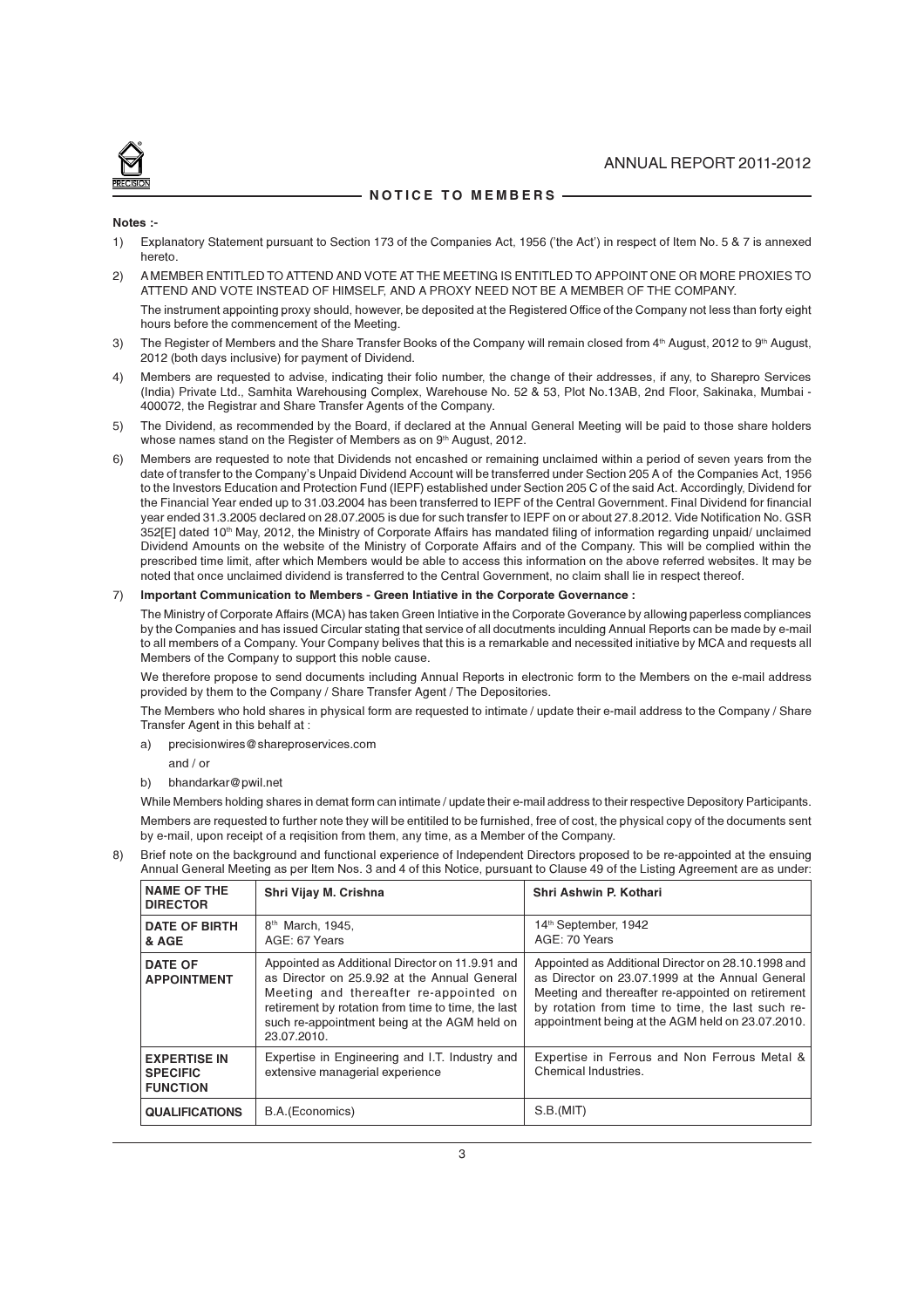## NOTICE TO MEMBERS

**Notes :-**

1) Explanatory Statement pursuant to Section 173 of the Companies Act, 1956 ('the Act') in respect of Item No. 5 & 7 is annexed hereto.

2) A MEMBER ENTITLED TO ATTEND AND VOTE AT THE MEETING IS ENTITLED TO APPOINT ONE OR MORE PROXIES TO ATTEND AND VOTE INSTEAD OF HIMSELF, AND A PROXY NEED NOT BE A MEMBER OF THE COMPANY.

   The instrument appointing proxy should, however, be deposited at the Registered Office of the Company not less than forty eight hours before the commencement of the Meeting.

3) The Register of Members and the Share Transfer Books of the Company will remain closed from 4th August, 2012 to 9th August, 2012 (both days inclusive) for payment of Dividend.

4) Members are requested to advise, indicating their folio number, the change of their addresses, if any, to Sharepro Services (India) Private Ltd., Samhita Warehousing Complex, Warehouse No. 52 & 53, Plot No.13AB, 2nd Floor, Sakinaka, Mumbai - 400072, the Registrar and Share Transfer Agents of the Company.

5) The Dividend, as recommended by the Board, if declared at the Annual General Meeting will be paid to those share holders whose names stand on the Register of Members as on 9th August, 2012.

6) Members are requested to note that Dividends not encashed or remaining unclaimed within a period of seven years from the date of transfer to the Company's Unpaid Dividend Account will be transferred under Section 205 A of the Companies Act, 1956 to the Investors Education and Protection Fund (IEPF) established under Section 205 C of the said Act. Accordingly, Dividend for the Financial Year ended up to 31.03.2004 has been transferred to IEPF of the Central Government. Final Dividend for financial year ended 31.3.2005 declared on 28.07.2005 is due for such transfer to IEPF on or about 27.8.2012. Vide Notification No. GSR 352[E] dated 10th May, 2012, the Ministry of Corporate Affairs has mandated filing of information regarding unpaid/ unclaimed Dividend Amounts on the website of the Ministry of Corporate Affairs and of the Company. This will be complied within the prescribed time limit, after which Members would be able to access this information on the above referred websites. It may be noted that once unclaimed dividend is transferred to the Central Government, no claim shall lie in respect thereof.

7) **Important Communication to Members - Green Intiative in the Corporate Governance :**

   The Ministry of Corporate Affairs (MCA) has taken Green Intiative in the Corporate Goverance by allowing paperless compliances by the Companies and has issued Circular stating that service of all docutments inculding Annual Reports can be made by e-mail to all members of a Company. Your Company belives that this is a remarkable and necessited initiative by MCA and requests all Members of the Company to support this noble cause.

   We therefore propose to send documents including Annual Reports in electronic form to the Members on the e-mail address provided by them to the Company / Share Transfer Agent / The Depositories.

   The Members who hold shares in physical form are requested to intimate / update their e-mail address to the Company / Share Transfer Agent in this behalf at :

   a) precisionwires@shareproservices.com

      and / or

   b) bhandarkar@pwil.net

   While Members holding shares in demat form can intimate / update their e-mail address to their respective Depository Participants.

   Members are requested to further note they will be entitiled to be furnished, free of cost, the physical copy of the documents sent by e-mail, upon receipt of a reqisition from them, any time, as a Member of the Company.

8) Brief note on the background and functional experience of Independent Directors proposed to be re-appointed at the ensuing Annual General Meeting as per Item Nos. 3 and 4 of this Notice, pursuant to Clause 49 of the Listing Agreement are as under:

| NAME OF THE DIRECTOR | Shri Vijay M. Crishna | Shri Ashwin P. Kothari |
|---|---|---|
| DATE OF BIRTH & AGE | 8th March, 1945, AGE: 67 Years | 14th September, 1942 AGE: 70 Years |
| DATE OF APPOINTMENT | Appointed as Additional Director on 11.9.91 and as Director on 25.9.92 at the Annual General Meeting and thereafter re-appointed on retirement by rotation from time to time, the last such re-appointment being at the AGM held on 23.07.2010. | Appointed as Additional Director on 28.10.1998 and as Director on 23.07.1999 at the Annual General Meeting and thereafter re-appointed on retirement by rotation from time to time, the last such re-appointment being at the AGM held on 23.07.2010. |
| EXPERTISE IN SPECIFIC FUNCTION | Expertise in Engineering and I.T. Industry and extensive managerial experience | Expertise in Ferrous and Non Ferrous Metal & Chemical Industries. |
| QUALIFICATIONS | B.A.(Economics) | S.B.(MIT) |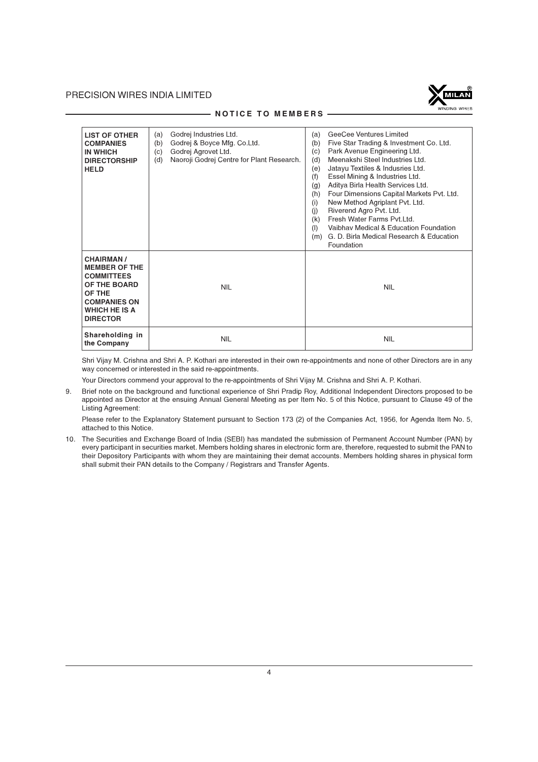| LIST OF OTHER COMPANIES IN WHICH DIRECTORSHIP HELD | (a) Godrej Industries Ltd.<br>(b) Godrej & Boyce Mfg. Co.Ltd.<br>(c) Godrej Agrovet Ltd.<br>(d) Naoroji Godrej Centre for Plant Research. | (a) GeeCee Ventures Limited<br>(b) Five Star Trading & Investment Co. Ltd.<br>(c) Park Avenue Engineering Ltd.<br>(d) Meenakshi Steel Industries Ltd.<br>(e) Jatayu Textiles & Indusries Ltd.<br>(f) Essel Mining & Industries Ltd.<br>(g) Aditya Birla Health Services Ltd.<br>(h) Four Dimensions Capital Markets Pvt. Ltd.<br>(i) New Method Agriplant Pvt. Ltd.<br>(j) Riverend Agro Pvt. Ltd.<br>(k) Fresh Water Farms Pvt.Ltd.<br>(l) Vaibhav Medical & Education Foundation<br>(m) G. D. Birla Medical Research & Education Foundation |
|---|---|---|
| CHAIRMAN / MEMBER OF THE COMMITTEES OF THE BOARD OF THE COMPANIES ON WHICH HE IS A DIRECTOR | NIL | NIL |
| Shareholding in the Company | NIL | NIL |

Shri Vijay M. Crishna and Shri A. P. Kothari are interested in their own re-appointments and none of other Directors are in any way concerned or interested in the said re-appointments.

Your Directors commend your approval to the re-appointments of Shri Vijay M. Crishna and Shri A. P. Kothari.

9. Brief note on the background and functional experience of Shri Pradip Roy, Additional Independent Directors proposed to be appointed as Director at the ensuing Annual General Meeting as per Item No. 5 of this Notice, pursuant to Clause 49 of the Listing Agreement:

   Please refer to the Explanatory Statement pursuant to Section 173 (2) of the Companies Act, 1956, for Agenda Item No. 5, attached to this Notice.

10. The Securities and Exchange Board of India (SEBI) has mandated the submission of Permanent Account Number (PAN) by every participant in securities market. Members holding shares in electronic form are, therefore, requested to submit the PAN to their Depository Participants with whom they are maintaining their demat accounts. Members holding shares in physical form shall submit their PAN details to the Company / Registrars and Transfer Agents.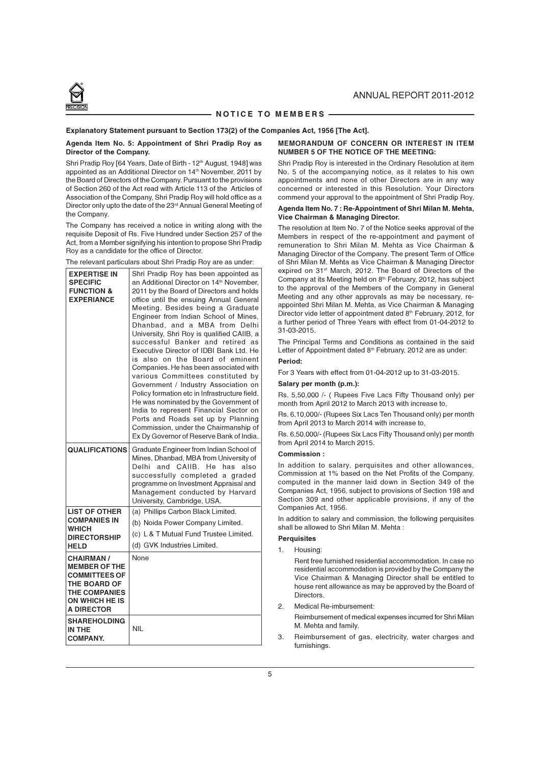## NOTICE TO MEMBERS

**Explanatory Statement pursuant to Section 173(2) of the Companies Act, 1956 [The Act].**

### Agenda Item No. 5: Appointment of Shri Pradip Roy as Director of the Company.

Shri Pradip Roy [64 Years, Date of Birth - 12th August, 1948] was appointed as an Additional Director on 14th November, 2011 by the Board of Directors of the Company. Pursuant to the provisions of Section 260 of the Act read with Article 113 of the Articles of Association of the Company, Shri Pradip Roy will hold office as a Director only upto the date of the 23rd Annual General Meeting of the Company.

The Company has received a notice in writing along with the requisite Deposit of Rs. Five Hundred under Section 257 of the Act, from a Member signifying his intention to propose Shri Pradip Roy as a candidate for the office of Director.

The relevant particulars about Shri Pradip Roy are as under:

| | |
|---|---|
| **EXPERTISE IN SPECIFIC FUNCTION & EXPERIANCE** | Shri Pradip Roy has been appointed as an Additional Director on 14th November, 2011 by the Board of Directors and holds office until the ensuing Annual General Meeting. Besides being a Graduate Engineer from Indian School of Mines, Dhanbad, and a MBA from Delhi University, Shri Roy is qualified CAIIB, a successful Banker and retired as Executive Director of IDBI Bank Ltd. He is also on the Board of eminent Companies. He has been associated with various Committees constituted by Government / Industry Association on Policy formation etc in Infrastructure field. He was nominated by the Government of India to represent Financial Sector on Ports and Roads set up by Planning Commission, under the Chairmanship of Ex Dy Governor of Reserve Bank of India. |
| **QUALIFICATIONS** | Graduate Engineer from Indian School of Mines, Dhanbad, MBA from University of Delhi and CAIIB. He has also successfully completed a graded programme on Investment Appraisal and Management conducted by Harvard University, Cambridge, USA. |
| **LIST OF OTHER COMPANIES IN WHICH DIRECTORSHIP HELD** | (a) Phillips Carbon Black Limited.<br>(b) Noida Power Company Limited.<br>(c) L & T Mutual Fund Trustee Limited.<br>(d) GVK Industries Limited. |
| **CHAIRMAN / MEMBER OF THE COMMITTEES OF THE BOARD OF THE COMPANIES ON WHICH HE IS A DIRECTOR** | None |
| **SHAREHOLDING IN THE COMPANY.** | NIL |

### MEMORANDUM OF CONCERN OR INTEREST IN ITEM NUMBER 5 OF THE NOTICE OF THE MEETING:

Shri Pradip Roy is interested in the Ordinary Resolution at item No. 5 of the accompanying notice, as it relates to his own appointments and none of other Directors are in any way concerned or interested in this Resolution. Your Directors commend your approval to the appointment of Shri Pradip Roy.

### Agenda Item No. 7 : Re-Appointment of Shri Milan M. Mehta, Vice Chairman & Managing Director.

The resolution at Item No. 7 of the Notice seeks approval of the Members in respect of the re-appointment and payment of remuneration to Shri Milan M. Mehta as Vice Chairman & Managing Director of the Company. The present Term of Office of Shri Milan M. Mehta as Vice Chairman & Managing Director expired on 31st March, 2012. The Board of Directors of the Company at its Meeting held on 8th February, 2012, has subject to the approval of the Members of the Company in General Meeting and any other approvals as may be necessary, re-appointed Shri Milan M. Mehta, as Vice Chairman & Managing Director vide letter of appointment dated 8th February, 2012, for a further period of Three Years with effect from 01-04-2012 to 31-03-2015.

The Principal Terms and Conditions as contained in the said Letter of Appointment dated 8th February, 2012 are as under:

**Period:**

For 3 Years with effect from 01-04-2012 up to 31-03-2015.

**Salary per month (p.m.):**

Rs. 5,50,000 /- ( Rupees Five Lacs Fifty Thousand only) per month from April 2012 to March 2013 with increase to,

Rs. 6,10,000/- (Rupees Six Lacs Ten Thousand only) per month from April 2013 to March 2014 with increase to,

Rs. 6,50,000/- (Rupees Six Lacs Fifty Thousand only) per month from April 2014 to March 2015.

**Commission :**

In addition to salary, perquisites and other allowances, Commission at 1% based on the Net Profits of the Company, computed in the manner laid down in Section 349 of the Companies Act, 1956, subject to provisions of Section 198 and Section 309 and other applicable provisions, if any of the Companies Act, 1956.

In addition to salary and commission, the following perquisites shall be allowed to Shri Milan M. Mehta :

**Perquisites**

1. Housing:

   Rent free furnished residential accommodation. In case no residential accommodation is provided by the Company the Vice Chairman & Managing Director shall be entitled to house rent allowance as may be approved by the Board of Directors.

2. Medical Re-imbursement:

   Reimbursement of medical expenses incurred for Shri Milan M. Mehta and family.

3. Reimbursement of gas, electricity, water charges and furnishings.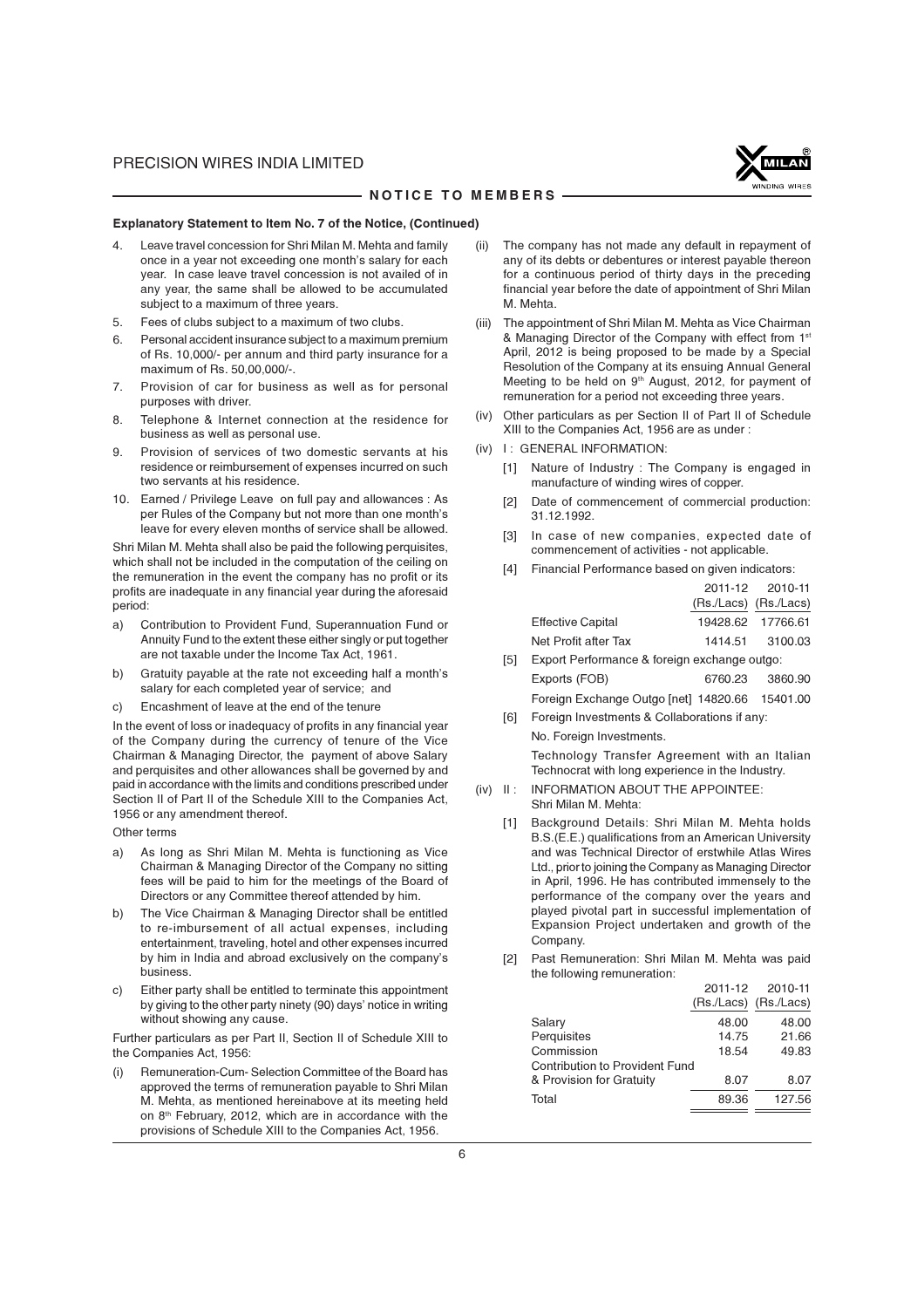### Explanatory Statement to Item No. 7 of the Notice, (Continued)

4. Leave travel concession for Shri Milan M. Mehta and family once in a year not exceeding one month's salary for each year. In case leave travel concession is not availed of in any year, the same shall be allowed to be accumulated subject to a maximum of three years.
5. Fees of clubs subject to a maximum of two clubs.
6. Personal accident insurance subject to a maximum premium of Rs. 10,000/- per annum and third party insurance for a maximum of Rs. 50,00,000/-.
7. Provision of car for business as well as for personal purposes with driver.
8. Telephone & Internet connection at the residence for business as well as personal use.
9. Provision of services of two domestic servants at his residence or reimbursement of expenses incurred on such two servants at his residence.
10. Earned / Privilege Leave on full pay and allowances : As per Rules of the Company but not more than one month's leave for every eleven months of service shall be allowed.

Shri Milan M. Mehta shall also be paid the following perquisites, which shall not be included in the computation of the ceiling on the remuneration in the event the company has no profit or its profits are inadequate in any financial year during the aforesaid period:

a) Contribution to Provident Fund, Superannuation Fund or Annuity Fund to the extent these either singly or put together are not taxable under the Income Tax Act, 1961.
b) Gratuity payable at the rate not exceeding half a month's salary for each completed year of service; and
c) Encashment of leave at the end of the tenure

In the event of loss or inadequacy of profits in any financial year of the Company during the currency of tenure of the Vice Chairman & Managing Director, the payment of above Salary and perquisites and other allowances shall be governed by and paid in accordance with the limits and conditions prescribed under Section II of Part II of the Schedule XIII to the Companies Act, 1956 or any amendment thereof.

Other terms

a) As long as Shri Milan M. Mehta is functioning as Vice Chairman & Managing Director of the Company no sitting fees will be paid to him for the meetings of the Board of Directors or any Committee thereof attended by him.
b) The Vice Chairman & Managing Director shall be entitled to re-imbursement of all actual expenses, including entertainment, traveling, hotel and other expenses incurred by him in India and abroad exclusively on the company's business.
c) Either party shall be entitled to terminate this appointment by giving to the other party ninety (90) days' notice in writing without showing any cause.

Further particulars as per Part II, Section II of Schedule XIII to the Companies Act, 1956:

(i) Remuneration-Cum- Selection Committee of the Board has approved the terms of remuneration payable to Shri Milan M. Mehta, as mentioned hereinabove at its meeting held on 8th February, 2012, which are in accordance with the provisions of Schedule XIII to the Companies Act, 1956.

(ii) The company has not made any default in repayment of any of its debts or debentures or interest payable thereon for a continuous period of thirty days in the preceding financial year before the date of appointment of Shri Milan M. Mehta.

(iii) The appointment of Shri Milan M. Mehta as Vice Chairman & Managing Director of the Company with effect from 1st April, 2012 is being proposed to be made by a Special Resolution of the Company at its ensuing Annual General Meeting to be held on 9th August, 2012, for payment of remuneration for a period not exceeding three years.

(iv) Other particulars as per Section II of Part II of Schedule XIII to the Companies Act, 1956 are as under :

(iv) I : GENERAL INFORMATION:

[1] Nature of Industry : The Company is engaged in manufacture of winding wires of copper.

[2] Date of commencement of commercial production: 31.12.1992.

[3] In case of new companies, expected date of commencement of activities - not applicable.

[4] Financial Performance based on given indicators:

| | 2011-12 (Rs./Lacs) | 2010-11 (Rs./Lacs) |
|---|---|---|
| Effective Capital | 19428.62 | 17766.61 |
| Net Profit after Tax | 1414.51 | 3100.03 |

[5] Export Performance & foreign exchange outgo:

| | | |
|---|---|---|
| Exports (FOB) | 6760.23 | 3860.90 |
| Foreign Exchange Outgo [net] | 14820.66 | 15401.00 |

[6] Foreign Investments & Collaborations if any:

No. Foreign Investments.

Technology Transfer Agreement with an Italian Technocrat with long experience in the Industry.

(iv) II : INFORMATION ABOUT THE APPOINTEE:
Shri Milan M. Mehta:

[1] Background Details: Shri Milan M. Mehta holds B.S.(E.E.) qualifications from an American University and was Technical Director of erstwhile Atlas Wires Ltd., prior to joining the Company as Managing Director in April, 1996. He has contributed immensely to the performance of the company over the years and played pivotal part in successful implementation of Expansion Project undertaken and growth of the Company.

[2] Past Remuneration: Shri Milan M. Mehta was paid the following remuneration:

| | 2011-12 (Rs./Lacs) | 2010-11 (Rs./Lacs) |
|---|---|---|
| Salary | 48.00 | 48.00 |
| Perquisites | 14.75 | 21.66 |
| Commission | 18.54 | 49.83 |
| Contribution to Provident Fund & Provision for Gratuity | 8.07 | 8.07 |
| Total | 89.36 | 127.56 |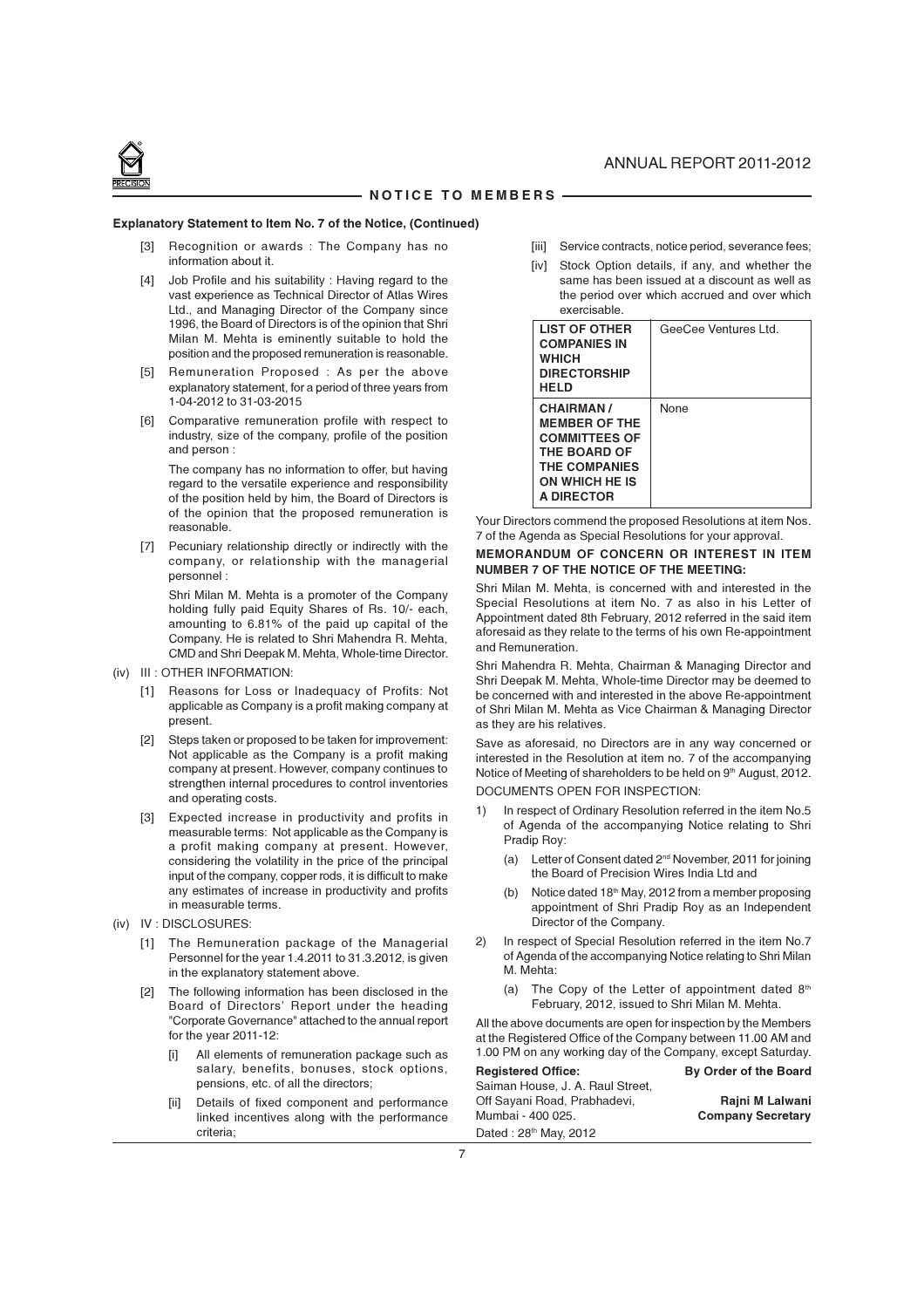## NOTICE TO MEMBERS

**Explanatory Statement to Item No. 7 of the Notice, (Continued)**

[3] Recognition or awards : The Company has no information about it.

[4] Job Profile and his suitability : Having regard to the vast experience as Technical Director of Atlas Wires Ltd., and Managing Director of the Company since 1996, the Board of Directors is of the opinion that Shri Milan M. Mehta is eminently suitable to hold the position and the proposed remuneration is reasonable.

[5] Remuneration Proposed : As per the above explanatory statement, for a period of three years from 1-04-2012 to 31-03-2015

[6] Comparative remuneration profile with respect to industry, size of the company, profile of the position and person :

The company has no information to offer, but having regard to the versatile experience and responsibility of the position held by him, the Board of Directors is of the opinion that the proposed remuneration is reasonable.

[7] Pecuniary relationship directly or indirectly with the company, or relationship with the managerial personnel :

Shri Milan M. Mehta is a promoter of the Company holding fully paid Equity Shares of Rs. 10/- each, amounting to 6.81% of the paid up capital of the Company. He is related to Shri Mahendra R. Mehta, CMD and Shri Deepak M. Mehta, Whole-time Director.

(iv) III : OTHER INFORMATION:

[1] Reasons for Loss or Inadequacy of Profits: Not applicable as Company is a profit making company at present.

[2] Steps taken or proposed to be taken for improvement: Not applicable as the Company is a profit making company at present. However, company continues to strengthen internal procedures to control inventories and operating costs.

[3] Expected increase in productivity and profits in measurable terms: Not applicable as the Company is a profit making company at present. However, considering the volatility in the price of the principal input of the company, copper rods, it is difficult to make any estimates of increase in productivity and profits in measurable terms.

(iv) IV : DISCLOSURES:

[1] The Remuneration package of the Managerial Personnel for the year 1.4.2011 to 31.3.2012, is given in the explanatory statement above.

[2] The following information has been disclosed in the Board of Directors' Report under the heading "Corporate Governance" attached to the annual report for the year 2011-12:

[i] All elements of remuneration package such as salary, benefits, bonuses, stock options, pensions, etc. of all the directors;

[ii] Details of fixed component and performance linked incentives along with the performance criteria;

[iii] Service contracts, notice period, severance fees;

[iv] Stock Option details, if any, and whether the same has been issued at a discount as well as the period over which accrued and over which exercisable.

| | |
|---|---|
| **LIST OF OTHER COMPANIES IN WHICH DIRECTORSHIP HELD** | GeeCee Ventures Ltd. |
| **CHAIRMAN / MEMBER OF THE COMMITTEES OF THE BOARD OF THE COMPANIES ON WHICH HE IS A DIRECTOR** | None |

Your Directors commend the proposed Resolutions at item Nos. 7 of the Agenda as Special Resolutions for your approval.

**MEMORANDUM OF CONCERN OR INTEREST IN ITEM NUMBER 7 OF THE NOTICE OF THE MEETING:**

Shri Milan M. Mehta, is concerned with and interested in the Special Resolutions at item No. 7 as also in his Letter of Appointment dated 8th February, 2012 referred in the said item aforesaid as they relate to the terms of his own Re-appointment and Remuneration.

Shri Mahendra R. Mehta, Chairman & Managing Director and Shri Deepak M. Mehta, Whole-time Director may be deemed to be concerned with and interested in the above Re-appointment of Shri Milan M. Mehta as Vice Chairman & Managing Director as they are his relatives.

Save as aforesaid, no Directors are in any way concerned or interested in the Resolution at item no. 7 of the accompanying Notice of Meeting of shareholders to be held on 9th August, 2012.

DOCUMENTS OPEN FOR INSPECTION:

1) In respect of Ordinary Resolution referred in the item No.5 of Agenda of the accompanying Notice relating to Shri Pradip Roy:

   (a) Letter of Consent dated 2nd November, 2011 for joining the Board of Precision Wires India Ltd and

   (b) Notice dated 18th May, 2012 from a member proposing appointment of Shri Pradip Roy as an Independent Director of the Company.

2) In respect of Special Resolution referred in the item No.7 of Agenda of the accompanying Notice relating to Shri Milan M. Mehta:

   (a) The Copy of the Letter of appointment dated 8th February, 2012, issued to Shri Milan M. Mehta.

All the above documents are open for inspection by the Members at the Registered Office of the Company between 11.00 AM and 1.00 PM on any working day of the Company, except Saturday.

**Registered Office:**
Saiman House, J. A. Raul Street,
Off Sayani Road, Prabhadevi,
Mumbai - 400 025.
Dated : 28th May, 2012

**By Order of the Board**

**Rajni M Lalwani**
**Company Secretary**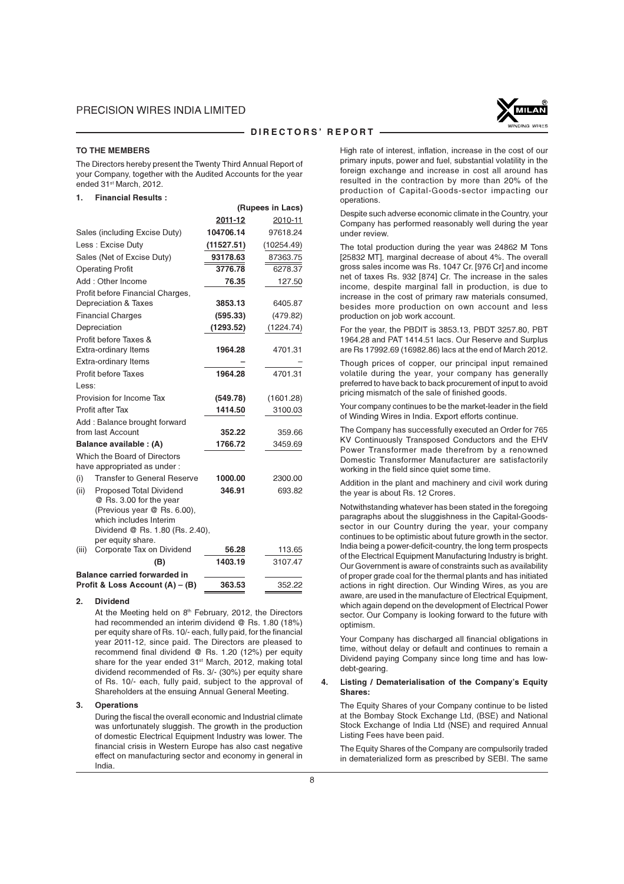# DIRECTORS' REPORT

**TO THE MEMBERS**

The Directors hereby present the Twenty Third Annual Report of your Company, together with the Audited Accounts for the year ended 31st March, 2012.

## 1. Financial Results :

| | | **(Rupees in Lacs)** | |
|---|---|---|---|
| | | **2011-12** | 2010-11 |
| Sales (including Excise Duty) | | **104706.14** | 97618.24 |
| Less : Excise Duty | | **(11527.51)** | (10254.49) |
| Sales (Net of Excise Duty) | | **93178.63** | 87363.75 |
| Operating Profit | | **3776.78** | 6278.37 |
| Add : Other Income | | **76.35** | 127.50 |
| Profit before Financial Charges, Depreciation & Taxes | | **3853.13** | 6405.87 |
| Financial Charges | | **(595.33)** | (479.82) |
| Depreciation | | **(1293.52)** | (1224.74) |
| Profit before Taxes & Extra-ordinary Items | | **1964.28** | 4701.31 |
| Extra-ordinary Items | | **–** | – |
| Profit before Taxes | | **1964.28** | 4701.31 |
| Less: | | | |
| Provision for Income Tax | | **(549.78)** | (1601.28) |
| Profit after Tax | | **1414.50** | 3100.03 |
| Add : Balance brought forward from last Account | | **352.22** | 359.66 |
| **Balance available : (A)** | | **1766.72** | 3459.69 |
| Which the Board of Directors have appropriated as under : | | | |
| (i) | Transfer to General Reserve | **1000.00** | 2300.00 |
| (ii) | Proposed Total Dividend @ Rs. 3.00 for the year (Previous year @ Rs. 6.00), which includes Interim Dividend @ Rs. 1.80 (Rs. 2.40), per equity share. | **346.91** | 693.82 |
| (iii) | Corporate Tax on Dividend | **56.28** | 113.65 |
| | **(B)** | **1403.19** | 3107.47 |
| **Balance carried forward in Profit & Loss Account (A) – (B)** | | **363.53** | 352.22 |

## 2. Dividend

At the Meeting held on 8th February, 2012, the Directors had recommended an interim dividend @ Rs. 1.80 (18%) per equity share of Rs. 10/- each, fully paid, for the financial year 2011-12, since paid. The Directors are pleased to recommend final dividend @ Rs. 1.20 (12%) per equity share for the year ended 31st March, 2012, making total dividend recommended of Rs. 3/- (30%) per equity share of Rs. 10/- each, fully paid, subject to the approval of Shareholders at the ensuing Annual General Meeting.

## 3. Operations

During the fiscal the overall economic and Industrial climate was unfortunately sluggish. The growth in the production of domestic Electrical Equipment Industry was lower. The financial crisis in Western Europe has also cast negative effect on manufacturing sector and economy in general in India.

High rate of interest, inflation, increase in the cost of our primary inputs, power and fuel, substantial volatility in the foreign exchange and increase in cost all around has resulted in the contraction by more than 20% of the production of Capital-Goods-sector impacting our operations.

Despite such adverse economic climate in the Country, your Company has performed reasonably well during the year under review.

The total production during the year was 24862 M Tons [25832 MT], marginal decrease of about 4%. The overall gross sales income was Rs. 1047 Cr. [976 Cr] and income net of taxes Rs. 932 [874] Cr. The increase in the sales income, despite marginal fall in production, is due to increase in the cost of primary raw materials consumed, besides more production on own account and less production on job work account.

For the year, the PBDIT is 3853.13, PBDT 3257.80, PBT 1964.28 and PAT 1414.51 lacs. Our Reserve and Surplus are Rs 17992.69 (16982.86) lacs at the end of March 2012.

Though prices of copper, our principal input remained volatile during the year, your company has generally preferred to have back to back procurement of input to avoid pricing mismatch of the sale of finished goods.

Your company continues to be the market-leader in the field of Winding Wires in India. Export efforts continue.

The Company has successfully executed an Order for 765 KV Continuously Transposed Conductors and the EHV Power Transformer made therefrom by a renowned Domestic Transformer Manufacturer are satisfactorily working in the field since quiet some time.

Addition in the plant and machinery and civil work during the year is about Rs. 12 Crores.

Notwithstanding whatever has been stated in the foregoing paragraphs about the sluggishness in the Capital-Goods-sector in our Country during the year, your company continues to be optimistic about future growth in the sector. India being a power-deficit-country, the long term prospects of the Electrical Equipment Manufacturing Industry is bright. Our Government is aware of constraints such as availability of proper grade coal for the thermal plants and has initiated actions in right direction. Our Winding Wires, as you are aware, are used in the manufacture of Electrical Equipment, which again depend on the development of Electrical Power sector. Our Company is looking forward to the future with optimism.

Your Company has discharged all financial obligations in time, without delay or default and continues to remain a Dividend paying Company since long time and has low-debt-gearing.

## 4. Listing / Dematerialisation of the Company's Equity Shares:

The Equity Shares of your Company continue to be listed at the Bombay Stock Exchange Ltd, (BSE) and National Stock Exchange of India Ltd (NSE) and required Annual Listing Fees have been paid.

The Equity Shares of the Company are compulsorily traded in dematerialized form as prescribed by SEBI. The same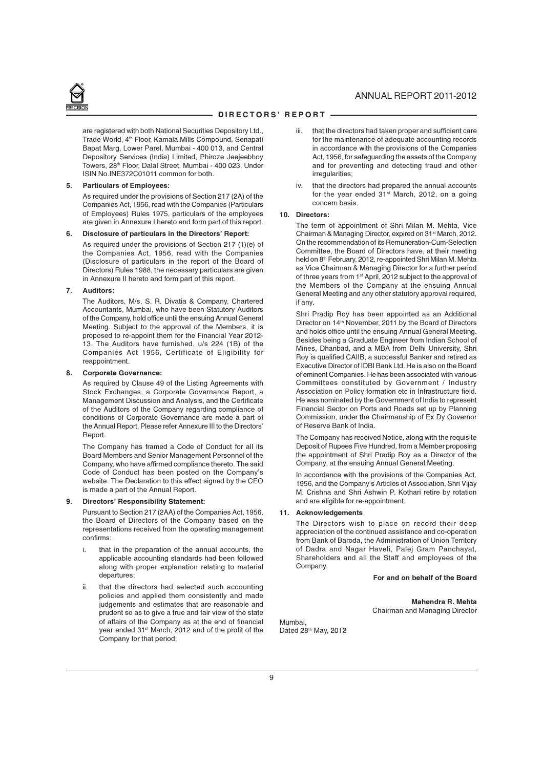are registered with both National Securities Depository Ltd., Trade World, 4th Floor, Kamala Mills Compound, Senapati Bapat Marg, Lower Parel, Mumbai - 400 013, and Central Depository Services (India) Limited, Phiroze Jeejeebhoy Towers, 28th Floor, Dalal Street, Mumbai - 400 023, Under ISIN No.INE372C01011 common for both.

**5. Particulars of Employees:**

As required under the provisions of Section 217 (2A) of the Companies Act, 1956, read with the Companies (Particulars of Employees) Rules 1975, particulars of the employees are given in Annexure I hereto and form part of this report.

**6. Disclosure of particulars in the Directors' Report:**

As required under the provisions of Section 217 (1)(e) of the Companies Act, 1956, read with the Companies (Disclosure of particulars in the report of the Board of Directors) Rules 1988, the necessary particulars are given in Annexure II hereto and form part of this report.

**7. Auditors:**

The Auditors, M/s. S. R. Divatia & Company, Chartered Accountants, Mumbai, who have been Statutory Auditors of the Company, hold office until the ensuing Annual General Meeting. Subject to the approval of the Members, it is proposed to re-appoint them for the Financial Year 2012-13. The Auditors have furnished, u/s 224 (1B) of the Companies Act 1956, Certificate of Eligibility for reappointment.

**8. Corporate Governance:**

As required by Clause 49 of the Listing Agreements with Stock Exchanges, a Corporate Governance Report, a Management Discussion and Analysis, and the Certificate of the Auditors of the Company regarding compliance of conditions of Corporate Governance are made a part of the Annual Report. Please refer Annexure III to the Directors' Report.

The Company has framed a Code of Conduct for all its Board Members and Senior Management Personnel of the Company, who have affirmed compliance thereto. The said Code of Conduct has been posted on the Company's website. The Declaration to this effect signed by the CEO is made a part of the Annual Report.

**9. Directors' Responsibility Statement:**

Pursuant to Section 217 (2AA) of the Companies Act, 1956, the Board of Directors of the Company based on the representations received from the operating management confirms:

i. that in the preparation of the annual accounts, the applicable accounting standards had been followed along with proper explanation relating to material departures;

ii. that the directors had selected such accounting policies and applied them consistently and made judgements and estimates that are reasonable and prudent so as to give a true and fair view of the state of affairs of the Company as at the end of financial year ended 31st March, 2012 and of the profit of the Company for that period;

iii. that the directors had taken proper and sufficient care for the maintenance of adequate accounting records in accordance with the provisions of the Companies Act, 1956, for safeguarding the assets of the Company and for preventing and detecting fraud and other irregularities;

iv. that the directors had prepared the annual accounts for the year ended 31st March, 2012, on a going concern basis.

**10. Directors:**

The term of appointment of Shri Milan M. Mehta, Vice Chairman & Managing Director, expired on 31st March, 2012. On the recommendation of its Remuneration-Cum-Selection Committee, the Board of Directors have, at their meeting held on 8th February, 2012, re-appointed Shri Milan M. Mehta as Vice Chairman & Managing Director for a further period of three years from 1st April, 2012 subject to the approval of the Members of the Company at the ensuing Annual General Meeting and any other statutory approval required, if any.

Shri Pradip Roy has been appointed as an Additional Director on 14th November, 2011 by the Board of Directors and holds office until the ensuing Annual General Meeting. Besides being a Graduate Engineer from Indian School of Mines, Dhanbad, and a MBA from Delhi University, Shri Roy is qualified CAIIB, a successful Banker and retired as Executive Director of IDBI Bank Ltd. He is also on the Board of eminent Companies. He has been associated with various Committees constituted by Government / Industry Association on Policy formation etc in Infrastructure field. He was nominated by the Government of India to represent Financial Sector on Ports and Roads set up by Planning Commission, under the Chairmanship of Ex Dy Governor of Reserve Bank of India.

The Company has received Notice, along with the requisite Deposit of Rupees Five Hundred, from a Member proposing the appointment of Shri Pradip Roy as a Director of the Company, at the ensuing Annual General Meeting.

In accordance with the provisions of the Companies Act, 1956, and the Company's Articles of Association, Shri Vijay M. Crishna and Shri Ashwin P. Kothari retire by rotation and are eligible for re-appointment.

**11. Acknowledgements**

The Directors wish to place on record their deep appreciation of the continued assistance and co-operation from Bank of Baroda, the Administration of Union Territory of Dadra and Nagar Haveli, Palej Gram Panchayat, Shareholders and all the Staff and employees of the Company.

**For and on behalf of the Board**

**Mahendra R. Mehta**
Chairman and Managing Director

Mumbai,
Dated 28th May, 2012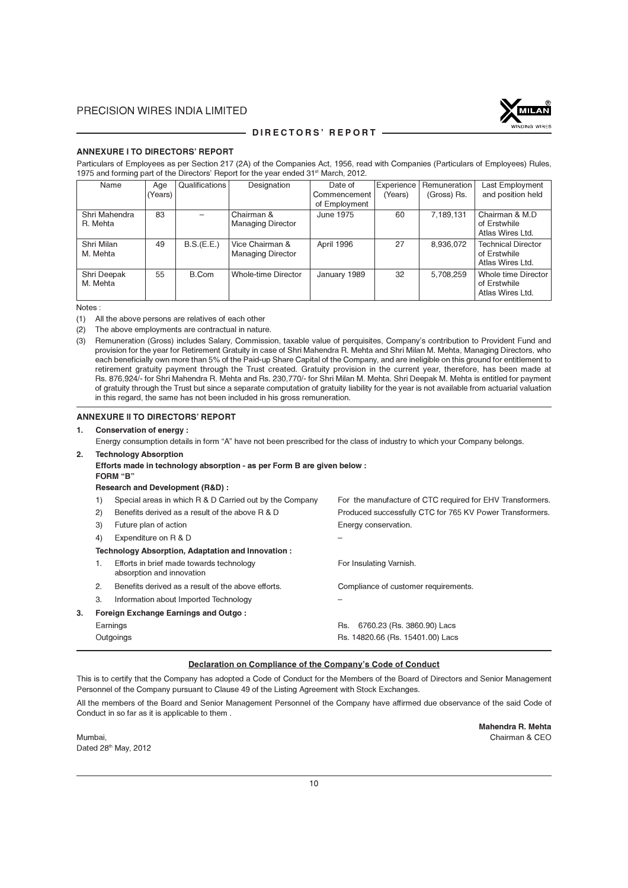## ANNEXURE I TO DIRECTORS' REPORT

Particulars of Employees as per Section 217 (2A) of the Companies Act, 1956, read with Companies (Particulars of Employees) Rules, 1975 and forming part of the Directors' Report for the year ended 31st March, 2012.

| Name | Age (Years) | Qualifications | Designation | Date of Commencement of Employment | Experience (Years) | Remuneration (Gross) Rs. | Last Employment and position held |
|---|---|---|---|---|---|---|---|
| Shri Mahendra R. Mehta | 83 | – | Chairman & Managing Director | June 1975 | 60 | 7,189,131 | Chairman & M.D of Erstwhile Atlas Wires Ltd. |
| Shri Milan M. Mehta | 49 | B.S.(E.E.) | Vice Chairman & Managing Director | April 1996 | 27 | 8,936,072 | Technical Director of Erstwhile Atlas Wires Ltd. |
| Shri Deepak M. Mehta | 55 | B.Com | Whole-time Director | January 1989 | 32 | 5,708,259 | Whole time Director of Erstwhile Atlas Wires Ltd. |

Notes :

(1) All the above persons are relatives of each other

(2) The above employments are contractual in nature.

(3) Remuneration (Gross) includes Salary, Commission, taxable value of perquisites, Company's contribution to Provident Fund and provision for the year for Retirement Gratuity in case of Shri Mahendra R. Mehta and Shri Milan M. Mehta, Managing Directors, who each beneficially own more than 5% of the Paid-up Share Capital of the Company, and are ineligible on this ground for entitlement to retirement gratuity payment through the Trust created. Gratuity provision in the current year, therefore, has been made at Rs. 876,924/- for Shri Mahendra R. Mehta and Rs. 230,770/- for Shri Milan M. Mehta. Shri Deepak M. Mehta is entitled for payment of gratuity through the Trust but since a separate computation of gratuity liability for the year is not available from actuarial valuation in this regard, the same has not been included in his gross remuneration.

## ANNEXURE II TO DIRECTORS' REPORT

**1. Conservation of energy :**

Energy consumption details in form "A" have not been prescribed for the class of industry to which your Company belongs.

**2. Technology Absorption**

**Efforts made in technology absorption - as per Form B are given below :**

**FORM "B"**

**Research and Development (R&D) :**

| | | |
|---|---|---|
| 1) | Special areas in which R & D Carried out by the Company | For the manufacture of CTC required for EHV Transformers. |
| 2) | Benefits derived as a result of the above R & D | Produced successfully CTC for 765 KV Power Transformers. |
| 3) | Future plan of action | Energy conservation. |
| 4) | Expenditure on R & D | – |

**Technology Absorption, Adaptation and Innovation :**

| | | |
|---|---|---|
| 1. | Efforts in brief made towards technology absorption and innovation | For Insulating Varnish. |
| 2. | Benefits derived as a result of the above efforts. | Compliance of customer requirements. |
| 3. | Information about Imported Technology | – |

**3. Foreign Exchange Earnings and Outgo :**

| | |
|---|---|
| Earnings | Rs. 6760.23 (Rs. 3860.90) Lacs |
| Outgoings | Rs. 14820.66 (Rs. 15401.00) Lacs |

### Declaration on Compliance of the Company's Code of Conduct

This is to certify that the Company has adopted a Code of Conduct for the Members of the Board of Directors and Senior Management Personnel of the Company pursuant to Clause 49 of the Listing Agreement with Stock Exchanges.

All the members of the Board and Senior Management Personnel of the Company have affirmed due observance of the said Code of Conduct in so far as it is applicable to them .

**Mahendra R. Mehta**
Chairman & CEO

Mumbai,
Dated 28th May, 2012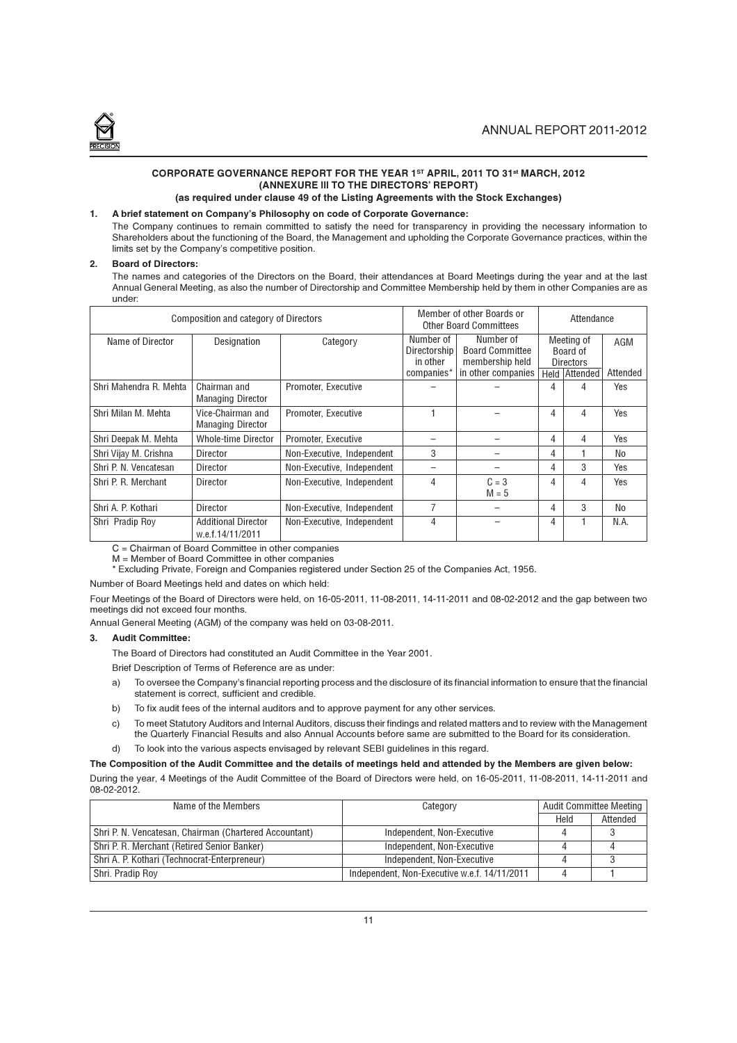## CORPORATE GOVERNANCE REPORT FOR THE YEAR 1ST APRIL, 2011 TO 31st MARCH, 2012 (ANNEXURE III TO THE DIRECTORS' REPORT)

**(as required under clause 49 of the Listing Agreements with the Stock Exchanges)**

### 1. A brief statement on Company's Philosophy on code of Corporate Governance:

The Company continues to remain committed to satisfy the need for transparency in providing the necessary information to Shareholders about the functioning of the Board, the Management and upholding the Corporate Governance practices, within the limits set by the Company's competitive position.

### 2. Board of Directors:

The names and categories of the Directors on the Board, their attendances at Board Meetings during the year and at the last Annual General Meeting, as also the number of Directorship and Committee Membership held by them in other Companies are as under:

| Composition and category of Directors | | | Member of other Boards or Other Board Committees | | Attendance | | |
|---|---|---|---|---|---|---|---|
| Name of Director | Designation | Category | Number of Directorship in other companies* | Number of Board Committee membership held in other companies | Meeting of Board of Directors | | AGM |
| | | | | | Held | Attended | Attended |
| Shri Mahendra R. Mehta | Chairman and Managing Director | Promoter, Executive | – | – | 4 | 4 | Yes |
| Shri Milan M. Mehta | Vice-Chairman and Managing Director | Promoter, Executive | 1 | – | 4 | 4 | Yes |
| Shri Deepak M. Mehta | Whole-time Director | Promoter, Executive | – | – | 4 | 4 | Yes |
| Shri Vijay M. Crishna | Director | Non-Executive, Independent | 3 | – | 4 | 1 | No |
| Shri P. N. Vencatesan | Director | Non-Executive, Independent | – | – | 4 | 3 | Yes |
| Shri P. R. Merchant | Director | Non-Executive, Independent | 4 | C = 3<br>M = 5 | 4 | 4 | Yes |
| Shri A. P. Kothari | Director | Non-Executive, Independent | 7 | – | 4 | 3 | No |
| Shri Pradip Roy | Additional Director w.e.f.14/11/2011 | Non-Executive, Independent | 4 | – | 4 | 1 | N.A. |

C = Chairman of Board Committee in other companies

M = Member of Board Committee in other companies

\* Excluding Private, Foreign and Companies registered under Section 25 of the Companies Act, 1956.

Number of Board Meetings held and dates on which held:

Four Meetings of the Board of Directors were held, on 16-05-2011, 11-08-2011, 14-11-2011 and 08-02-2012 and the gap between two meetings did not exceed four months.

Annual General Meeting (AGM) of the company was held on 03-08-2011.

### 3. Audit Committee:

The Board of Directors had constituted an Audit Committee in the Year 2001.

Brief Description of Terms of Reference are as under:

a) To oversee the Company's financial reporting process and the disclosure of its financial information to ensure that the financial statement is correct, sufficient and credible.

b) To fix audit fees of the internal auditors and to approve payment for any other services.

c) To meet Statutory Auditors and Internal Auditors, discuss their findings and related matters and to review with the Management the Quarterly Financial Results and also Annual Accounts before same are submitted to the Board for its consideration.

d) To look into the various aspects envisaged by relevant SEBI guidelines in this regard.

**The Composition of the Audit Committee and the details of meetings held and attended by the Members are given below:**

During the year, 4 Meetings of the Audit Committee of the Board of Directors were held, on 16-05-2011, 11-08-2011, 14-11-2011 and 08-02-2012.

| Name of the Members | Category | Audit Committee Meeting | |
|---|---|---|---|
| | | Held | Attended |
| Shri P. N. Vencatesan, Chairman (Chartered Accountant) | Independent, Non-Executive | 4 | 3 |
| Shri P. R. Merchant (Retired Senior Banker) | Independent, Non-Executive | 4 | 4 |
| Shri A. P. Kothari (Technocrat-Enterpreneur) | Independent, Non-Executive | 4 | 3 |
| Shri. Pradip Roy | Independent, Non-Executive w.e.f. 14/11/2011 | 4 | 1 |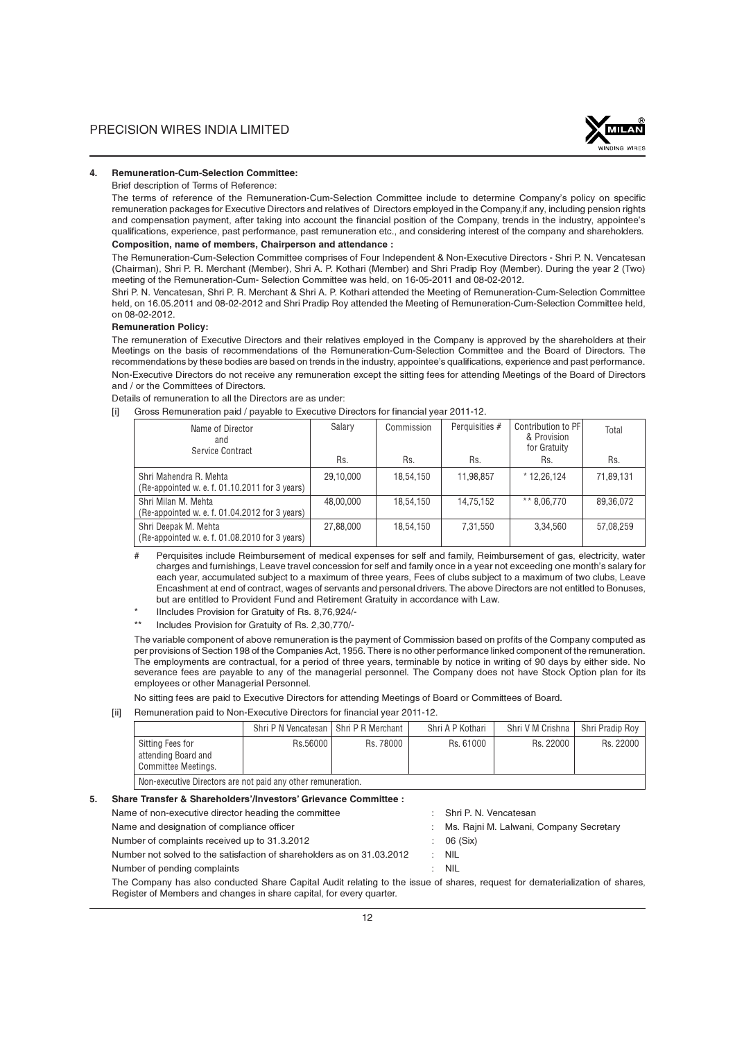### 4. Remuneration-Cum-Selection Committee:

Brief description of Terms of Reference:

The terms of reference of the Remuneration-Cum-Selection Committee include to determine Company's policy on specific remuneration packages for Executive Directors and relatives of Directors employed in the Company,if any, including pension rights and compensation payment, after taking into account the financial position of the Company, trends in the industry, appointee's qualifications, experience, past performance, past remuneration etc., and considering interest of the company and shareholders.

**Composition, name of members, Chairperson and attendance :**

The Remuneration-Cum-Selection Committee comprises of Four Independent & Non-Executive Directors - Shri P. N. Vencatesan (Chairman), Shri P. R. Merchant (Member), Shri A. P. Kothari (Member) and Shri Pradip Roy (Member). During the year 2 (Two) meeting of the Remuneration-Cum- Selection Committee was held, on 16-05-2011 and 08-02-2012.

Shri P. N. Vencatesan, Shri P. R. Merchant & Shri A. P. Kothari attended the Meeting of Remuneration-Cum-Selection Committee held, on 16.05.2011 and 08-02-2012 and Shri Pradip Roy attended the Meeting of Remuneration-Cum-Selection Committee held, on 08-02-2012.

**Remuneration Policy:**

The remuneration of Executive Directors and their relatives employed in the Company is approved by the shareholders at their Meetings on the basis of recommendations of the Remuneration-Cum-Selection Committee and the Board of Directors. The recommendations by these bodies are based on trends in the industry, appointee's qualifications, experience and past performance.

Non-Executive Directors do not receive any remuneration except the sitting fees for attending Meetings of the Board of Directors and / or the Committees of Directors.

Details of remuneration to all the Directors are as under:

[i] Gross Remuneration paid / payable to Executive Directors for financial year 2011-12.

| Name of Director and Service Contract | Salary Rs. | Commission Rs. | Perquisites # Rs. | Contribution to PF & Provision for Gratuity Rs. | Total Rs. |
|---|---|---|---|---|---|
| Shri Mahendra R. Mehta (Re-appointed w. e. f. 01.10.2011 for 3 years) | 29,10,000 | 18,54,150 | 11,98,857 | * 12,26,124 | 71,89,131 |
| Shri Milan M. Mehta (Re-appointed w. e. f. 01.04.2012 for 3 years) | 48,00,000 | 18,54,150 | 14,75,152 | ** 8,06,770 | 89,36,072 |
| Shri Deepak M. Mehta (Re-appointed w. e. f. 01.08.2010 for 3 years) | 27,88,000 | 18,54,150 | 7,31,550 | 3,34,560 | 57,08,259 |

\# Perquisites include Reimbursement of medical expenses for self and family, Reimbursement of gas, electricity, water charges and furnishings, Leave travel concession for self and family once in a year not exceeding one month's salary for each year, accumulated subject to a maximum of three years, Fees of clubs subject to a maximum of two clubs, Leave Encashment at end of contract, wages of servants and personal drivers. The above Directors are not entitled to Bonuses, but are entitled to Provident Fund and Retirement Gratuity in accordance with Law.

\* IIncludes Provision for Gratuity of Rs. 8,76,924/-

\*\* Includes Provision for Gratuity of Rs. 2,30,770/-

The variable component of above remuneration is the payment of Commission based on profits of the Company computed as per provisions of Section 198 of the Companies Act, 1956. There is no other performance linked component of the remuneration. The employments are contractual, for a period of three years, terminable by notice in writing of 90 days by either side. No severance fees are payable to any of the managerial personnel. The Company does not have Stock Option plan for its employees or other Managerial Personnel.

No sitting fees are paid to Executive Directors for attending Meetings of Board or Committees of Board.

[ii] Remuneration paid to Non-Executive Directors for financial year 2011-12.

| | Shri P N Vencatesan | Shri P R Merchant | Shri A P Kothari | Shri V M Crishna | Shri Pradip Roy |
|---|---|---|---|---|---|
| Sitting Fees for attending Board and Committee Meetings. | Rs.56000 | Rs. 78000 | Rs. 61000 | Rs. 22000 | Rs. 22000 |
| Non-executive Directors are not paid any other remuneration. | | | | | |

### 5. Share Transfer & Shareholders'/Investors' Grievance Committee :

| | | |
|---|---|---|
| Name of non-executive director heading the committee | : | Shri P. N. Vencatesan |
| Name and designation of compliance officer | : | Ms. Rajni M. Lalwani, Company Secretary |
| Number of complaints received up to 31.3.2012 | : | 06 (Six) |
| Number not solved to the satisfaction of shareholders as on 31.03.2012 | : | NIL |
| Number of pending complaints | : | NIL |

The Company has also conducted Share Capital Audit relating to the issue of shares, request for dematerialization of shares, Register of Members and changes in share capital, for every quarter.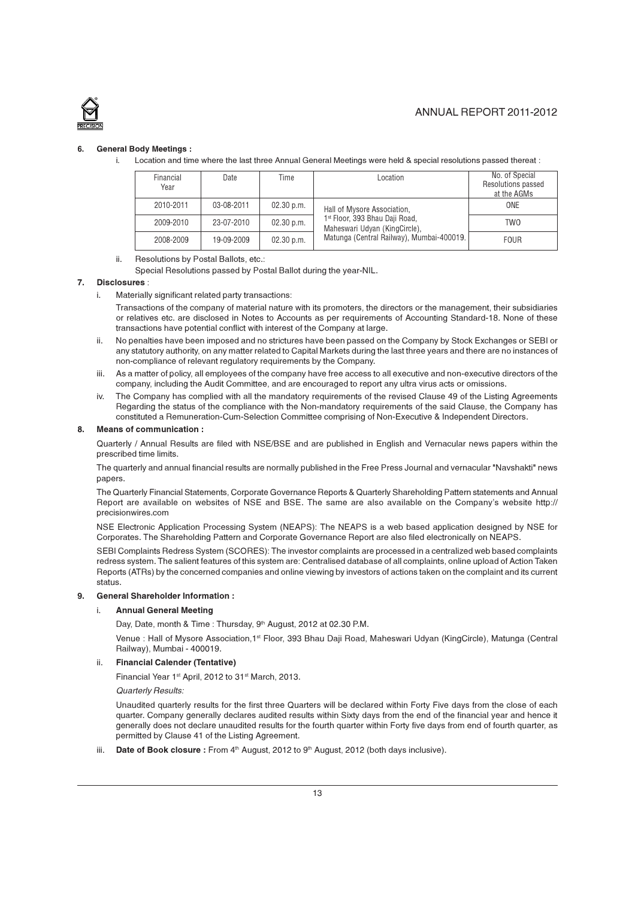**6. General Body Meetings :**

i. Location and time where the last three Annual General Meetings were held & special resolutions passed thereat :

| Financial Year | Date | Time | Location | No. of Special Resolutions passed at the AGMs |
|---|---|---|---|---|
| 2010-2011 | 03-08-2011 | 02.30 p.m. | Hall of Mysore Association, 1st Floor, 393 Bhau Daji Road, Maheswari Udyan (KingCircle), Matunga (Central Railway), Mumbai-400019. | ONE |
| 2009-2010 | 23-07-2010 | 02.30 p.m. | | TWO |
| 2008-2009 | 19-09-2009 | 02.30 p.m. | | FOUR |

ii. Resolutions by Postal Ballots, etc.:

Special Resolutions passed by Postal Ballot during the year-NIL.

**7. Disclosures** :

i. Materially significant related party transactions:

Transactions of the company of material nature with its promoters, the directors or the management, their subsidiaries or relatives etc. are disclosed in Notes to Accounts as per requirements of Accounting Standard-18. None of these transactions have potential conflict with interest of the Company at large.

ii. No penalties have been imposed and no strictures have been passed on the Company by Stock Exchanges or SEBI or any statutory authority, on any matter related to Capital Markets during the last three years and there are no instances of non-compliance of relevant regulatory requirements by the Company.

iii. As a matter of policy, all employees of the company have free access to all executive and non-executive directors of the company, including the Audit Committee, and are encouraged to report any ultra virus acts or omissions.

iv. The Company has complied with all the mandatory requirements of the revised Clause 49 of the Listing Agreements Regarding the status of the compliance with the Non-mandatory requirements of the said Clause, the Company has constituted a Remuneration-Cum-Selection Committee comprising of Non-Executive & Independent Directors.

**8. Means of communication :**

Quarterly / Annual Results are filed with NSE/BSE and are published in English and Vernacular news papers within the prescribed time limits.

The quarterly and annual financial results are normally published in the Free Press Journal and vernacular "Navshakti" news papers.

The Quarterly Financial Statements, Corporate Governance Reports & Quarterly Shareholding Pattern statements and Annual Report are available on websites of NSE and BSE. The same are also available on the Company's website http://precisionwires.com

NSE Electronic Application Processing System (NEAPS): The NEAPS is a web based application designed by NSE for Corporates. The Shareholding Pattern and Corporate Governance Report are also filed electronically on NEAPS.

SEBI Complaints Redress System (SCORES): The investor complaints are processed in a centralized web based complaints redress system. The salient features of this system are: Centralised database of all complaints, online upload of Action Taken Reports (ATRs) by the concerned companies and online viewing by investors of actions taken on the complaint and its current status.

**9. General Shareholder Information :**

i. **Annual General Meeting**

Day, Date, month & Time : Thursday, 9th August, 2012 at 02.30 P.M.

Venue : Hall of Mysore Association,1st Floor, 393 Bhau Daji Road, Maheswari Udyan (KingCircle), Matunga (Central Railway), Mumbai - 400019.

ii. **Financial Calender (Tentative)**

Financial Year 1st April, 2012 to 31st March, 2013.

*Quarterly Results:*

Unaudited quarterly results for the first three Quarters will be declared within Forty Five days from the close of each quarter. Company generally declares audited results within Sixty days from the end of the financial year and hence it generally does not declare unaudited results for the fourth quarter within Forty five days from end of fourth quarter, as permitted by Clause 41 of the Listing Agreement.

iii. **Date of Book closure :** From 4th August, 2012 to 9th August, 2012 (both days inclusive).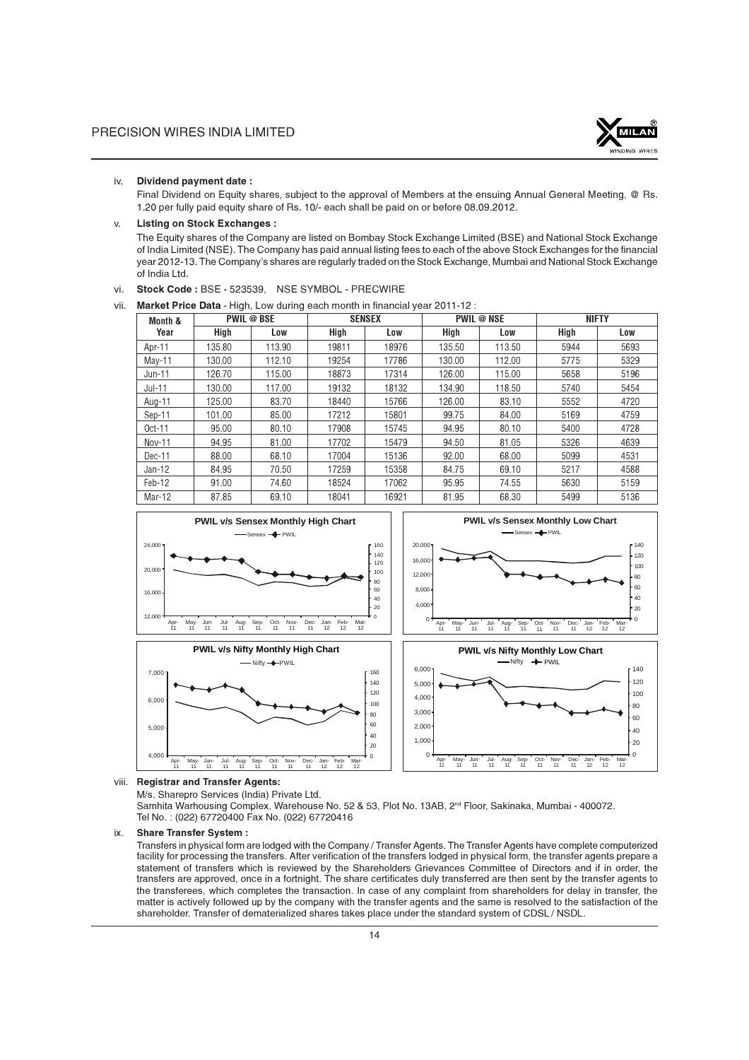iv. **Dividend payment date :**

Final Dividend on Equity shares, subject to the approval of Members at the ensuing Annual General Meeting, @ Rs. 1.20 per fully paid equity share of Rs. 10/- each shall be paid on or before 08.09.2012.

v. **Listing on Stock Exchanges :**

The Equity shares of the Company are listed on Bombay Stock Exchange Limited (BSE) and National Stock Exchange of India Limited (NSE). The Company has paid annual listing fees to each of the above Stock Exchanges for the financial year 2012-13. The Company's shares are regularly traded on the Stock Exchange, Mumbai and National Stock Exchange of India Ltd.

vi. **Stock Code :** BSE - 523539, NSE SYMBOL - PRECWIRE

vii. **Market Price Data** - High, Low during each month in financial year 2011-12 :

| Month & Year | PWIL @ BSE | | SENSEX | | PWIL @ NSE | | NIFTY | |
|---|---|---|---|---|---|---|---|---|
| | High | Low | High | Low | High | Low | High | Low |
| Apr-11 | 135.80 | 113.90 | 19811 | 18976 | 135.50 | 113.50 | 5944 | 5693 |
| May-11 | 130.00 | 112.10 | 19254 | 17786 | 130.00 | 112.00 | 5775 | 5329 |
| Jun-11 | 126.70 | 115.00 | 18873 | 17314 | 126.00 | 115.00 | 5658 | 5196 |
| Jul-11 | 130.00 | 117.00 | 19132 | 18132 | 134.90 | 118.50 | 5740 | 5454 |
| Aug-11 | 125.00 | 83.70 | 18440 | 15766 | 126.00 | 83.10 | 5552 | 4720 |
| Sep-11 | 101.00 | 85.00 | 17212 | 15801 | 99.75 | 84.00 | 5169 | 4759 |
| Oct-11 | 95.00 | 80.10 | 17908 | 15745 | 94.95 | 80.10 | 5400 | 4728 |
| Nov-11 | 94.95 | 81.00 | 17702 | 15479 | 94.50 | 81.05 | 5326 | 4639 |
| Dec-11 | 88.00 | 68.10 | 17004 | 15136 | 92.00 | 68.00 | 5099 | 4531 |
| Jan-12 | 84.95 | 70.50 | 17259 | 15358 | 84.75 | 69.10 | 5217 | 4588 |
| Feb-12 | 91.00 | 74.60 | 18524 | 17062 | 95.95 | 74.55 | 5630 | 5159 |
| Mar-12 | 87.85 | 69.10 | 18041 | 16921 | 81.95 | 68.30 | 5499 | 5136 |

**PWIL v/s Sensex Monthly High Chart**

**PWIL v/s Sensex Monthly Low Chart**

**PWIL v/s Nifty Monthly High Chart**

**PWIL v/s Nifty Monthly Low Chart**

viii. **Registrar and Transfer Agents:**

M/s. Sharepro Services (India) Private Ltd.
Samhita Warhousing Complex, Warehouse No. 52 & 53, Plot No. 13AB, 2nd Floor, Sakinaka, Mumbai - 400072.
Tel No. : (022) 67720400 Fax No. (022) 67720416

ix. **Share Transfer System :**

Transfers in physical form are lodged with the Company / Transfer Agents. The Transfer Agents have complete computerized facility for processing the transfers. After verification of the transfers lodged in physical form, the transfer agents prepare a statement of transfers which is reviewed by the Shareholders Grievances Committee of Directors and if in order, the transfers are approved, once in a fortnight. The share certificates duly transferred are then sent by the transfer agents to the transferees, which completes the transaction. In case of any complaint from shareholders for delay in transfer, the matter is actively followed up by the company with the transfer agents and the same is resolved to the satisfaction of the shareholder. Transfer of dematerialized shares takes place under the standard system of CDSL / NSDL.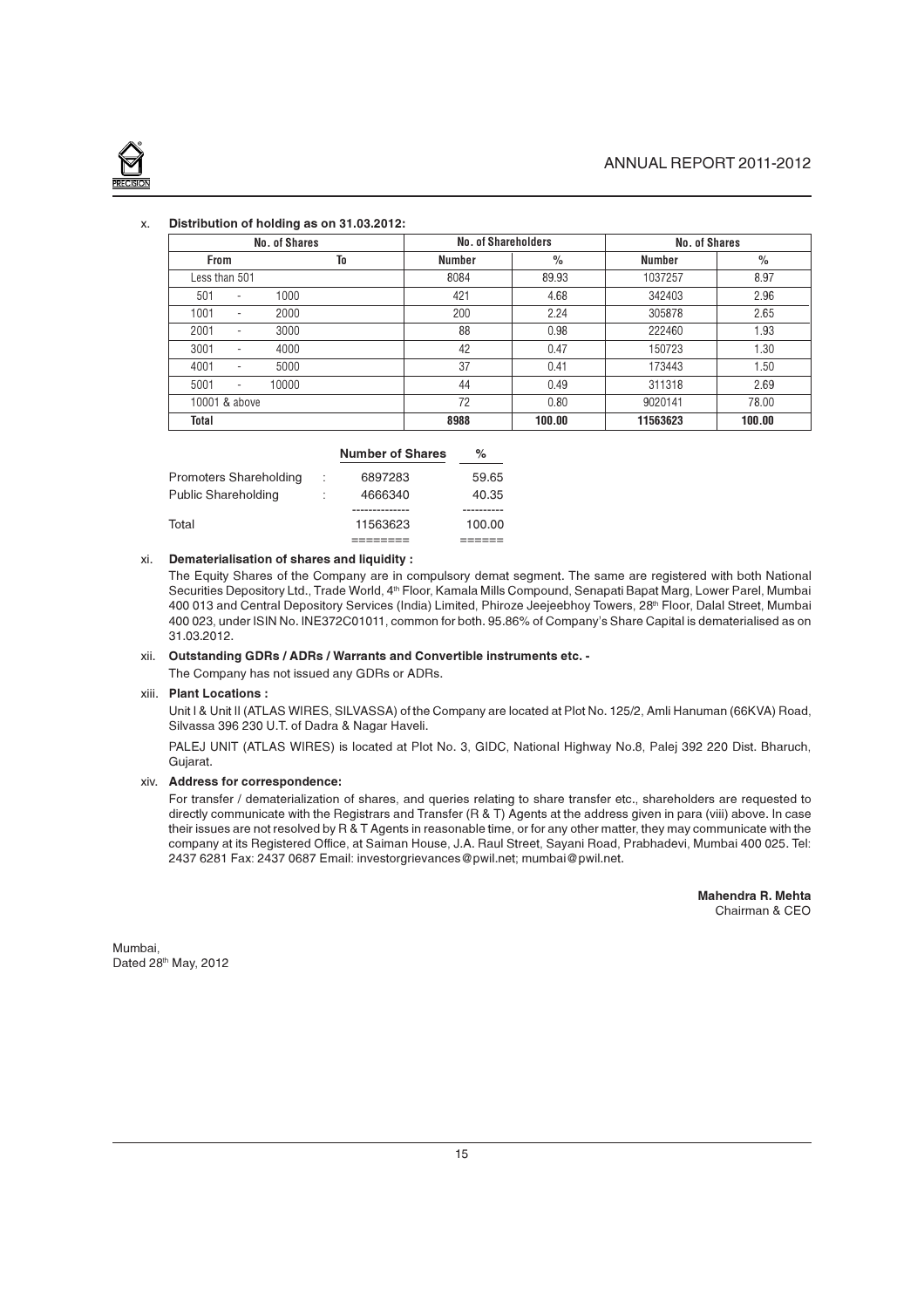x. **Distribution of holding as on 31.03.2012:**

| No. of Shares | | No. of Shareholders | | No. of Shares | |
|---|---|---|---|---|---|
| From | To | Number | % | Number | % |
| Less than 501 | | 8084 | 89.93 | 1037257 | 8.97 |
| 501 - | 1000 | 421 | 4.68 | 342403 | 2.96 |
| 1001 - | 2000 | 200 | 2.24 | 305878 | 2.65 |
| 2001 - | 3000 | 88 | 0.98 | 222460 | 1.93 |
| 3001 - | 4000 | 42 | 0.47 | 150723 | 1.30 |
| 4001 - | 5000 | 37 | 0.41 | 173443 | 1.50 |
| 5001 - | 10000 | 44 | 0.49 | 311318 | 2.69 |
| 10001 & above | | 72 | 0.80 | 9020141 | 78.00 |
| **Total** | | **8988** | **100.00** | **11563623** | **100.00** |

| | | Number of Shares | % |
|---|---|---|---|
| Promoters Shareholding | : | 6897283 | 59.65 |
| Public Shareholding | : | 4666340 | 40.35 |
| Total | | 11563623 | 100.00 |

xi. **Dematerialisation of shares and liquidity :**

The Equity Shares of the Company are in compulsory demat segment. The same are registered with both National Securities Depository Ltd., Trade World, 4th Floor, Kamala Mills Compound, Senapati Bapat Marg, Lower Parel, Mumbai 400 013 and Central Depository Services (India) Limited, Phiroze Jeejeebhoy Towers, 28th Floor, Dalal Street, Mumbai 400 023, under ISIN No. INE372C01011, common for both. 95.86% of Company's Share Capital is dematerialised as on 31.03.2012.

xii. **Outstanding GDRs / ADRs / Warrants and Convertible instruments etc. -**

The Company has not issued any GDRs or ADRs.

xiii. **Plant Locations :**

Unit I & Unit II (ATLAS WIRES, SILVASSA) of the Company are located at Plot No. 125/2, Amli Hanuman (66KVA) Road, Silvassa 396 230 U.T. of Dadra & Nagar Haveli.

PALEJ UNIT (ATLAS WIRES) is located at Plot No. 3, GIDC, National Highway No.8, Palej 392 220 Dist. Bharuch, Gujarat.

xiv. **Address for correspondence:**

For transfer / dematerialization of shares, and queries relating to share transfer etc., shareholders are requested to directly communicate with the Registrars and Transfer (R & T) Agents at the address given in para (viii) above. In case their issues are not resolved by R & T Agents in reasonable time, or for any other matter, they may communicate with the company at its Registered Office, at Saiman House, J.A. Raul Street, Sayani Road, Prabhadevi, Mumbai 400 025. Tel: 2437 6281 Fax: 2437 0687 Email: investorgrievances@pwil.net; mumbai@pwil.net.

**Mahendra R. Mehta**
Chairman & CEO

Mumbai,
Dated 28th May, 2012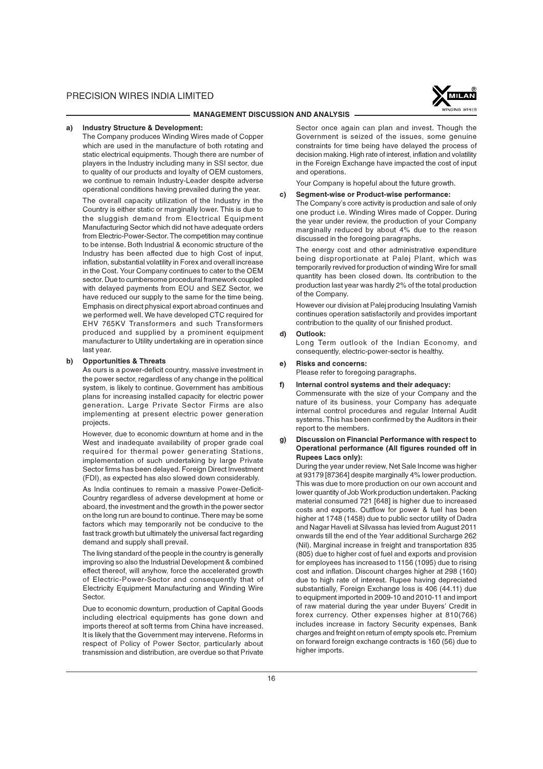## MANAGEMENT DISCUSSION AND ANALYSIS

**a) Industry Structure & Development:**

The Company produces Winding Wires made of Copper which are used in the manufacture of both rotating and static electrical equipments. Though there are number of players in the Industry including many in SSI sector, due to quality of our products and loyalty of OEM customers, we continue to remain Industry-Leader despite adverse operational conditions having prevailed during the year.

The overall capacity utilization of the Industry in the Country is either static or marginally lower. This is due to the sluggish demand from Electrical Equipment Manufacturing Sector which did not have adequate orders from Electric-Power-Sector. The competition may continue to be intense. Both Industrial & economic structure of the Industry has been affected due to high Cost of input, inflation, substantial volatility in Forex and overall increase in the Cost. Your Company continues to cater to the OEM sector. Due to cumbersome procedural framework coupled with delayed payments from EOU and SEZ Sector, we have reduced our supply to the same for the time being. Emphasis on direct physical export abroad continues and we performed well. We have developed CTC required for EHV 765KV Transformers and such Transformers produced and supplied by a prominent equipment manufacturer to Utility undertaking are in operation since last year.

**b) Opportunities & Threats**

As ours is a power-deficit country, massive investment in the power sector, regardless of any change in the political system, is likely to continue. Government has ambitious plans for increasing installed capacity for electric power generation. Large Private Sector Firms are also implementing at present electric power generation projects.

However, due to economic downturn at home and in the West and inadequate availability of proper grade coal required for thermal power generating Stations, implementation of such undertaking by large Private Sector firms has been delayed. Foreign Direct Investment (FDI), as expected has also slowed down considerably.

As India continues to remain a massive Power-Deficit-Country regardless of adverse development at home or aboard, the investment and the growth in the power sector on the long run are bound to continue. There may be some factors which may temporarily not be conducive to the fast track growth but ultimately the universal fact regarding demand and supply shall prevail.

The living standard of the people in the country is generally improving so also the Industrial Development & combined effect thereof, will anyhow, force the accelerated growth of Electric-Power-Sector and consequently that of Electricity Equipment Manufacturing and Winding Wire Sector.

Due to economic downturn, production of Capital Goods including electrical equipments has gone down and imports thereof at soft terms from China have increased. It is likely that the Government may intervene. Reforms in respect of Policy of Power Sector, particularly about transmission and distribution, are overdue so that Private Sector once again can plan and invest. Though the Government is seized of the issues, some genuine constraints for time being have delayed the process of decision making. High rate of interest, inflation and volatility in the Foreign Exchange have impacted the cost of input and operations.

Your Company is hopeful about the future growth.

**c) Segment-wise or Product-wise performance:**

The Company's core activity is production and sale of only one product i.e. Winding Wires made of Copper. During the year under review, the production of your Company marginally reduced by about 4% due to the reason discussed in the foregoing paragraphs.

The energy cost and other administrative expenditure being disproportionate at Palej Plant, which was temporarily revived for production of winding Wire for small quantity has been closed down. Its contribution to the production last year was hardly 2% of the total production of the Company.

However our division at Palej producing Insulating Varnish continues operation satisfactorily and provides important contribution to the quality of our finished product.

**d) Outlook:**

Long Term outlook of the Indian Economy, and consequently, electric-power-sector is healthy.

**e) Risks and concerns:**

Please refer to foregoing paragraphs.

**f) Internal control systems and their adequacy:**

Commensurate with the size of your Company and the nature of its business, your Company has adequate internal control procedures and regular Internal Audit systems. This has been confirmed by the Auditors in their report to the members.

**g) Discussion on Financial Performance with respect to Operational performance (All figures rounded off in Rupees Lacs only):**

During the year under review, Net Sale Income was higher at 93179 [87364] despite marginally 4% lower production. This was due to more production on our own account and lower quantity of Job Work production undertaken. Packing material consumed 721 [648] is higher due to increased costs and exports. Outflow for power & fuel has been higher at 1748 (1458) due to public sector utility of Dadra and Nagar Haveli at Silvassa has levied from August 2011 onwards till the end of the Year additional Surcharge 262 (Nil). Marginal increase in freight and transportation 835 (805) due to higher cost of fuel and exports and provision for employees has increased to 1156 (1095) due to rising cost and inflation. Discount charges higher at 298 (160) due to high rate of interest. Rupee having depreciated substantially, Foreign Exchange loss is 406 (44.11) due to equipment imported in 2009-10 and 2010-11 and import of raw material during the year under Buyers' Credit in forex currency. Other expenses higher at 810(766) includes increase in factory Security expenses, Bank charges and freight on return of empty spools etc. Premium on forward foreign exchange contracts is 160 (56) due to higher imports.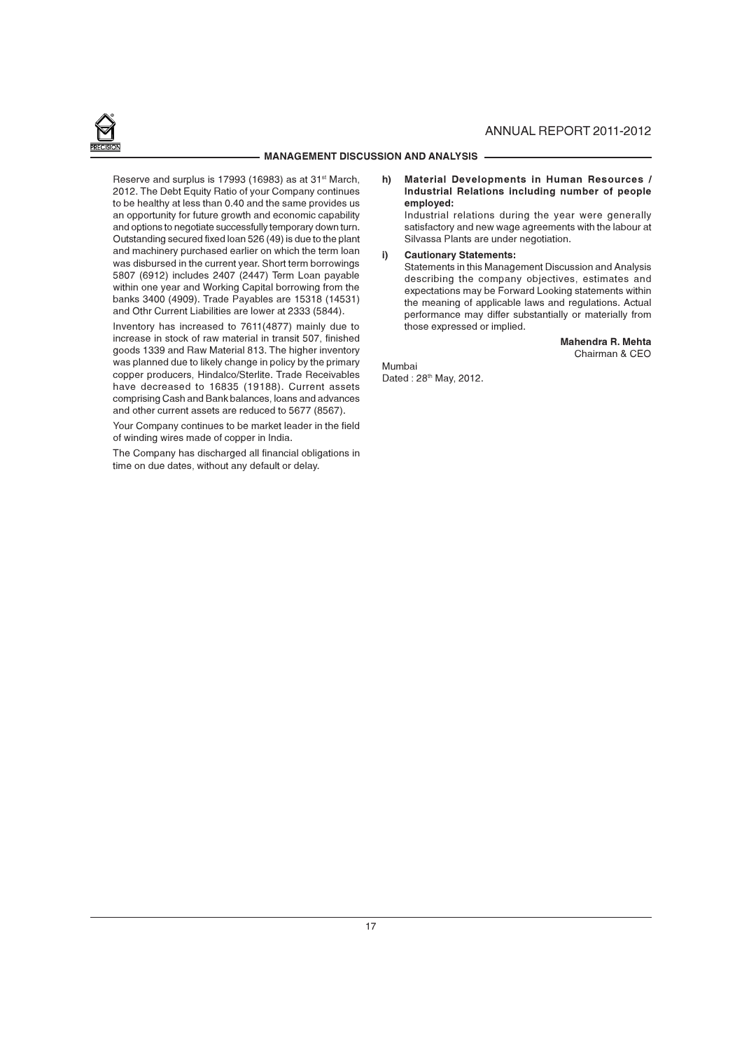Reserve and surplus is 17993 (16983) as at 31st March, 2012. The Debt Equity Ratio of your Company continues to be healthy at less than 0.40 and the same provides us an opportunity for future growth and economic capability and options to negotiate successfully temporary down turn. Outstanding secured fixed loan 526 (49) is due to the plant and machinery purchased earlier on which the term loan was disbursed in the current year. Short term borrowings 5807 (6912) includes 2407 (2447) Term Loan payable within one year and Working Capital borrowing from the banks 3400 (4909). Trade Payables are 15318 (14531) and Othr Current Liabilities are lower at 2333 (5844).

Inventory has increased to 7611(4877) mainly due to increase in stock of raw material in transit 507, finished goods 1339 and Raw Material 813. The higher inventory was planned due to likely change in policy by the primary copper producers, Hindalco/Sterlite. Trade Receivables have decreased to 16835 (19188). Current assets comprising Cash and Bank balances, loans and advances and other current assets are reduced to 5677 (8567).

Your Company continues to be market leader in the field of winding wires made of copper in India.

The Company has discharged all financial obligations in time on due dates, without any default or delay.

**h) Material Developments in Human Resources / Industrial Relations including number of people employed:**

Industrial relations during the year were generally satisfactory and new wage agreements with the labour at Silvassa Plants are under negotiation.

**i) Cautionary Statements:**

Statements in this Management Discussion and Analysis describing the company objectives, estimates and expectations may be Forward Looking statements within the meaning of applicable laws and regulations. Actual performance may differ substantially or materially from those expressed or implied.

**Mahendra R. Mehta**
Chairman & CEO

Mumbai
Dated : 28th May, 2012.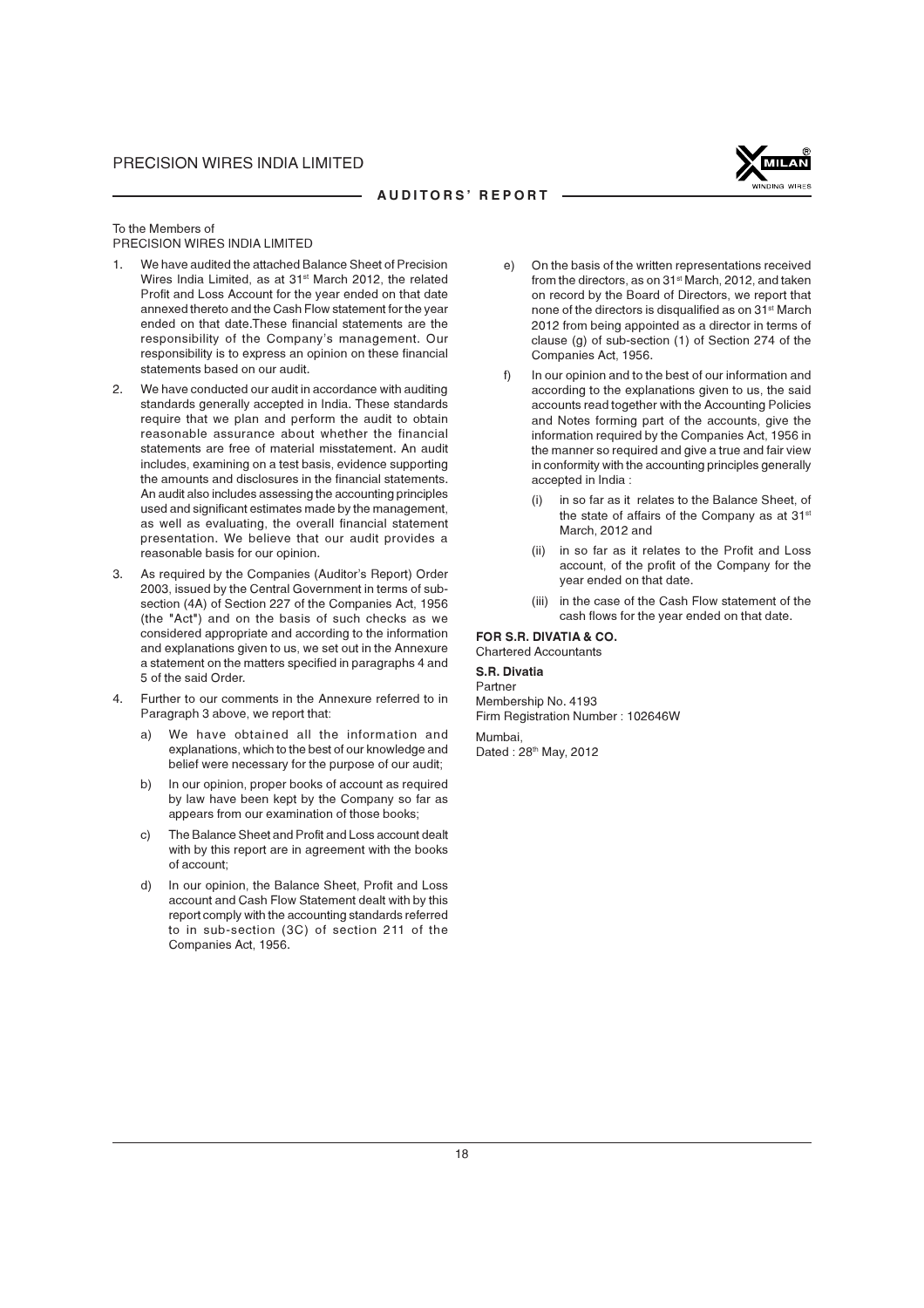# AUDITORS' REPORT

To the Members of
PRECISION WIRES INDIA LIMITED

1. We have audited the attached Balance Sheet of Precision Wires India Limited, as at 31st March 2012, the related Profit and Loss Account for the year ended on that date annexed thereto and the Cash Flow statement for the year ended on that date.These financial statements are the responsibility of the Company's management. Our responsibility is to express an opinion on these financial statements based on our audit.

2. We have conducted our audit in accordance with auditing standards generally accepted in India. These standards require that we plan and perform the audit to obtain reasonable assurance about whether the financial statements are free of material misstatement. An audit includes, examining on a test basis, evidence supporting the amounts and disclosures in the financial statements. An audit also includes assessing the accounting principles used and significant estimates made by the management, as well as evaluating, the overall financial statement presentation. We believe that our audit provides a reasonable basis for our opinion.

3. As required by the Companies (Auditor's Report) Order 2003, issued by the Central Government in terms of sub-section (4A) of Section 227 of the Companies Act, 1956 (the "Act") and on the basis of such checks as we considered appropriate and according to the information and explanations given to us, we set out in the Annexure a statement on the matters specified in paragraphs 4 and 5 of the said Order.

4. Further to our comments in the Annexure referred to in Paragraph 3 above, we report that:

   a) We have obtained all the information and explanations, which to the best of our knowledge and belief were necessary for the purpose of our audit;

   b) In our opinion, proper books of account as required by law have been kept by the Company so far as appears from our examination of those books;

   c) The Balance Sheet and Profit and Loss account dealt with by this report are in agreement with the books of account;

   d) In our opinion, the Balance Sheet, Profit and Loss account and Cash Flow Statement dealt with by this report comply with the accounting standards referred to in sub-section (3C) of section 211 of the Companies Act, 1956.

   e) On the basis of the written representations received from the directors, as on 31st March, 2012, and taken on record by the Board of Directors, we report that none of the directors is disqualified as on 31st March 2012 from being appointed as a director in terms of clause (g) of sub-section (1) of Section 274 of the Companies Act, 1956.

   f) In our opinion and to the best of our information and according to the explanations given to us, the said accounts read together with the Accounting Policies and Notes forming part of the accounts, give the information required by the Companies Act, 1956 in the manner so required and give a true and fair view in conformity with the accounting principles generally accepted in India :

      (i) in so far as it relates to the Balance Sheet, of the state of affairs of the Company as at 31st March, 2012 and

      (ii) in so far as it relates to the Profit and Loss account, of the profit of the Company for the year ended on that date.

      (iii) in the case of the Cash Flow statement of the cash flows for the year ended on that date.

**FOR S.R. DIVATIA & CO.**
Chartered Accountants

**S.R. Divatia**
Partner
Membership No. 4193
Firm Registration Number : 102646W

Mumbai,
Dated : 28th May, 2012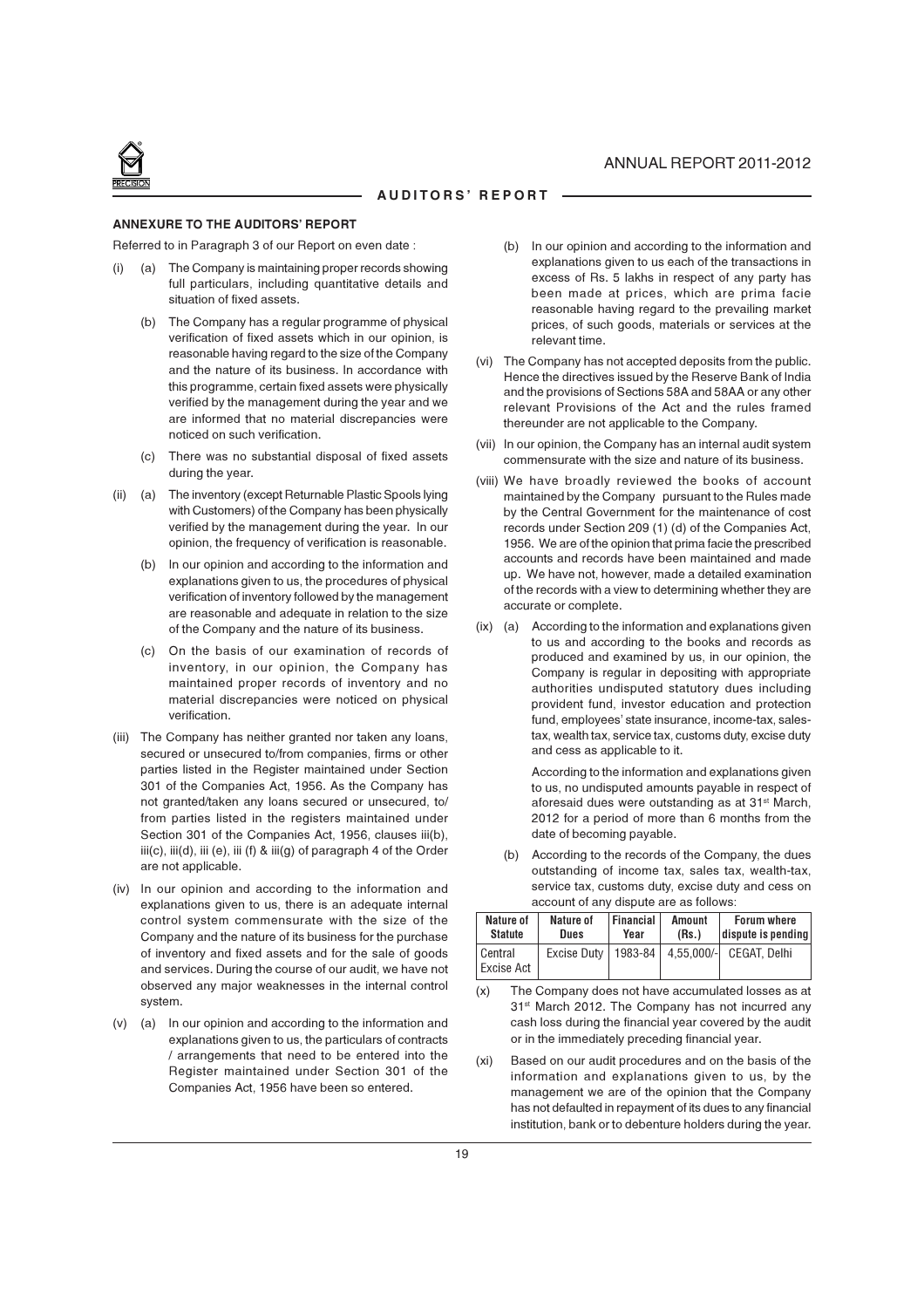## ANNEXURE TO THE AUDITORS' REPORT

Referred to in Paragraph 3 of our Report on even date :

(i) (a) The Company is maintaining proper records showing full particulars, including quantitative details and situation of fixed assets.

(b) The Company has a regular programme of physical verification of fixed assets which in our opinion, is reasonable having regard to the size of the Company and the nature of its business. In accordance with this programme, certain fixed assets were physically verified by the management during the year and we are informed that no material discrepancies were noticed on such verification.

(c) There was no substantial disposal of fixed assets during the year.

(ii) (a) The inventory (except Returnable Plastic Spools lying with Customers) of the Company has been physically verified by the management during the year. In our opinion, the frequency of verification is reasonable.

(b) In our opinion and according to the information and explanations given to us, the procedures of physical verification of inventory followed by the management are reasonable and adequate in relation to the size of the Company and the nature of its business.

(c) On the basis of our examination of records of inventory, in our opinion, the Company has maintained proper records of inventory and no material discrepancies were noticed on physical verification.

(iii) The Company has neither granted nor taken any loans, secured or unsecured to/from companies, firms or other parties listed in the Register maintained under Section 301 of the Companies Act, 1956. As the Company has not granted/taken any loans secured or unsecured, to/ from parties listed in the registers maintained under Section 301 of the Companies Act, 1956, clauses iii(b), iii(c), iii(d), iii (e), iii (f) & iii(g) of paragraph 4 of the Order are not applicable.

(iv) In our opinion and according to the information and explanations given to us, there is an adequate internal control system commensurate with the size of the Company and the nature of its business for the purchase of inventory and fixed assets and for the sale of goods and services. During the course of our audit, we have not observed any major weaknesses in the internal control system.

(v) (a) In our opinion and according to the information and explanations given to us, the particulars of contracts / arrangements that need to be entered into the Register maintained under Section 301 of the Companies Act, 1956 have been so entered.

(b) In our opinion and according to the information and explanations given to us each of the transactions in excess of Rs. 5 lakhs in respect of any party has been made at prices, which are prima facie reasonable having regard to the prevailing market prices, of such goods, materials or services at the relevant time.

(vi) The Company has not accepted deposits from the public. Hence the directives issued by the Reserve Bank of India and the provisions of Sections 58A and 58AA or any other relevant Provisions of the Act and the rules framed thereunder are not applicable to the Company.

(vii) In our opinion, the Company has an internal audit system commensurate with the size and nature of its business.

(viii) We have broadly reviewed the books of account maintained by the Company pursuant to the Rules made by the Central Government for the maintenance of cost records under Section 209 (1) (d) of the Companies Act, 1956. We are of the opinion that prima facie the prescribed accounts and records have been maintained and made up. We have not, however, made a detailed examination of the records with a view to determining whether they are accurate or complete.

(ix) (a) According to the information and explanations given to us and according to the books and records as produced and examined by us, in our opinion, the Company is regular in depositing with appropriate authorities undisputed statutory dues including provident fund, investor education and protection fund, employees' state insurance, income-tax, sales-tax, wealth tax, service tax, customs duty, excise duty and cess as applicable to it.

According to the information and explanations given to us, no undisputed amounts payable in respect of aforesaid dues were outstanding as at 31st March, 2012 for a period of more than 6 months from the date of becoming payable.

(b) According to the records of the Company, the dues outstanding of income tax, sales tax, wealth-tax, service tax, customs duty, excise duty and cess on account of any dispute are as follows:

| Nature of Statute | Nature of Dues | Financial Year | Amount (Rs.) | Forum where dispute is pending |
|---|---|---|---|---|
| Central Excise Act | Excise Duty | 1983-84 | 4,55,000/- | CEGAT, Delhi |

(x) The Company does not have accumulated losses as at 31st March 2012. The Company has not incurred any cash loss during the financial year covered by the audit or in the immediately preceding financial year.

(xi) Based on our audit procedures and on the basis of the information and explanations given to us, by the management we are of the opinion that the Company has not defaulted in repayment of its dues to any financial institution, bank or to debenture holders during the year.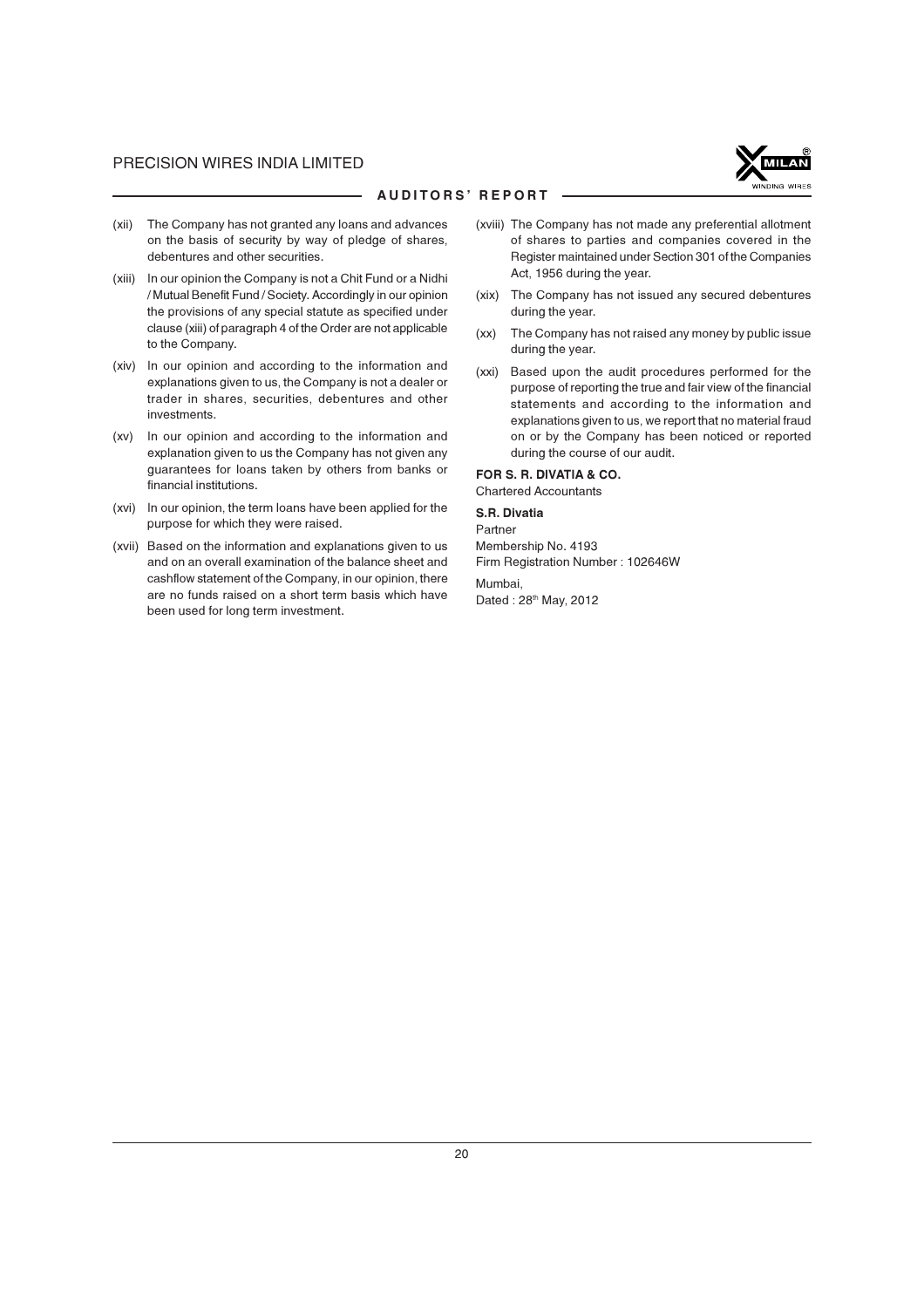(xii) The Company has not granted any loans and advances on the basis of security by way of pledge of shares, debentures and other securities.

(xiii) In our opinion the Company is not a Chit Fund or a Nidhi / Mutual Benefit Fund / Society. Accordingly in our opinion the provisions of any special statute as specified under clause (xiii) of paragraph 4 of the Order are not applicable to the Company.

(xiv) In our opinion and according to the information and explanations given to us, the Company is not a dealer or trader in shares, securities, debentures and other investments.

(xv) In our opinion and according to the information and explanation given to us the Company has not given any guarantees for loans taken by others from banks or financial institutions.

(xvi) In our opinion, the term loans have been applied for the purpose for which they were raised.

(xvii) Based on the information and explanations given to us and on an overall examination of the balance sheet and cashflow statement of the Company, in our opinion, there are no funds raised on a short term basis which have been used for long term investment.

(xviii) The Company has not made any preferential allotment of shares to parties and companies covered in the Register maintained under Section 301 of the Companies Act, 1956 during the year.

(xix) The Company has not issued any secured debentures during the year.

(xx) The Company has not raised any money by public issue during the year.

(xxi) Based upon the audit procedures performed for the purpose of reporting the true and fair view of the financial statements and according to the information and explanations given to us, we report that no material fraud on or by the Company has been noticed or reported during the course of our audit.

**FOR S. R. DIVATIA & CO.**
Chartered Accountants

**S.R. Divatia**
Partner
Membership No. 4193
Firm Registration Number : 102646W

Mumbai,
Dated : 28th May, 2012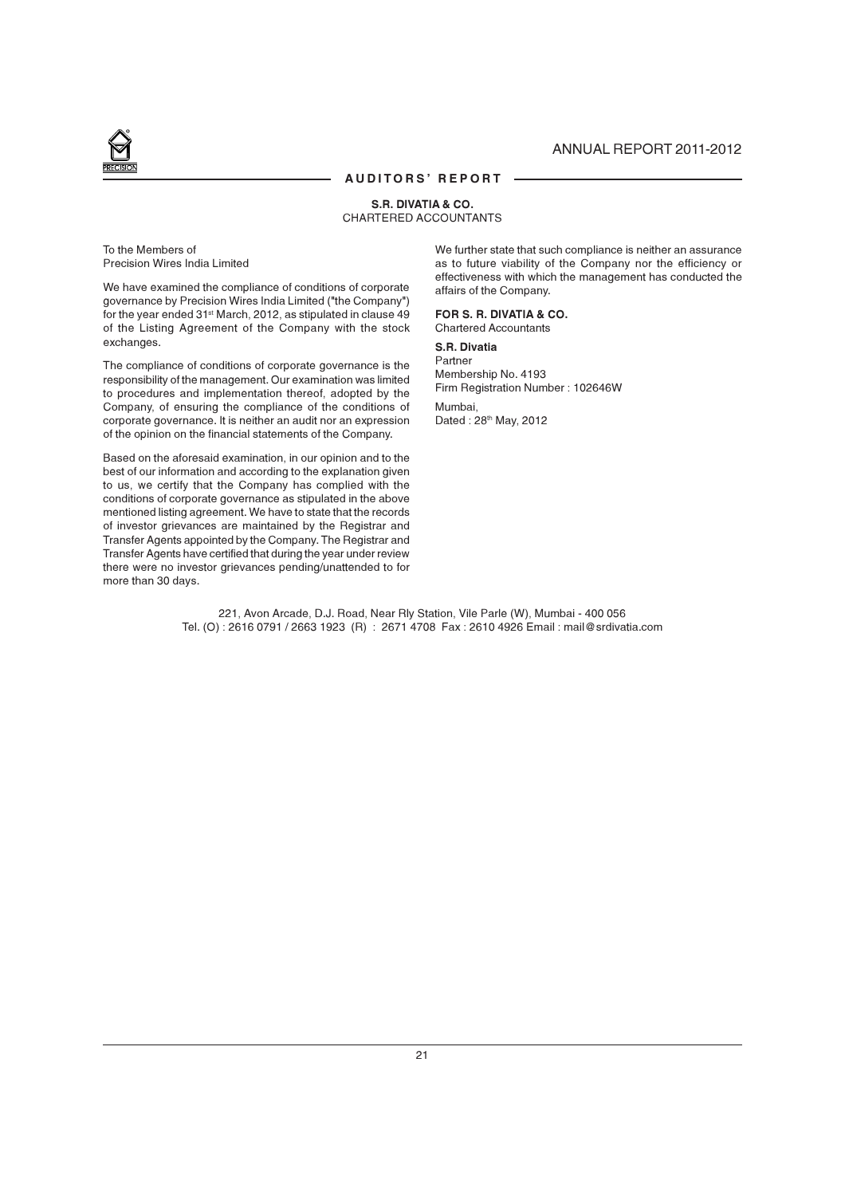## AUDITORS' REPORT

**S.R. DIVATIA & CO.**
CHARTERED ACCOUNTANTS

To the Members of
Precision Wires India Limited

We have examined the compliance of conditions of corporate governance by Precision Wires India Limited ("the Company") for the year ended 31st March, 2012, as stipulated in clause 49 of the Listing Agreement of the Company with the stock exchanges.

The compliance of conditions of corporate governance is the responsibility of the management. Our examination was limited to procedures and implementation thereof, adopted by the Company, of ensuring the compliance of the conditions of corporate governance. It is neither an audit nor an expression of the opinion on the financial statements of the Company.

Based on the aforesaid examination, in our opinion and to the best of our information and according to the explanation given to us, we certify that the Company has complied with the conditions of corporate governance as stipulated in the above mentioned listing agreement. We have to state that the records of investor grievances are maintained by the Registrar and Transfer Agents appointed by the Company. The Registrar and Transfer Agents have certified that during the year under review there were no investor grievances pending/unattended to for more than 30 days.

We further state that such compliance is neither an assurance as to future viability of the Company nor the efficiency or effectiveness with which the management has conducted the affairs of the Company.

**FOR S. R. DIVATIA & CO.**
Chartered Accountants

**S.R. Divatia**
Partner
Membership No. 4193
Firm Registration Number : 102646W

Mumbai,
Dated : 28th May, 2012

221, Avon Arcade, D.J. Road, Near Rly Station, Vile Parle (W), Mumbai - 400 056
Tel. (O) : 2616 0791 / 2663 1923 (R) : 2671 4708 Fax : 2610 4926 Email : mail@srdivatia.com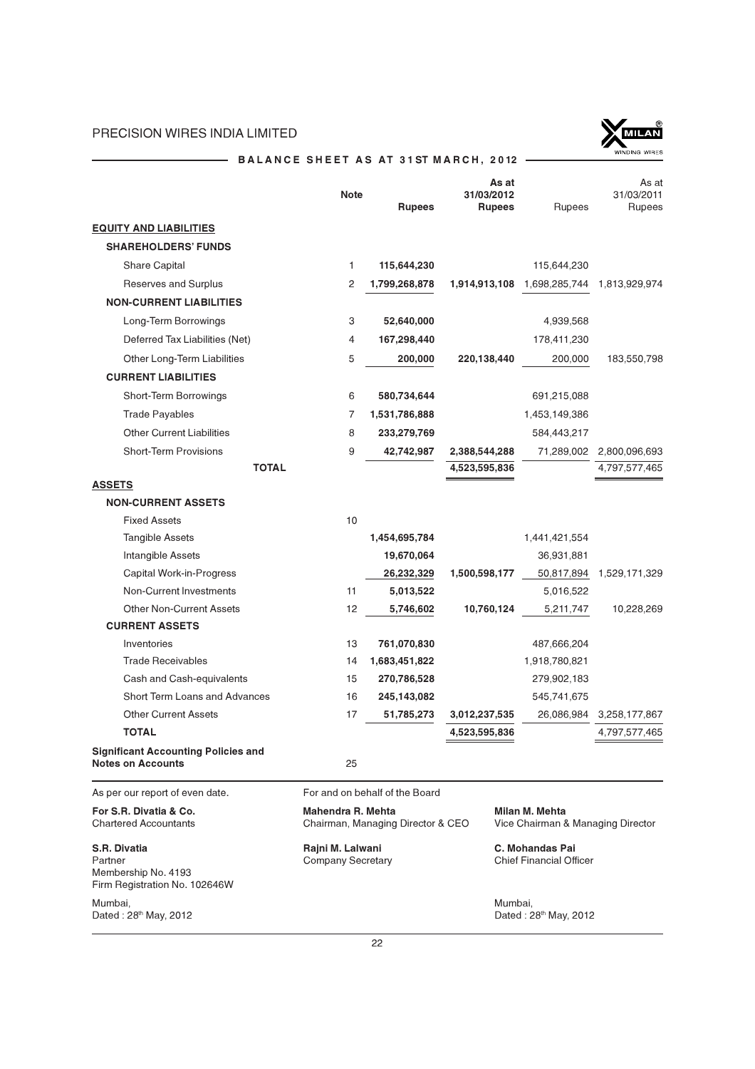PRECISION WIRES INDIA LIMITED

## BALANCE SHEET AS AT 31ST MARCH, 2012

| | Note | **Rupees** | **As at 31/03/2012 Rupees** | Rupees | As at 31/03/2011 Rupees |
|---|---|---|---|---|---|
| **EQUITY AND LIABILITIES** | | | | | |
| **SHAREHOLDERS' FUNDS** | | | | | |
| Share Capital | 1 | **115,644,230** | | 115,644,230 | |
| Reserves and Surplus | 2 | **1,799,268,878** | **1,914,913,108** | 1,698,285,744 | 1,813,929,974 |
| **NON-CURRENT LIABILITIES** | | | | | |
| Long-Term Borrowings | 3 | **52,640,000** | | 4,939,568 | |
| Deferred Tax Liabilities (Net) | 4 | **167,298,440** | | 178,411,230 | |
| Other Long-Term Liabilities | 5 | **200,000** | **220,138,440** | 200,000 | 183,550,798 |
| **CURRENT LIABILITIES** | | | | | |
| Short-Term Borrowings | 6 | **580,734,644** | | 691,215,088 | |
| Trade Payables | 7 | **1,531,786,888** | | 1,453,149,386 | |
| Other Current Liabilities | 8 | **233,279,769** | | 584,443,217 | |
| Short-Term Provisions | 9 | **42,742,987** | **2,388,544,288** | 71,289,002 | 2,800,096,693 |
| **TOTAL** | | | **4,523,595,836** | | 4,797,577,465 |
| **ASSETS** | | | | | |
| **NON-CURRENT ASSETS** | | | | | |
| Fixed Assets | 10 | | | | |
| Tangible Assets | | **1,454,695,784** | | 1,441,421,554 | |
| Intangible Assets | | **19,670,064** | | 36,931,881 | |
| Capital Work-in-Progress | | **26,232,329** | **1,500,598,177** | 50,817,894 | 1,529,171,329 |
| Non-Current Investments | 11 | **5,013,522** | | 5,016,522 | |
| Other Non-Current Assets | 12 | **5,746,602** | **10,760,124** | 5,211,747 | 10,228,269 |
| **CURRENT ASSETS** | | | | | |
| Inventories | 13 | **761,070,830** | | 487,666,204 | |
| Trade Receivables | 14 | **1,683,451,822** | | 1,918,780,821 | |
| Cash and Cash-equivalents | 15 | **270,786,528** | | 279,902,183 | |
| Short Term Loans and Advances | 16 | **245,143,082** | | 545,741,675 | |
| Other Current Assets | 17 | **51,785,273** | **3,012,237,535** | 26,086,984 | 3,258,177,867 |
| **TOTAL** | | | **4,523,595,836** | | 4,797,577,465 |
| **Significant Accounting Policies and Notes on Accounts** | 25 | | | | |

As per our report of even date.

**For S.R. Divatia & Co.**
Chartered Accountants

**S.R. Divatia**
Partner
Membership No. 4193
Firm Registration No. 102646W

Mumbai,
Dated : 28th May, 2012

For and on behalf of the Board

**Mahendra R. Mehta**
Chairman, Managing Director & CEO

**Milan M. Mehta**
Vice Chairman & Managing Director

**Rajni M. Lalwani**
Company Secretary

**C. Mohandas Pai**
Chief Financial Officer

Mumbai,
Dated : 28th May, 2012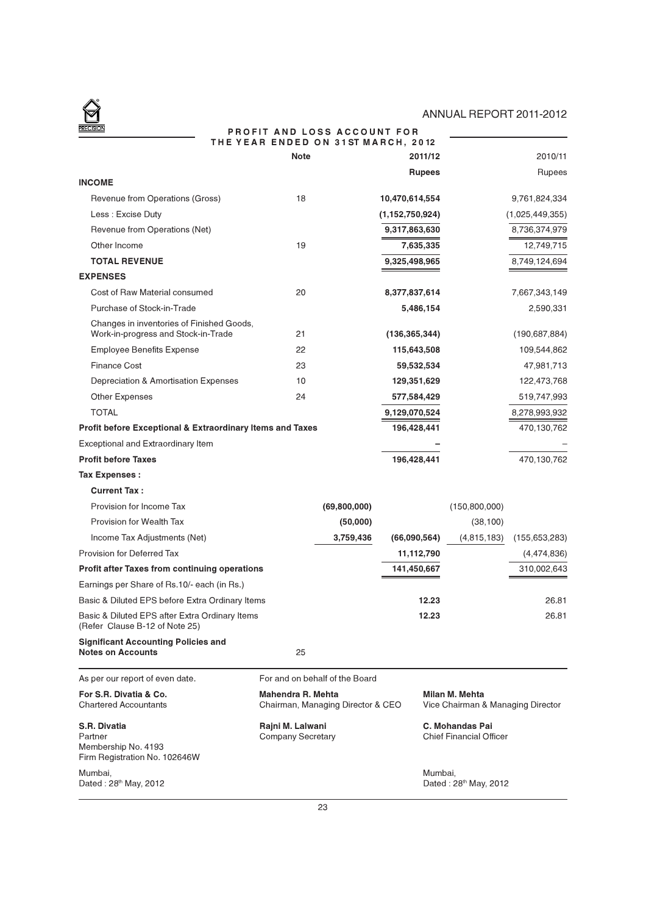# PROFIT AND LOSS ACCOUNT FOR THE YEAR ENDED ON 31ST MARCH, 2012

| | Note | | 2011/12 | | 2010/11 |
|---|---|---|---|---|---|
| | | | **Rupees** | | Rupees |
| **INCOME** | | | | | |
| Revenue from Operations (Gross) | 18 | | **10,470,614,554** | | 9,761,824,334 |
| Less : Excise Duty | | | **(1,152,750,924)** | | (1,025,449,355) |
| Revenue from Operations (Net) | | | **9,317,863,630** | | 8,736,374,979 |
| Other Income | 19 | | **7,635,335** | | 12,749,715 |
| **TOTAL REVENUE** | | | **9,325,498,965** | | 8,749,124,694 |
| **EXPENSES** | | | | | |
| Cost of Raw Material consumed | 20 | | **8,377,837,614** | | 7,667,343,149 |
| Purchase of Stock-in-Trade | | | **5,486,154** | | 2,590,331 |
| Changes in inventories of Finished Goods, Work-in-progress and Stock-in-Trade | 21 | | **(136,365,344)** | | (190,687,884) |
| Employee Benefits Expense | 22 | | **115,643,508** | | 109,544,862 |
| Finance Cost | 23 | | **59,532,534** | | 47,981,713 |
| Depreciation & Amortisation Expenses | 10 | | **129,351,629** | | 122,473,768 |
| Other Expenses | 24 | | **577,584,429** | | 519,747,993 |
| TOTAL | | | **9,129,070,524** | | 8,278,993,932 |
| **Profit before Exceptional & Extraordinary Items and Taxes** | | | **196,428,441** | | 470,130,762 |
| Exceptional and Extraordinary Item | | | **–** | | – |
| **Profit before Taxes** | | | **196,428,441** | | 470,130,762 |
| **Tax Expenses :** | | | | | |
| **Current Tax :** | | | | | |
| Provision for Income Tax | | **(69,800,000)** | | (150,800,000) | |
| Provision for Wealth Tax | | **(50,000)** | | (38,100) | |
| Income Tax Adjustments (Net) | | **3,759,436** | **(66,090,564)** | (4,815,183) | (155,653,283) |
| Provision for Deferred Tax | | | **11,112,790** | | (4,474,836) |
| **Profit after Taxes from continuing operations** | | | **141,450,667** | | 310,002,643 |
| Earnings per Share of Rs.10/- each (in Rs.) | | | | | |
| Basic & Diluted EPS before Extra Ordinary Items | | | **12.23** | | 26.81 |
| Basic & Diluted EPS after Extra Ordinary Items (Refer Clause B-12 of Note 25) | | | **12.23** | | 26.81 |
| **Significant Accounting Policies and Notes on Accounts** | 25 | | | | |

As per our report of even date.

**For S.R. Divatia & Co.**
Chartered Accountants

**S.R. Divatia**
Partner
Membership No. 4193
Firm Registration No. 102646W

Mumbai,
Dated : 28th May, 2012

For and on behalf of the Board

**Mahendra R. Mehta**
Chairman, Managing Director & CEO

**Milan M. Mehta**
Vice Chairman & Managing Director

**Rajni M. Lalwani**
Company Secretary

**C. Mohandas Pai**
Chief Financial Officer

Mumbai,
Dated : 28th May, 2012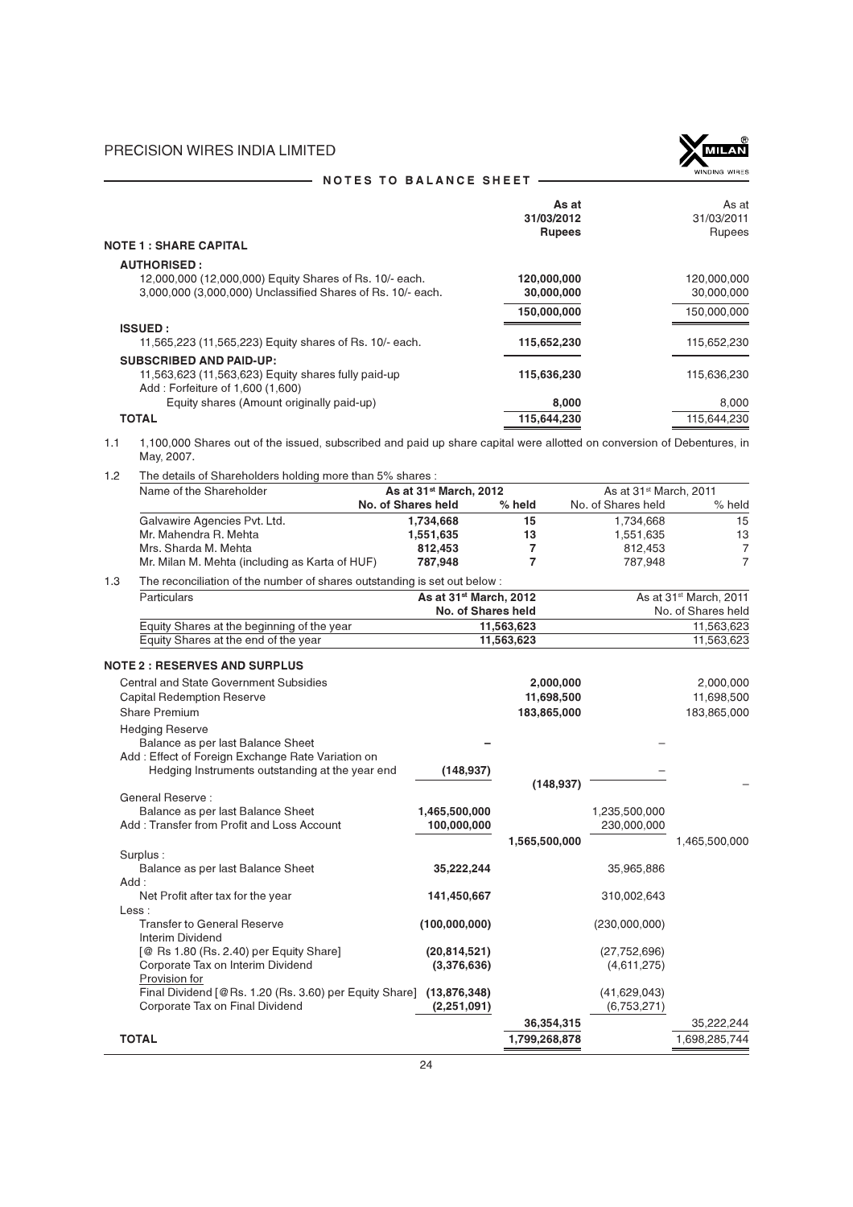## NOTES TO BALANCE SHEET

### NOTE 1 : SHARE CAPITAL

| | As at 31/03/2012 Rupees | As at 31/03/2011 Rupees |
|---|---|---|
| **AUTHORISED :** | | |
| 12,000,000 (12,000,000) Equity Shares of Rs. 10/- each. | **120,000,000** | 120,000,000 |
| 3,000,000 (3,000,000) Unclassified Shares of Rs. 10/- each. | **30,000,000** | 30,000,000 |
| | **150,000,000** | 150,000,000 |
| **ISSUED :** | | |
| 11,565,223 (11,565,223) Equity shares of Rs. 10/- each. | **115,652,230** | 115,652,230 |
| **SUBSCRIBED AND PAID-UP:** | | |
| 11,563,623 (11,563,623) Equity shares fully paid-up | **115,636,230** | 115,636,230 |
| Add : Forfeiture of 1,600 (1,600) Equity shares (Amount originally paid-up) | **8,000** | 8,000 |
| **TOTAL** | **115,644,230** | 115,644,230 |

1.1 1,100,000 Shares out of the issued, subscribed and paid up share capital were allotted on conversion of Debentures, in May, 2007.

1.2 The details of Shareholders holding more than 5% shares :

| Name of the Shareholder | As at 31st March, 2012 | | As at 31st March, 2011 | |
|---|---|---|---|---|
| | No. of Shares held | % held | No. of Shares held | % held |
| Galvawire Agencies Pvt. Ltd. | **1,734,668** | **15** | 1,734,668 | 15 |
| Mr. Mahendra R. Mehta | **1,551,635** | **13** | 1,551,635 | 13 |
| Mrs. Sharda M. Mehta | **812,453** | **7** | 812,453 | 7 |
| Mr. Milan M. Mehta (including as Karta of HUF) | **787,948** | **7** | 787,948 | 7 |

1.3 The reconciliation of the number of shares outstanding is set out below :

| Particulars | As at 31st March, 2012 No. of Shares held | As at 31st March, 2011 No. of Shares held |
|---|---|---|
| Equity Shares at the beginning of the year | **11,563,623** | 11,563,623 |
| Equity Shares at the end of the year | **11,563,623** | 11,563,623 |

### NOTE 2 : RESERVES AND SURPLUS

| | | As at 31/03/2012 Rupees | | As at 31/03/2011 Rupees |
|---|---|---|---|---|
| Central and State Government Subsidies | | **2,000,000** | | 2,000,000 |
| Capital Redemption Reserve | | **11,698,500** | | 11,698,500 |
| Share Premium | | **183,865,000** | | 183,865,000 |
| Hedging Reserve | | | | |
| Balance as per last Balance Sheet | **–** | | – | |
| Add : Effect of Foreign Exchange Rate Variation on Hedging Instruments outstanding at the year end | **(148,937)** | | – | |
| | | **(148,937)** | | – |
| General Reserve : | | | | |
| Balance as per last Balance Sheet | **1,465,500,000** | | 1,235,500,000 | |
| Add : Transfer from Profit and Loss Account | **100,000,000** | | 230,000,000 | |
| | | **1,565,500,000** | | 1,465,500,000 |
| Surplus : | | | | |
| Balance as per last Balance Sheet | **35,222,244** | | 35,965,886 | |
| Add : | | | | |
| Net Profit after tax for the year | **141,450,667** | | 310,002,643 | |
| Less : | | | | |
| Transfer to General Reserve | **(100,000,000)** | | (230,000,000) | |
| Interim Dividend [@ Rs 1.80 (Rs. 2.40) per Equity Share] | **(20,814,521)** | | (27,752,696) | |
| Corporate Tax on Interim Dividend | **(3,376,636)** | | (4,611,275) | |
| Provision for Final Dividend [@Rs. 1.20 (Rs. 3.60) per Equity Share] | **(13,876,348)** | | (41,629,043) | |
| Corporate Tax on Final Dividend | **(2,251,091)** | | (6,753,271) | |
| | | **36,354,315** | | 35,222,244 |
| **TOTAL** | | **1,799,268,878** | | 1,698,285,744 |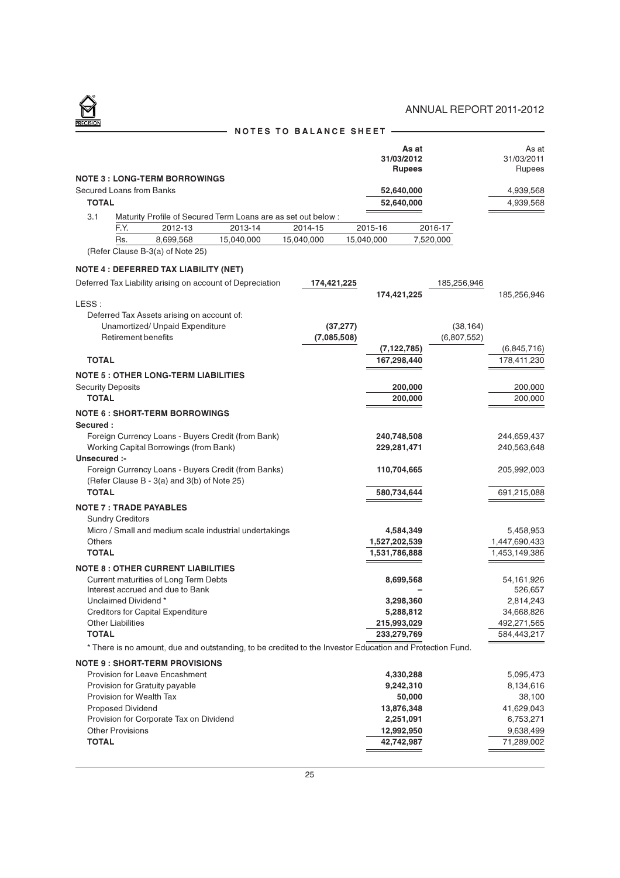## NOTES TO BALANCE SHEET

| | | As at 31/03/2012 Rupees | | As at 31/03/2011 Rupees |
|---|---|---|---|---|
| **NOTE 3 : LONG-TERM BORROWINGS** | | | | |
| Secured Loans from Banks | | **52,640,000** | | 4,939,568 |
| **TOTAL** | | **52,640,000** | | 4,939,568 |

3.1 Maturity Profile of Secured Term Loans are as set out below :

| F.Y. | 2012-13 | 2013-14 | 2014-15 | 2015-16 | 2016-17 |
|---|---|---|---|---|---|
| Rs. | 8,699,568 | 15,040,000 | 15,040,000 | 15,040,000 | 7,520,000 |

(Refer Clause B-3(a) of Note 25)

| | | As at 31/03/2012 Rupees | | As at 31/03/2011 Rupees |
|---|---|---|---|---|
| **NOTE 4 : DEFERRED TAX LIABILITY (NET)** | | | | |
| Deferred Tax Liability arising on account of Depreciation | **174,421,225** | **174,421,225** | 185,256,946 | 185,256,946 |
| LESS : | | | | |
| Deferred Tax Assets arising on account of: | | | | |
| Unamortized/ Unpaid Expenditure | **(37,277)** | | (38,164) | |
| Retirement benefits | **(7,085,508)** | | (6,807,552) | |
| | | **(7,122,785)** | | (6,845,716) |
| **TOTAL** | | **167,298,440** | | 178,411,230 |
| **NOTE 5 : OTHER LONG-TERM LIABILITIES** | | | | |
| Security Deposits | | **200,000** | | 200,000 |
| **TOTAL** | | **200,000** | | 200,000 |
| **NOTE 6 : SHORT-TERM BORROWINGS** | | | | |
| **Secured :** | | | | |
| Foreign Currency Loans - Buyers Credit (from Bank) | | **240,748,508** | | 244,659,437 |
| Working Capital Borrowings (from Bank) | | **229,281,471** | | 240,563,648 |
| **Unsecured :-** | | | | |
| Foreign Currency Loans - Buyers Credit (from Banks) (Refer Clause B - 3(a) and 3(b) of Note 25) | | **110,704,665** | | 205,992,003 |
| **TOTAL** | | **580,734,644** | | 691,215,088 |
| **NOTE 7 : TRADE PAYABLES** | | | | |
| Sundry Creditors | | | | |
| Micro / Small and medium scale industrial undertakings | | **4,584,349** | | 5,458,953 |
| Others | | **1,527,202,539** | | 1,447,690,433 |
| **TOTAL** | | **1,531,786,888** | | 1,453,149,386 |
| **NOTE 8 : OTHER CURRENT LIABILITIES** | | | | |
| Current maturities of Long Term Debts | | **8,699,568** | | 54,161,926 |
| Interest accrued and due to Bank | | **–** | | 526,657 |
| Unclaimed Dividend * | | **3,298,360** | | 2,814,243 |
| Creditors for Capital Expenditure | | **5,288,812** | | 34,668,826 |
| Other Liabilities | | **215,993,029** | | 492,271,565 |
| **TOTAL** | | **233,279,769** | | 584,443,217 |

* There is no amount, due and outstanding, to be credited to the Investor Education and Protection Fund.

| | | As at 31/03/2012 Rupees | | As at 31/03/2011 Rupees |
|---|---|---|---|---|
| **NOTE 9 : SHORT-TERM PROVISIONS** | | | | |
| Provision for Leave Encashment | | **4,330,288** | | 5,095,473 |
| Provision for Gratuity payable | | **9,242,310** | | 8,134,616 |
| Provision for Wealth Tax | | **50,000** | | 38,100 |
| Proposed Dividend | | **13,876,348** | | 41,629,043 |
| Provision for Corporate Tax on Dividend | | **2,251,091** | | 6,753,271 |
| Other Provisions | | **12,992,950** | | 9,638,499 |
| **TOTAL** | | **42,742,987** | | 71,289,002 |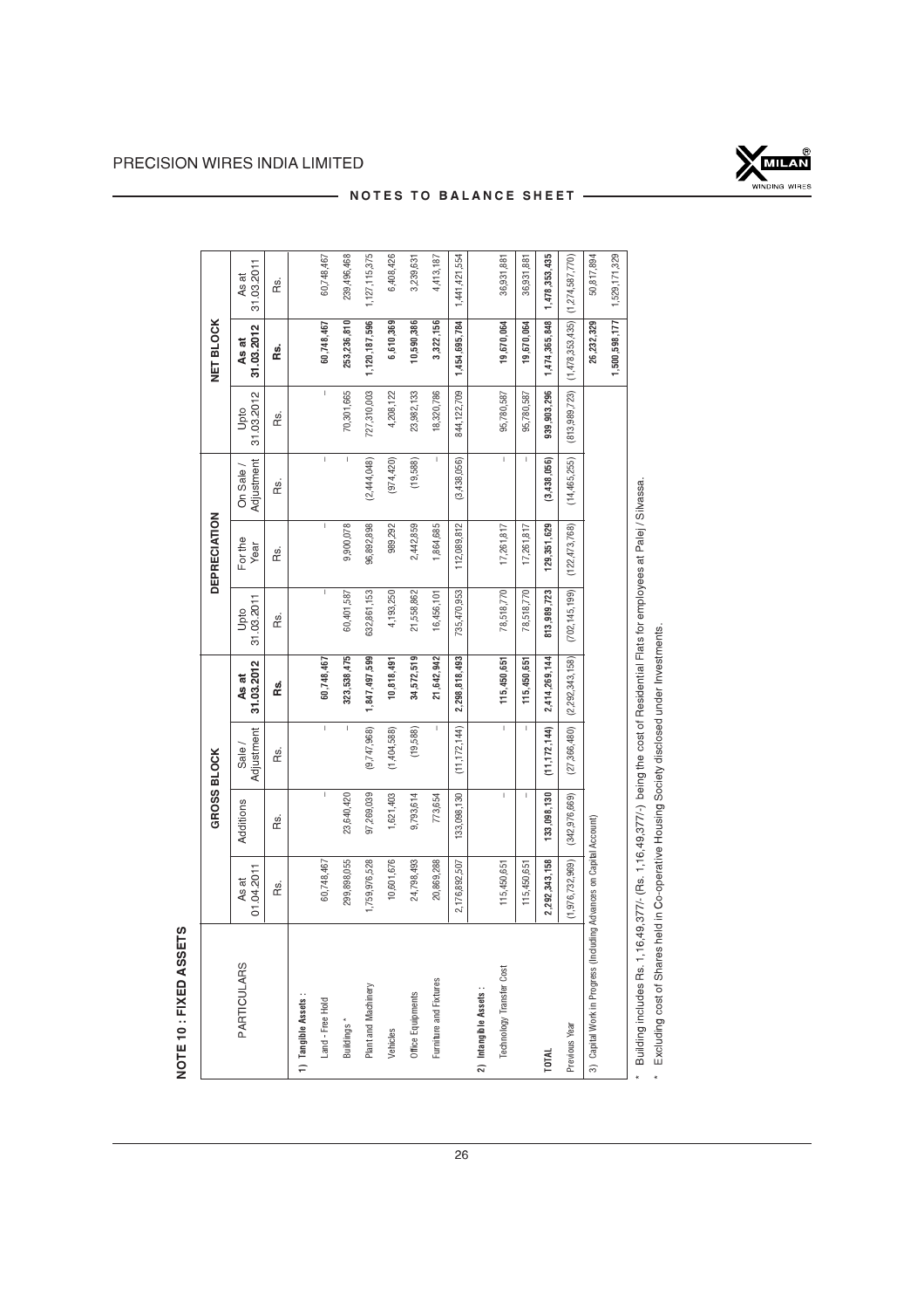# NOTE 10 : FIXED ASSETS

| PARTICULARS | GROSS BLOCK | | | | DEPRECIATION | | | | NET BLOCK | |
|---|---|---|---|---|---|---|---|---|---|---|
| | As at 01.04.2011 | Additions | Sale / Adjustment | As at 31.03.2012 | Upto 31.03.2011 | For the Year | On Sale / Adjustment | Upto 31.03.2012 | As at 31.03.2012 | As at 31.03.2011 |
| | Rs. | Rs. | Rs. | Rs. | Rs. | Rs. | Rs. | Rs. | Rs. | Rs. |
| **1) Tangible Assets :** | | | | | | | | | | |
| Land - Free Hold | 60,748,467 | – | – | 60,748,467 | – | – | – | – | 60,748,467 | 60,748,467 |
| Buildings * | 299,898,055 | 23,640,420 | – | 323,538,475 | 60,401,587 | 9,900,078 | – | 70,301,665 | 253,236,810 | 239,496,468 |
| Plant and Machinery | 1,759,976,528 | 97,269,039 | (9,747,968) | 1,847,497,599 | 632,861,153 | 96,892,898 | (2,444,048) | 727,310,003 | 1,120,187,596 | 1,127,115,375 |
| Vehicles | 10,601,676 | 1,621,403 | (1,404,588) | 10,818,491 | 4,193,250 | 989,292 | (974,420) | 4,208,122 | 6,610,369 | 6,408,426 |
| Office Equipments | 24,798,493 | 9,793,614 | (19,588) | 34,572,519 | 21,558,862 | 2,442,859 | (19,588) | 23,982,133 | 10,590,386 | 3,239,631 |
| Furniture and Fixtures | 20,869,288 | 773,654 | – | 21,642,942 | 16,456,101 | 1,864,685 | – | 18,320,786 | 3,322,156 | 4,413,187 |
| | 2,176,892,507 | 133,098,130 | (11,172,144) | 2,298,818,493 | 735,470,953 | 112,089,812 | (3,438,056) | 844,122,709 | 1,454,695,784 | 1,441,421,554 |
| **2) Intangible Assets :** | | | | | | | | | | |
| Technology Transfer Cost | 115,450,651 | – | – | 115,450,651 | 78,518,770 | 17,261,817 | – | 95,780,587 | 19,670,064 | 36,931,881 |
| | 115,450,651 | – | – | 115,450,651 | 78,518,770 | 17,261,817 | – | 95,780,587 | 19,670,064 | 36,931,881 |
| **TOTAL** | 2,292,343,158 | 133,098,130 | (11,172,144) | 2,414,269,144 | 813,989,723 | 129,351,629 | (3,438,056) | 939,903,296 | 1,474,365,848 | 1,478,353,435 |
| Previous Year | (1,976,732,969) | (342,976,669) | (27,366,480) | (2,292,343,158) | (702,145,199) | (122,473,768) | (14,465,255) | (813,989,723) | (1,478,353,435) | (1,274,587,770) |
| 3) Capital Work in Progress (Including Advances on Capital Account) | | | | | | | | | 26,232,329 | 50,817,894 |
| | | | | | | | | | 1,500,598,177 | 1,529,171,329 |

\* Building includes Rs. 1,16,49,377/- (Rs. 1,16,49,377/-) being the cost of Residential Flats for employees at Palej / Silvassa.

\* Excluding cost of Shares held in Co-operative Housing Society disclosed under Investments.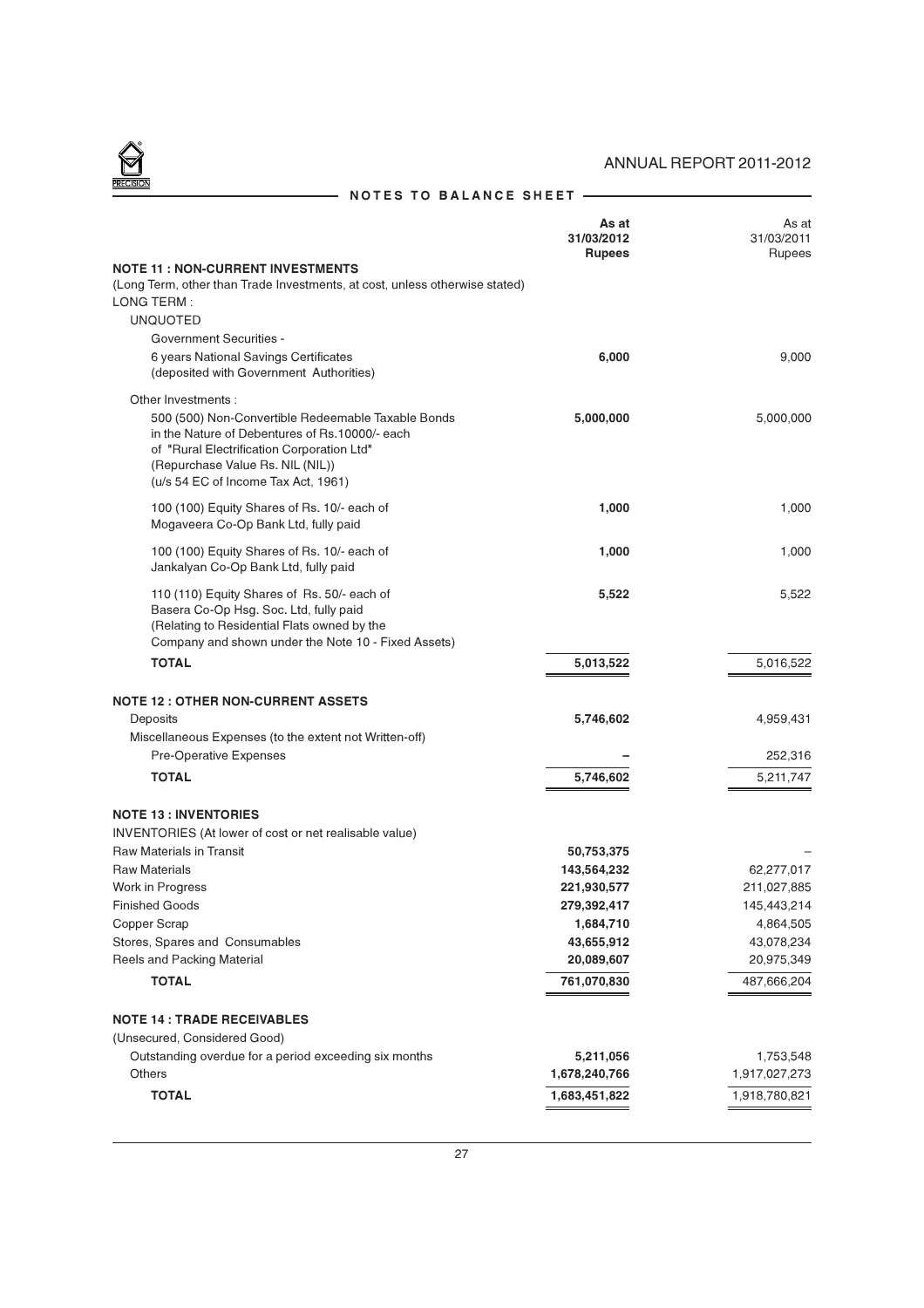## NOTES TO BALANCE SHEET

| | As at 31/03/2012 Rupees | As at 31/03/2011 Rupees |
|---|---|---|
| **NOTE 11 : NON-CURRENT INVESTMENTS** | | |
| (Long Term, other than Trade Investments, at cost, unless otherwise stated) | | |
| LONG TERM : | | |
| UNQUOTED | | |
| Government Securities - | | |
| 6 years National Savings Certificates (deposited with Government Authorities) | **6,000** | 9,000 |
| Other Investments : | | |
| 500 (500) Non-Convertible Redeemable Taxable Bonds in the Nature of Debentures of Rs.10000/- each of "Rural Electrification Corporation Ltd" (Repurchase Value Rs. NIL (NIL)) (u/s 54 EC of Income Tax Act, 1961) | **5,000,000** | 5,000,000 |
| 100 (100) Equity Shares of Rs. 10/- each of Mogaveera Co-Op Bank Ltd, fully paid | **1,000** | 1,000 |
| 100 (100) Equity Shares of Rs. 10/- each of Jankalyan Co-Op Bank Ltd, fully paid | **1,000** | 1,000 |
| 110 (110) Equity Shares of Rs. 50/- each of Basera Co-Op Hsg. Soc. Ltd, fully paid (Relating to Residential Flats owned by the Company and shown under the Note 10 - Fixed Assets) | **5,522** | 5,522 |
| **TOTAL** | **5,013,522** | 5,016,522 |
| **NOTE 12 : OTHER NON-CURRENT ASSETS** | | |
| Deposits | **5,746,602** | 4,959,431 |
| Miscellaneous Expenses (to the extent not Written-off) | | |
| Pre-Operative Expenses | **–** | 252,316 |
| **TOTAL** | **5,746,602** | 5,211,747 |
| **NOTE 13 : INVENTORIES** | | |
| INVENTORIES (At lower of cost or net realisable value) | | |
| Raw Materials in Transit | **50,753,375** | – |
| Raw Materials | **143,564,232** | 62,277,017 |
| Work in Progress | **221,930,577** | 211,027,885 |
| Finished Goods | **279,392,417** | 145,443,214 |
| Copper Scrap | **1,684,710** | 4,864,505 |
| Stores, Spares and Consumables | **43,655,912** | 43,078,234 |
| Reels and Packing Material | **20,089,607** | 20,975,349 |
| **TOTAL** | **761,070,830** | 487,666,204 |
| **NOTE 14 : TRADE RECEIVABLES** | | |
| (Unsecured, Considered Good) | | |
| Outstanding overdue for a period exceeding six months | **5,211,056** | 1,753,548 |
| Others | **1,678,240,766** | 1,917,027,273 |
| **TOTAL** | **1,683,451,822** | 1,918,780,821 |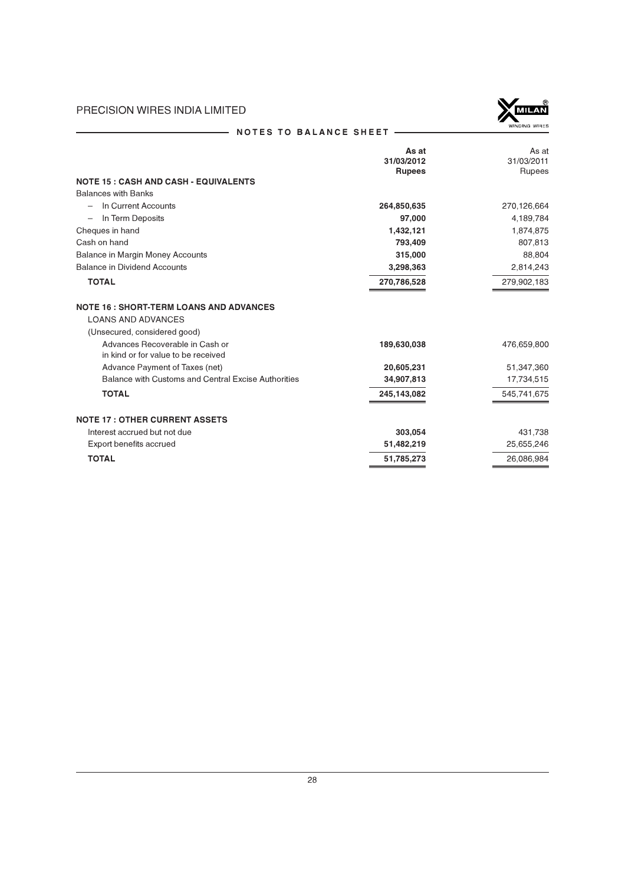## NOTES TO BALANCE SHEET

| | As at 31/03/2012 Rupees | As at 31/03/2011 Rupees |
|---|---|---|
| **NOTE 15 : CASH AND CASH - EQUIVALENTS** | | |
| Balances with Banks | | |
| – In Current Accounts | **264,850,635** | 270,126,664 |
| – In Term Deposits | **97,000** | 4,189,784 |
| Cheques in hand | **1,432,121** | 1,874,875 |
| Cash on hand | **793,409** | 807,813 |
| Balance in Margin Money Accounts | **315,000** | 88,804 |
| Balance in Dividend Accounts | **3,298,363** | 2,814,243 |
| **TOTAL** | **270,786,528** | 279,902,183 |
| **NOTE 16 : SHORT-TERM LOANS AND ADVANCES** | | |
| LOANS AND ADVANCES | | |
| (Unsecured, considered good) | | |
| Advances Recoverable in Cash or in kind or for value to be received | **189,630,038** | 476,659,800 |
| Advance Payment of Taxes (net) | **20,605,231** | 51,347,360 |
| Balance with Customs and Central Excise Authorities | **34,907,813** | 17,734,515 |
| **TOTAL** | **245,143,082** | 545,741,675 |
| **NOTE 17 : OTHER CURRENT ASSETS** | | |
| Interest accrued but not due | **303,054** | 431,738 |
| Export benefits accrued | **51,482,219** | 25,655,246 |
| **TOTAL** | **51,785,273** | 26,086,984 |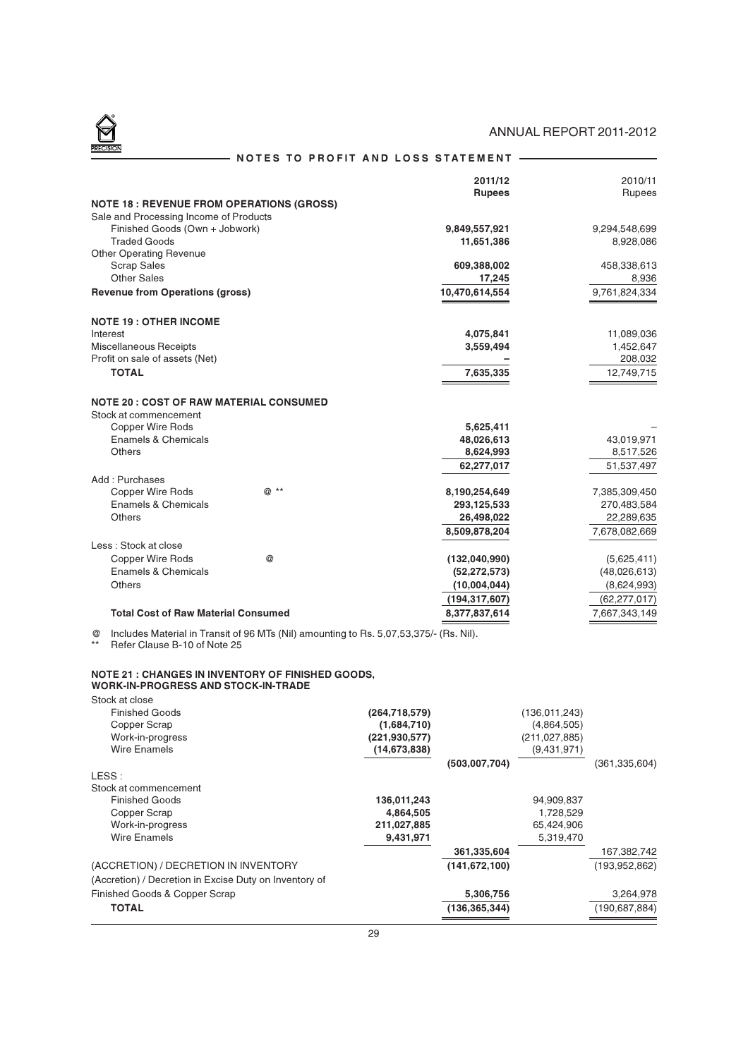## NOTES TO PROFIT AND LOSS STATEMENT

| | 2011/12 Rupees | 2010/11 Rupees |
|---|---|---|
| **NOTE 18 : REVENUE FROM OPERATIONS (GROSS)** | | |
| Sale and Processing Income of Products | | |
| Finished Goods (Own + Jobwork) | **9,849,557,921** | 9,294,548,699 |
| Traded Goods | **11,651,386** | 8,928,086 |
| Other Operating Revenue | | |
| Scrap Sales | **609,388,002** | 458,338,613 |
| Other Sales | **17,245** | 8,936 |
| **Revenue from Operations (gross)** | **10,470,614,554** | 9,761,824,334 |
| | | |
| **NOTE 19 : OTHER INCOME** | | |
| Interest | **4,075,841** | 11,089,036 |
| Miscellaneous Receipts | **3,559,494** | 1,452,647 |
| Profit on sale of assets (Net) | **–** | 208,032 |
| **TOTAL** | **7,635,335** | 12,749,715 |
| | | |
| **NOTE 20 : COST OF RAW MATERIAL CONSUMED** | | |
| Stock at commencement | | |
| Copper Wire Rods | **5,625,411** | – |
| Enamels & Chemicals | **48,026,613** | 43,019,971 |
| Others | **8,624,993** | 8,517,526 |
| | **62,277,017** | 51,537,497 |
| Add : Purchases | | |
| Copper Wire Rods @ ** | **8,190,254,649** | 7,385,309,450 |
| Enamels & Chemicals | **293,125,533** | 270,483,584 |
| Others | **26,498,022** | 22,289,635 |
| | **8,509,878,204** | 7,678,082,669 |
| Less : Stock at close | | |
| Copper Wire Rods @ | **(132,040,990)** | (5,625,411) |
| Enamels & Chemicals | **(52,272,573)** | (48,026,613) |
| Others | **(10,004,044)** | (8,624,993) |
| | **(194,317,607)** | (62,277,017) |
| **Total Cost of Raw Material Consumed** | **8,377,837,614** | 7,667,343,149 |

@ Includes Material in Transit of 96 MTs (Nil) amounting to Rs. 5,07,53,375/- (Rs. Nil).
** Refer Clause B-10 of Note 25

**NOTE 21 : CHANGES IN INVENTORY OF FINISHED GOODS, WORK-IN-PROGRESS AND STOCK-IN-TRADE**

| | 2011/12 | 2011/12 Rupees | 2010/11 | 2010/11 Rupees |
|---|---|---|---|---|
| Stock at close | | | | |
| Finished Goods | **(264,718,579)** | | (136,011,243) | |
| Copper Scrap | **(1,684,710)** | | (4,864,505) | |
| Work-in-progress | **(221,930,577)** | | (211,027,885) | |
| Wire Enamels | **(14,673,838)** | | (9,431,971) | |
| | | **(503,007,704)** | | (361,335,604) |
| LESS : | | | | |
| Stock at commencement | | | | |
| Finished Goods | **136,011,243** | | 94,909,837 | |
| Copper Scrap | **4,864,505** | | 1,728,529 | |
| Work-in-progress | **211,027,885** | | 65,424,906 | |
| Wire Enamels | **9,431,971** | | 5,319,470 | |
| | | **361,335,604** | | 167,382,742 |
| (ACCRETION) / DECRETION IN INVENTORY | | **(141,672,100)** | | (193,952,862) |
| (Accretion) / Decretion in Excise Duty on Inventory of Finished Goods & Copper Scrap | | **5,306,756** | | 3,264,978 |
| **TOTAL** | | **(136,365,344)** | | (190,687,884) |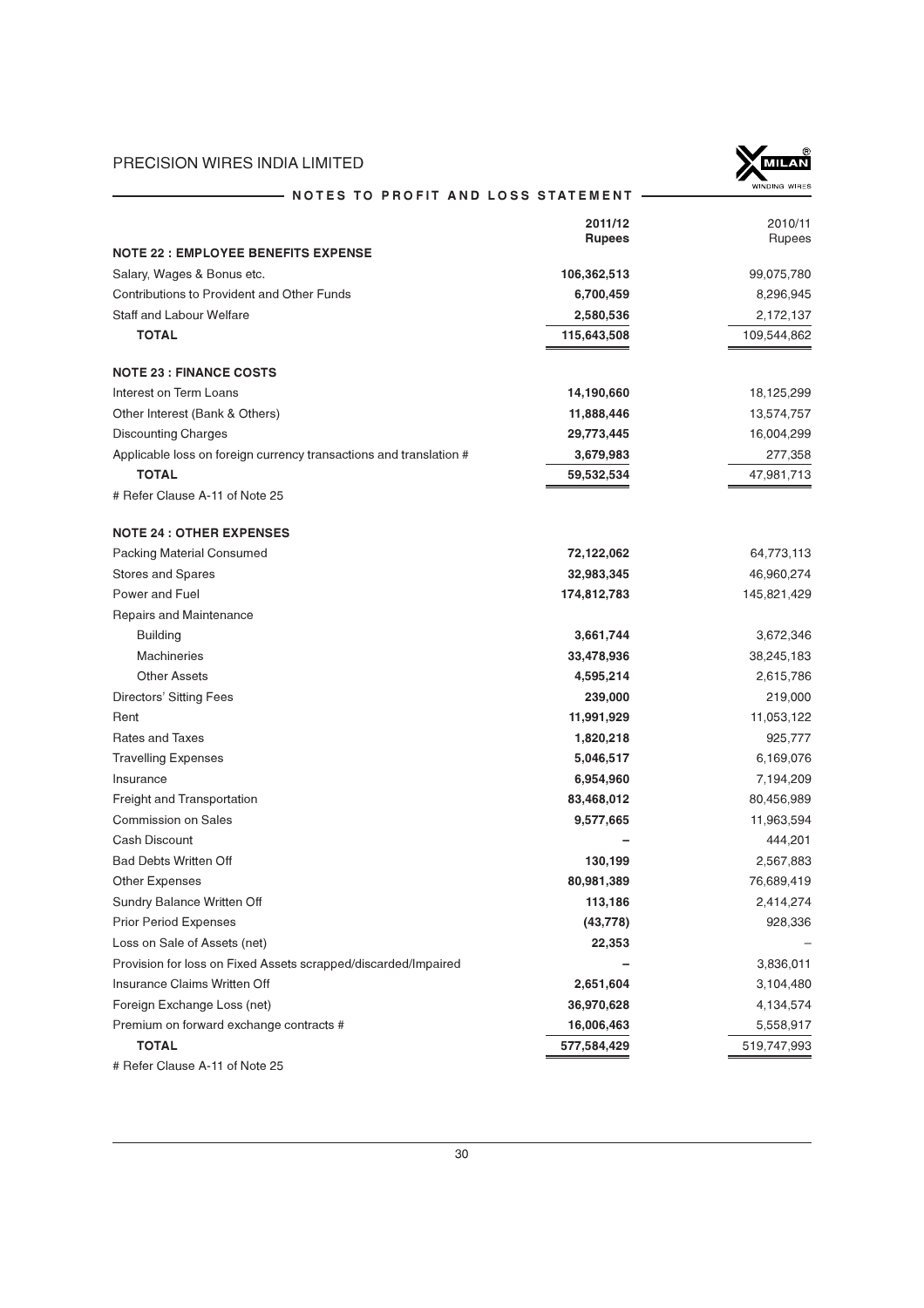## NOTES TO PROFIT AND LOSS STATEMENT

| | 2011/12 Rupees | 2010/11 Rupees |
|---|---|---|
| **NOTE 22 : EMPLOYEE BENEFITS EXPENSE** | | |
| Salary, Wages & Bonus etc. | **106,362,513** | 99,075,780 |
| Contributions to Provident and Other Funds | **6,700,459** | 8,296,945 |
| Staff and Labour Welfare | **2,580,536** | 2,172,137 |
| **TOTAL** | **115,643,508** | 109,544,862 |
| **NOTE 23 : FINANCE COSTS** | | |
| Interest on Term Loans | **14,190,660** | 18,125,299 |
| Other Interest (Bank & Others) | **11,888,446** | 13,574,757 |
| Discounting Charges | **29,773,445** | 16,004,299 |
| Applicable loss on foreign currency transactions and translation # | **3,679,983** | 277,358 |
| **TOTAL** | **59,532,534** | 47,981,713 |

# Refer Clause A-11 of Note 25

| | 2011/12 Rupees | 2010/11 Rupees |
|---|---|---|
| **NOTE 24 : OTHER EXPENSES** | | |
| Packing Material Consumed | **72,122,062** | 64,773,113 |
| Stores and Spares | **32,983,345** | 46,960,274 |
| Power and Fuel | **174,812,783** | 145,821,429 |
| Repairs and Maintenance | | |
| Building | **3,661,744** | 3,672,346 |
| Machineries | **33,478,936** | 38,245,183 |
| Other Assets | **4,595,214** | 2,615,786 |
| Directors' Sitting Fees | **239,000** | 219,000 |
| Rent | **11,991,929** | 11,053,122 |
| Rates and Taxes | **1,820,218** | 925,777 |
| Travelling Expenses | **5,046,517** | 6,169,076 |
| Insurance | **6,954,960** | 7,194,209 |
| Freight and Transportation | **83,468,012** | 80,456,989 |
| Commission on Sales | **9,577,665** | 11,963,594 |
| Cash Discount | **–** | 444,201 |
| Bad Debts Written Off | **130,199** | 2,567,883 |
| Other Expenses | **80,981,389** | 76,689,419 |
| Sundry Balance Written Off | **113,186** | 2,414,274 |
| Prior Period Expenses | **(43,778)** | 928,336 |
| Loss on Sale of Assets (net) | **22,353** | – |
| Provision for loss on Fixed Assets scrapped/discarded/Impaired | **–** | 3,836,011 |
| Insurance Claims Written Off | **2,651,604** | 3,104,480 |
| Foreign Exchange Loss (net) | **36,970,628** | 4,134,574 |
| Premium on forward exchange contracts # | **16,006,463** | 5,558,917 |
| **TOTAL** | **577,584,429** | 519,747,993 |

# Refer Clause A-11 of Note 25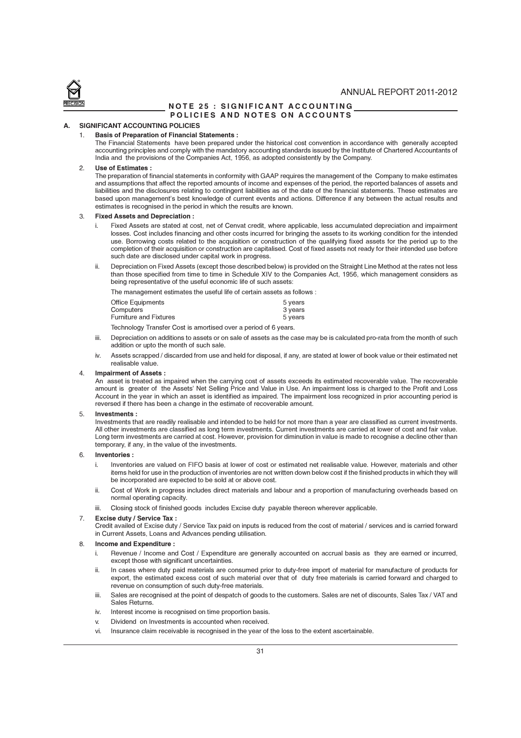## NOTE 25 : SIGNIFICANT ACCOUNTING POLICIES AND NOTES ON ACCOUNTS

### A. SIGNIFICANT ACCOUNTING POLICIES

1. **Basis of Preparation of Financial Statements :**

   The Financial Statements have been prepared under the historical cost convention in accordance with generally accepted accounting principles and comply with the mandatory accounting standards issued by the Institute of Chartered Accountants of India and the provisions of the Companies Act, 1956, as adopted consistently by the Company.

2. **Use of Estimates :**

   The preparation of financial statements in conformity with GAAP requires the management of the Company to make estimates and assumptions that affect the reported amounts of income and expenses of the period, the reported balances of assets and liabilities and the disclosures relating to contingent liabilities as of the date of the financial statements. These estimates are based upon management's best knowledge of current events and actions. Difference if any between the actual results and estimates is recognised in the period in which the results are known.

3. **Fixed Assets and Depreciation :**

   i. Fixed Assets are stated at cost, net of Cenvat credit, where applicable, less accumulated depreciation and impairment losses. Cost includes financing and other costs incurred for bringing the assets to its working condition for the intended use. Borrowing costs related to the acquisition or construction of the qualifying fixed assets for the period up to the completion of their acquisition or construction are capitalised. Cost of fixed assets not ready for their intended use before such date are disclosed under capital work in progress.

   ii. Depreciation on Fixed Assets (except those described below) is provided on the Straight Line Method at the rates not less than those specified from time to time in Schedule XIV to the Companies Act, 1956, which management considers as being representative of the useful economic life of such assets:

   The management estimates the useful life of certain assets as follows :

   | | |
   |---|---|
   | Office Equipments | 5 years |
   | Computers | 3 years |
   | Furniture and Fixtures | 5 years |

   Technology Transfer Cost is amortised over a period of 6 years.

   iii. Depreciation on additions to assets or on sale of assets as the case may be is calculated pro-rata from the month of such addition or upto the month of such sale.

   iv. Assets scrapped / discarded from use and held for disposal, if any, are stated at lower of book value or their estimated net realisable value.

4. **Impairment of Assets :**

   An asset is treated as impaired when the carrying cost of assets exceeds its estimated recoverable value. The recoverable amount is greater of the Assets' Net Selling Price and Value in Use. An impairment loss is charged to the Profit and Loss Account in the year in which an asset is identified as impaired. The impairment loss recognized in prior accounting period is reversed if there has been a change in the estimate of recoverable amount.

5. **Investments :**

   Investments that are readily realisable and intended to be held for not more than a year are classified as current investments. All other investments are classified as long term investments. Current investments are carried at lower of cost and fair value. Long term investments are carried at cost. However, provision for diminution in value is made to recognise a decline other than temporary, if any, in the value of the investments.

6. **Inventories :**

   i. Inventories are valued on FIFO basis at lower of cost or estimated net realisable value. However, materials and other items held for use in the production of inventories are not written down below cost if the finished products in which they will be incorporated are expected to be sold at or above cost.

   ii. Cost of Work in progress includes direct materials and labour and a proportion of manufacturing overheads based on normal operating capacity.

   iii. Closing stock of finished goods includes Excise duty payable thereon wherever applicable.

7. **Excise duty / Service Tax :**

   Credit availed of Excise duty / Service Tax paid on inputs is reduced from the cost of material / services and is carried forward in Current Assets, Loans and Advances pending utilisation.

8. **Income and Expenditure :**

   i. Revenue / Income and Cost / Expenditure are generally accounted on accrual basis as they are earned or incurred, except those with significant uncertainties.

   ii. In cases where duty paid materials are consumed prior to duty-free import of material for manufacture of products for export, the estimated excess cost of such material over that of duty free materials is carried forward and charged to revenue on consumption of such duty-free materials.

   iii. Sales are recognised at the point of despatch of goods to the customers. Sales are net of discounts, Sales Tax / VAT and Sales Returns.

   iv. Interest income is recognised on time proportion basis.

   v. Dividend on Investments is accounted when received.

   vi. Insurance claim receivable is recognised in the year of the loss to the extent ascertainable.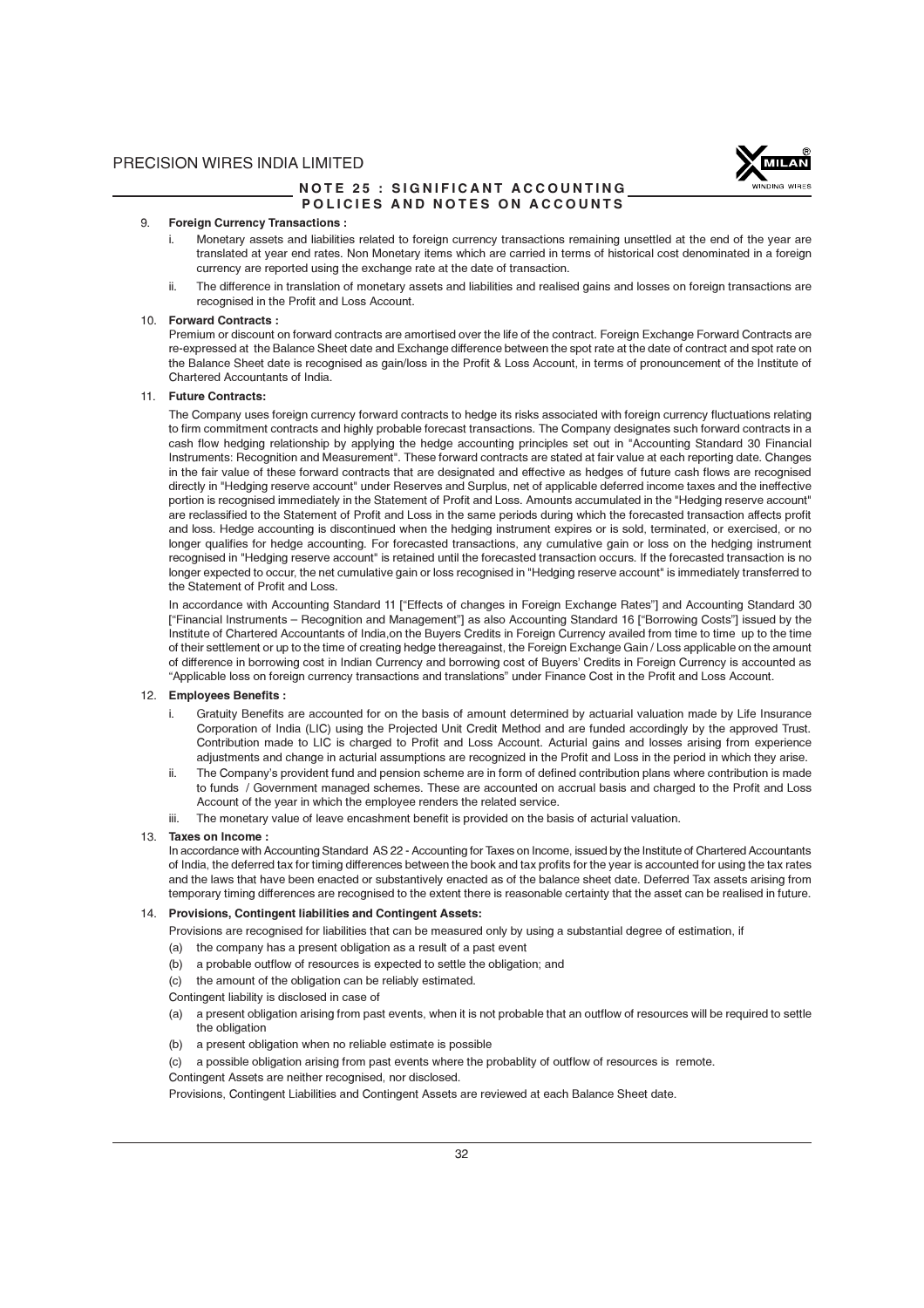## NOTE 25 : SIGNIFICANT ACCOUNTING POLICIES AND NOTES ON ACCOUNTS

9. **Foreign Currency Transactions :**

   i. Monetary assets and liabilities related to foreign currency transactions remaining unsettled at the end of the year are translated at year end rates. Non Monetary items which are carried in terms of historical cost denominated in a foreign currency are reported using the exchange rate at the date of transaction.

   ii. The difference in translation of monetary assets and liabilities and realised gains and losses on foreign transactions are recognised in the Profit and Loss Account.

10. **Forward Contracts :**

    Premium or discount on forward contracts are amortised over the life of the contract. Foreign Exchange Forward Contracts are re-expressed at the Balance Sheet date and Exchange difference between the spot rate at the date of contract and spot rate on the Balance Sheet date is recognised as gain/loss in the Profit & Loss Account, in terms of pronouncement of the Institute of Chartered Accountants of India.

11. **Future Contracts:**

    The Company uses foreign currency forward contracts to hedge its risks associated with foreign currency fluctuations relating to firm commitment contracts and highly probable forecast transactions. The Company designates such forward contracts in a cash flow hedging relationship by applying the hedge accounting principles set out in "Accounting Standard 30 Financial Instruments: Recognition and Measurement". These forward contracts are stated at fair value at each reporting date. Changes in the fair value of these forward contracts that are designated and effective as hedges of future cash flows are recognised directly in "Hedging reserve account" under Reserves and Surplus, net of applicable deferred income taxes and the ineffective portion is recognised immediately in the Statement of Profit and Loss. Amounts accumulated in the "Hedging reserve account" are reclassified to the Statement of Profit and Loss in the same periods during which the forecasted transaction affects profit and loss. Hedge accounting is discontinued when the hedging instrument expires or is sold, terminated, or exercised, or no longer qualifies for hedge accounting. For forecasted transactions, any cumulative gain or loss on the hedging instrument recognised in "Hedging reserve account" is retained until the forecasted transaction occurs. If the forecasted transaction is no longer expected to occur, the net cumulative gain or loss recognised in "Hedging reserve account" is immediately transferred to the Statement of Profit and Loss.

    In accordance with Accounting Standard 11 ["Effects of changes in Foreign Exchange Rates"] and Accounting Standard 30 ["Financial Instruments – Recognition and Management"] as also Accounting Standard 16 ["Borrowing Costs"] issued by the Institute of Chartered Accountants of India,on the Buyers Credits in Foreign Currency availed from time to time up to the time of their settlement or up to the time of creating hedge thereagainst, the Foreign Exchange Gain / Loss applicable on the amount of difference in borrowing cost in Indian Currency and borrowing cost of Buyers' Credits in Foreign Currency is accounted as "Applicable loss on foreign currency transactions and translations" under Finance Cost in the Profit and Loss Account.

12. **Employees Benefits :**

    i. Gratuity Benefits are accounted for on the basis of amount determined by actuarial valuation made by Life Insurance Corporation of India (LIC) using the Projected Unit Credit Method and are funded accordingly by the approved Trust. Contribution made to LIC is charged to Profit and Loss Account. Acturial gains and losses arising from experience adjustments and change in acturial assumptions are recognized in the Profit and Loss in the period in which they arise.

    ii. The Company's provident fund and pension scheme are in form of defined contribution plans where contribution is made to funds / Government managed schemes. These are accounted on accrual basis and charged to the Profit and Loss Account of the year in which the employee renders the related service.

    iii. The monetary value of leave encashment benefit is provided on the basis of acturial valuation.

13. **Taxes on Income :**

    In accordance with Accounting Standard AS 22 - Accounting for Taxes on Income, issued by the Institute of Chartered Accountants of India, the deferred tax for timing differences between the book and tax profits for the year is accounted for using the tax rates and the laws that have been enacted or substantively enacted as of the balance sheet date. Deferred Tax assets arising from temporary timing differences are recognised to the extent there is reasonable certainty that the asset can be realised in future.

14. **Provisions, Contingent liabilities and Contingent Assets:**

    Provisions are recognised for liabilities that can be measured only by using a substantial degree of estimation, if

    (a) the company has a present obligation as a result of a past event

    (b) a probable outflow of resources is expected to settle the obligation; and

    (c) the amount of the obligation can be reliably estimated.

    Contingent liability is disclosed in case of

    (a) a present obligation arising from past events, when it is not probable that an outflow of resources will be required to settle the obligation

    (b) a present obligation when no reliable estimate is possible

    (c) a possible obligation arising from past events where the probablity of outflow of resources is remote.

    Contingent Assets are neither recognised, nor disclosed.

    Provisions, Contingent Liabilities and Contingent Assets are reviewed at each Balance Sheet date.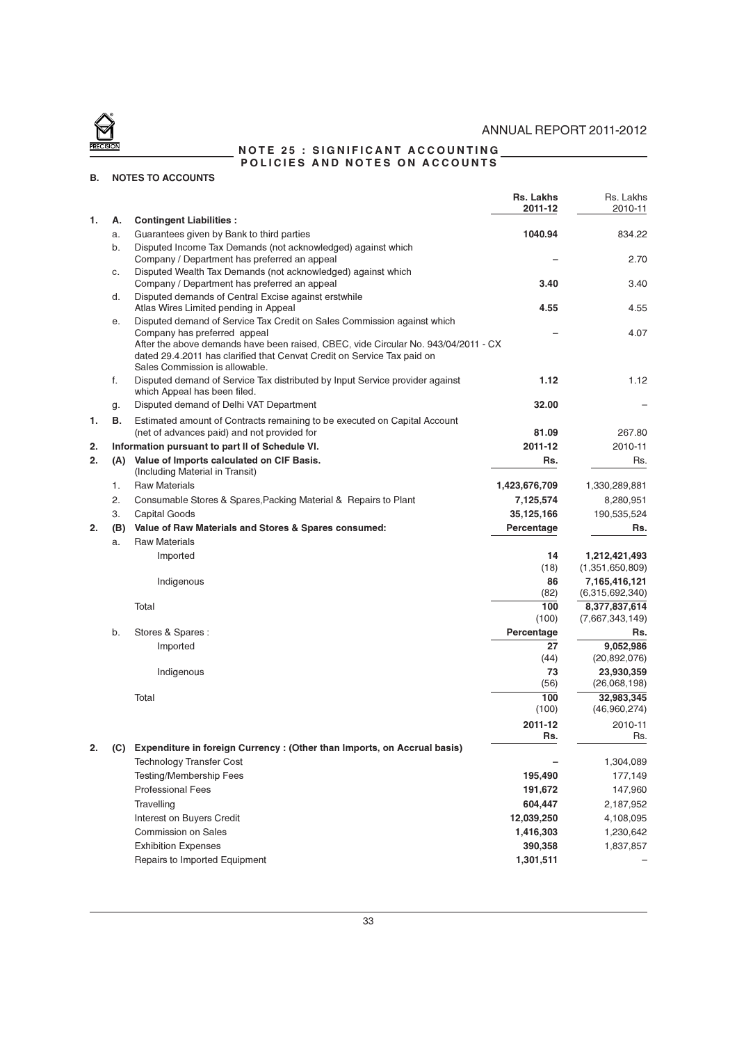## NOTE 25 : SIGNIFICANT ACCOUNTING POLICIES AND NOTES ON ACCOUNTS

### B. NOTES TO ACCOUNTS

| | | | **Rs. Lakhs 2011-12** | Rs. Lakhs 2010-11 |
|---|---|---|---|---|
| 1. | A. | **Contingent Liabilities :** | | |
| | a. | Guarantees given by Bank to third parties | **1040.94** | 834.22 |
| | b. | Disputed Income Tax Demands (not acknowledged) against which Company / Department has preferred an appeal | – | 2.70 |
| | c. | Disputed Wealth Tax Demands (not acknowledged) against which Company / Department has preferred an appeal | **3.40** | 3.40 |
| | d. | Disputed demands of Central Excise against erstwhile Atlas Wires Limited pending in Appeal | **4.55** | 4.55 |
| | e. | Disputed demand of Service Tax Credit on Sales Commission against which Company has preferred appeal<br>After the above demands have been raised, CBEC, vide Circular No. 943/04/2011 - CX dated 29.4.2011 has clarified that Cenvat Credit on Service Tax paid on Sales Commission is allowable. | – | 4.07 |
| | f. | Disputed demand of Service Tax distributed by Input Service provider against which Appeal has been filed. | **1.12** | 1.12 |
| | g. | Disputed demand of Delhi VAT Department | **32.00** | – |
| 1. | B. | Estimated amount of Contracts remaining to be executed on Capital Account (net of advances paid) and not provided for | **81.09** | 267.80 |

| | | | **2011-12** | 2010-11 |
|---|---|---|---|---|
| 2. | | **Information pursuant to part II of Schedule VI.** | | |
| 2. | **(A)** | **Value of Imports calculated on CIF Basis.** (Including Material in Transit) | **Rs.** | Rs. |
| | 1. | Raw Materials | **1,423,676,709** | 1,330,289,881 |
| | 2. | Consumable Stores & Spares,Packing Material & Repairs to Plant | **7,125,574** | 8,280,951 |
| | 3. | Capital Goods | **35,125,166** | 190,535,524 |

| | | | **Percentage** | **Rs.** |
|---|---|---|---|---|
| 2. | **(B)** | **Value of Raw Materials and Stores & Spares consumed:** | | |
| | a. | Raw Materials | | |
| | | Imported | **14**<br>(18) | **1,212,421,493**<br>(1,351,650,809) |
| | | Indigenous | **86**<br>(82) | **7,165,416,121**<br>(6,315,692,340) |
| | | Total | **100**<br>(100) | **8,377,837,614**<br>(7,667,343,149) |
| | b. | Stores & Spares : | **Percentage** | **Rs.** |
| | | Imported | **27**<br>(44) | **9,052,986**<br>(20,892,076) |
| | | Indigenous | **73**<br>(56) | **23,930,359**<br>(26,068,198) |
| | | Total | **100**<br>(100) | **32,983,345**<br>(46,960,274) |

| | | | **2011-12 Rs.** | 2010-11 Rs. |
|---|---|---|---|---|
| 2. | **(C)** | **Expenditure in foreign Currency : (Other than Imports, on Accrual basis)** | | |
| | | Technology Transfer Cost | – | 1,304,089 |
| | | Testing/Membership Fees | **195,490** | 177,149 |
| | | Professional Fees | **191,672** | 147,960 |
| | | Travelling | **604,447** | 2,187,952 |
| | | Interest on Buyers Credit | **12,039,250** | 4,108,095 |
| | | Commission on Sales | **1,416,303** | 1,230,642 |
| | | Exhibition Expenses | **390,358** | 1,837,857 |
| | | Repairs to Imported Equipment | **1,301,511** | – |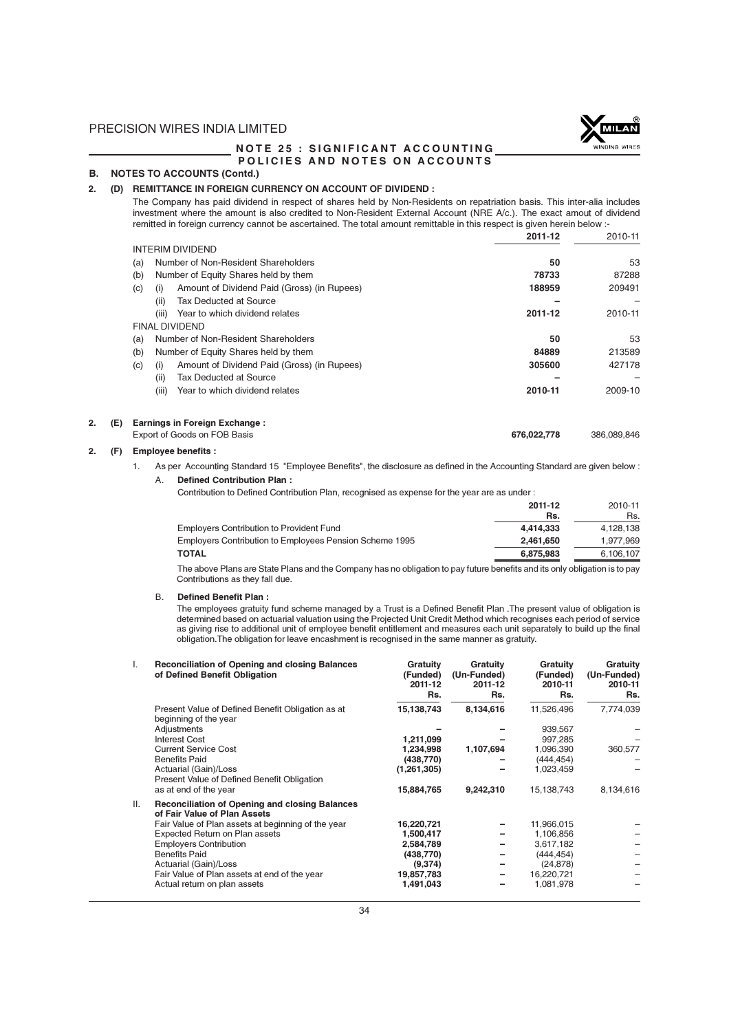## NOTE 25 : SIGNIFICANT ACCOUNTING POLICIES AND NOTES ON ACCOUNTS

### B. NOTES TO ACCOUNTS (Contd.)

**2. (D) REMITTANCE IN FOREIGN CURRENCY ON ACCOUNT OF DIVIDEND :**

The Company has paid dividend in respect of shares held by Non-Residents on repatriation basis. This inter-alia includes investment where the amount is also credited to Non-Resident External Account (NRE A/c.). The exact amout of dividend remitted in foreign currency cannot be ascertained. The total amount remittable in this respect is given herein below :-

| | | 2011-12 | 2010-11 |
|---|---|---|---|
| INTERIM DIVIDEND | | | |
| (a) | Number of Non-Resident Shareholders | **50** | 53 |
| (b) | Number of Equity Shares held by them | **78733** | 87288 |
| (c) | (i) Amount of Dividend Paid (Gross) (in Rupees) | **188959** | 209491 |
| | (ii) Tax Deducted at Source | **–** | – |
| | (iii) Year to which dividend relates | **2011-12** | 2010-11 |
| FINAL DIVIDEND | | | |
| (a) | Number of Non-Resident Shareholders | **50** | 53 |
| (b) | Number of Equity Shares held by them | **84889** | 213589 |
| (c) | (i) Amount of Dividend Paid (Gross) (in Rupees) | **305600** | 427178 |
| | (ii) Tax Deducted at Source | **–** | – |
| | (iii) Year to which dividend relates | **2010-11** | 2009-10 |

**2. (E) Earnings in Foreign Exchange :**

| | 2011-12 | 2010-11 |
|---|---|---|
| Export of Goods on FOB Basis | **676,022,778** | 386,089,846 |

**2. (F) Employee benefits :**

1. As per Accounting Standard 15 "Employee Benefits", the disclosure as defined in the Accounting Standard are given below :

   A. **Defined Contribution Plan :**

   Contribution to Defined Contribution Plan, recognised as expense for the year are as under :

| | 2011-12 Rs. | 2010-11 Rs. |
|---|---|---|
| Employers Contribution to Provident Fund | **4,414,333** | 4,128,138 |
| Employers Contribution to Employees Pension Scheme 1995 | **2,461,650** | 1,977,969 |
| **TOTAL** | **6,875,983** | 6,106,107 |

   The above Plans are State Plans and the Company has no obligation to pay future benefits and its only obligation is to pay Contributions as they fall due.

   B. **Defined Benefit Plan :**

   The employees gratuity fund scheme managed by a Trust is a Defined Benefit Plan .The present value of obligation is determined based on actuarial valuation using the Projected Unit Credit Method which recognises each period of service as giving rise to additional unit of employee benefit entitlement and measures each unit separately to build up the final obligation.The obligation for leave encashment is recognised in the same manner as gratuity.

| | | Gratuity (Funded) 2011-12 Rs. | Gratuity (Un-Funded) 2011-12 Rs. | Gratuity (Funded) 2010-11 Rs. | Gratuity (Un-Funded) 2010-11 Rs. |
|---|---|---|---|---|---|
| I. | **Reconciliation of Opening and closing Balances of Defined Benefit Obligation** | | | | |
| | Present Value of Defined Benefit Obligation as at beginning of the year | **15,138,743** | **8,134,616** | 11,526,496 | 7,774,039 |
| | Adjustments | **–** | **–** | 939,567 | – |
| | Interest Cost | **1,211,099** | **–** | 997,285 | – |
| | Current Service Cost | **1,234,998** | **1,107,694** | 1,096,390 | 360,577 |
| | Benefits Paid | **(438,770)** | **–** | (444,454) | – |
| | Actuarial (Gain)/Loss | **(1,261,305)** | **–** | 1,023,459 | – |
| | Present Value of Defined Benefit Obligation as at end of the year | **15,884,765** | **9,242,310** | 15,138,743 | 8,134,616 |
| II. | **Reconciliation of Opening and closing Balances of Fair Value of Plan Assets** | | | | |
| | Fair Value of Plan assets at beginning of the year | **16,220,721** | **–** | 11,966,015 | – |
| | Expected Return on Plan assets | **1,500,417** | **–** | 1,106,856 | – |
| | Employers Contribution | **2,584,789** | **–** | 3,617,182 | – |
| | Benefits Paid | **(438,770)** | **–** | (444,454) | – |
| | Actuarial (Gain)/Loss | **(9,374)** | **–** | (24,878) | – |
| | Fair Value of Plan assets at end of the year | **19,857,783** | **–** | 16,220,721 | – |
| | Actual return on plan assets | **1,491,043** | **–** | 1,081,978 | – |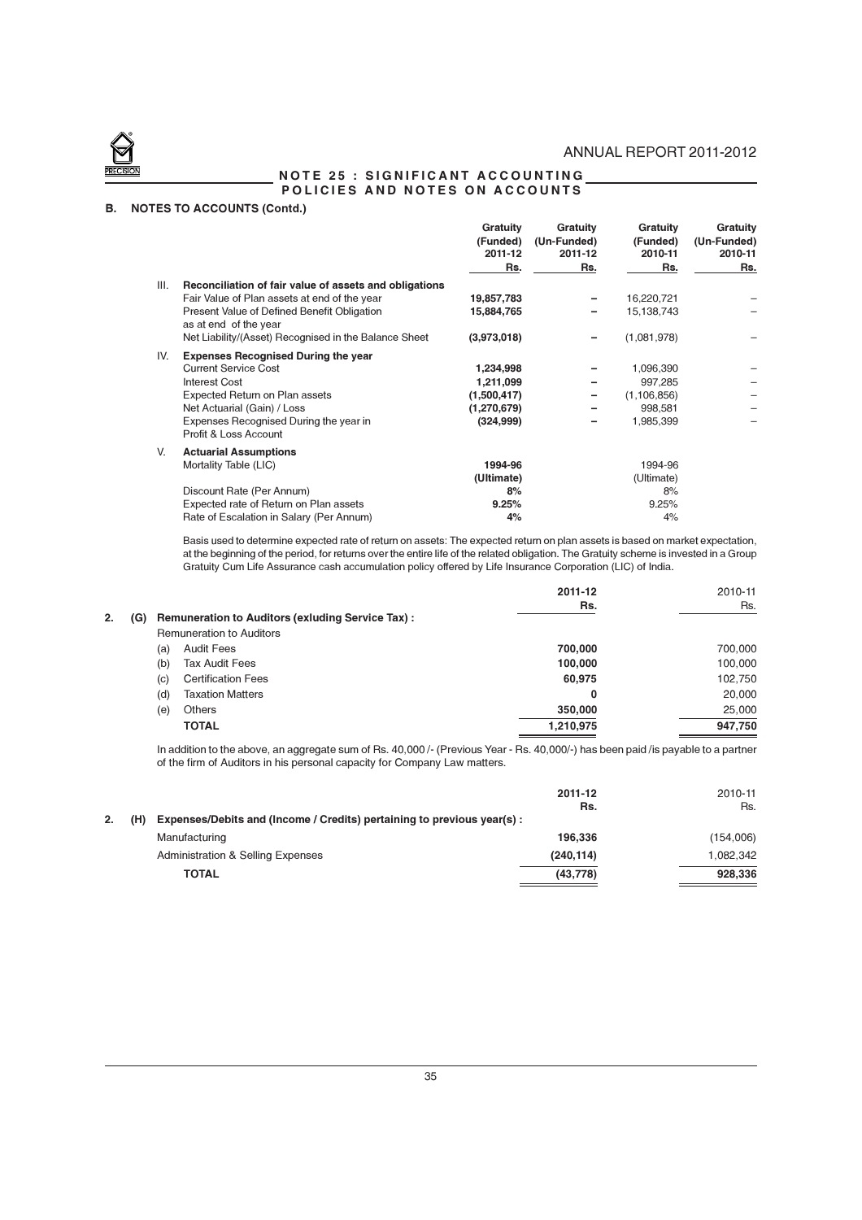## NOTE 25 : SIGNIFICANT ACCOUNTING POLICIES AND NOTES ON ACCOUNTS

### B. NOTES TO ACCOUNTS (Contd.)

| | | Gratuity (Funded) 2011-12 Rs. | Gratuity (Un-Funded) 2011-12 Rs. | Gratuity (Funded) 2010-11 Rs. | Gratuity (Un-Funded) 2010-11 Rs. |
|---|---|---|---|---|---|
| III. | **Reconciliation of fair value of assets and obligations** | | | | |
| | Fair Value of Plan assets at end of the year | **19,857,783** | **–** | 16,220,721 | – |
| | Present Value of Defined Benefit Obligation as at end of the year | **15,884,765** | **–** | 15,138,743 | – |
| | Net Liability/(Asset) Recognised in the Balance Sheet | **(3,973,018)** | **–** | (1,081,978) | – |
| IV. | **Expenses Recognised During the year** | | | | |
| | Current Service Cost | **1,234,998** | **–** | 1,096,390 | – |
| | Interest Cost | **1,211,099** | **–** | 997,285 | – |
| | Expected Return on Plan assets | **(1,500,417)** | **–** | (1,106,856) | – |
| | Net Actuarial (Gain) / Loss | **(1,270,679)** | **–** | 998,581 | – |
| | Expenses Recognised During the year in Profit & Loss Account | **(324,999)** | **–** | 1,985,399 | – |
| V. | **Actuarial Assumptions** | | | | |
| | Mortality Table (LIC) | **1994-96 (Ultimate)** | | 1994-96 (Ultimate) | |
| | Discount Rate (Per Annum) | **8%** | | 8% | |
| | Expected rate of Return on Plan assets | **9.25%** | | 9.25% | |
| | Rate of Escalation in Salary (Per Annum) | **4%** | | 4% | |

Basis used to determine expected rate of return on assets: The expected return on plan assets is based on market expectation, at the beginning of the period, for returns over the entire life of the related obligation. The Gratuity scheme is invested in a Group Gratuity Cum Life Assurance cash accumulation policy offered by Life Insurance Corporation (LIC) of India.

**2. (G) Remuneration to Auditors (exluding Service Tax) :**

| | | 2011-12 Rs. | 2010-11 Rs. |
|---|---|---|---|
| | Remuneration to Auditors | | |
| (a) | Audit Fees | **700,000** | 700,000 |
| (b) | Tax Audit Fees | **100,000** | 100,000 |
| (c) | Certification Fees | **60,975** | 102,750 |
| (d) | Taxation Matters | **0** | 20,000 |
| (e) | Others | **350,000** | 25,000 |
| | **TOTAL** | **1,210,975** | **947,750** |

In addition to the above, an aggregate sum of Rs. 40,000 /- (Previous Year - Rs. 40,000/-) has been paid /is payable to a partner of the firm of Auditors in his personal capacity for Company Law matters.

**2. (H) Expenses/Debits and (Income / Credits) pertaining to previous year(s) :**

| | 2011-12 Rs. | 2010-11 Rs. |
|---|---|---|
| Manufacturing | **196,336** | (154,006) |
| Administration & Selling Expenses | **(240,114)** | 1,082,342 |
| **TOTAL** | **(43,778)** | **928,336** |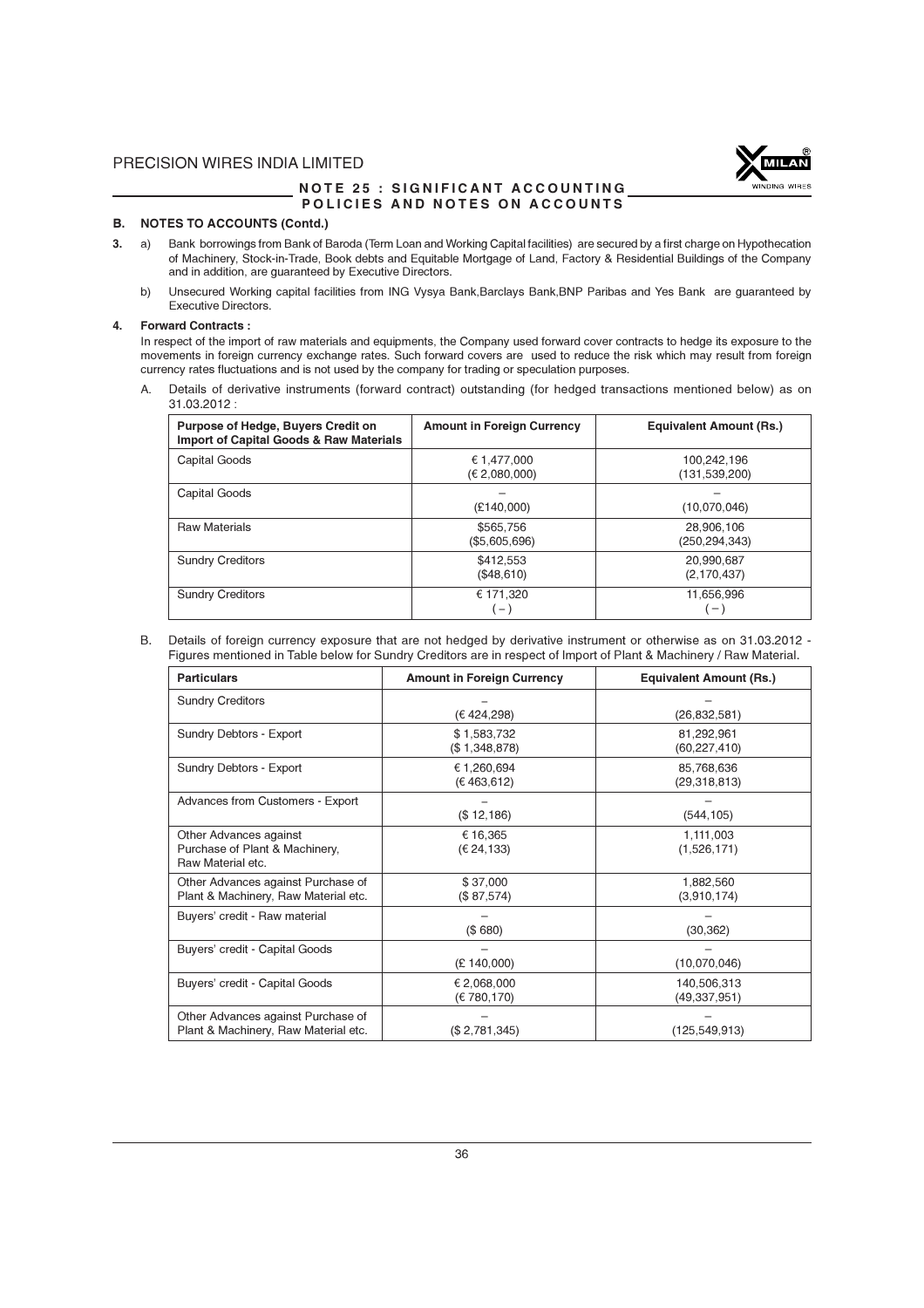## NOTE 25 : SIGNIFICANT ACCOUNTING POLICIES AND NOTES ON ACCOUNTS

### B. NOTES TO ACCOUNTS (Contd.)

**3.** a) Bank borrowings from Bank of Baroda (Term Loan and Working Capital facilities) are secured by a first charge on Hypothecation of Machinery, Stock-in-Trade, Book debts and Equitable Mortgage of Land, Factory & Residential Buildings of the Company and in addition, are guaranteed by Executive Directors.

b) Unsecured Working capital facilities from ING Vysya Bank,Barclays Bank,BNP Paribas and Yes Bank are guaranteed by Executive Directors.

**4. Forward Contracts :**

In respect of the import of raw materials and equipments, the Company used forward cover contracts to hedge its exposure to the movements in foreign currency exchange rates. Such forward covers are used to reduce the risk which may result from foreign currency rates fluctuations and is not used by the company for trading or speculation purposes.

A. Details of derivative instruments (forward contract) outstanding (for hedged transactions mentioned below) as on 31.03.2012 :

| Purpose of Hedge, Buyers Credit on Import of Capital Goods & Raw Materials | Amount in Foreign Currency | Equivalent Amount (Rs.) |
|---|---|---|
| Capital Goods | € 1,477,000<br>(€ 2,080,000) | 100,242,196<br>(131,539,200) |
| Capital Goods | –<br>(£140,000) | –<br>(10,070,046) |
| Raw Materials | $565,756<br>($5,605,696) | 28,906,106<br>(250,294,343) |
| Sundry Creditors | $412,553<br>($48,610) | 20,990,687<br>(2,170,437) |
| Sundry Creditors | € 171,320<br>( – ) | 11,656,996<br>( – ) |

B. Details of foreign currency exposure that are not hedged by derivative instrument or otherwise as on 31.03.2012 - Figures mentioned in Table below for Sundry Creditors are in respect of Import of Plant & Machinery / Raw Material.

| Particulars | Amount in Foreign Currency | Equivalent Amount (Rs.) |
|---|---|---|
| Sundry Creditors | –<br>(€ 424,298) | –<br>(26,832,581) |
| Sundry Debtors - Export | $ 1,583,732<br>($ 1,348,878) | 81,292,961<br>(60,227,410) |
| Sundry Debtors - Export | € 1,260,694<br>(€ 463,612) | 85,768,636<br>(29,318,813) |
| Advances from Customers - Export | –<br>($ 12,186) | –<br>(544,105) |
| Other Advances against Purchase of Plant & Machinery, Raw Material etc. | € 16,365<br>(€ 24,133) | 1,111,003<br>(1,526,171) |
| Other Advances against Purchase of Plant & Machinery, Raw Material etc. | $ 37,000<br>($ 87,574) | 1,882,560<br>(3,910,174) |
| Buyers' credit - Raw material | –<br>($ 680) | –<br>(30,362) |
| Buyers' credit - Capital Goods | –<br>(£ 140,000) | –<br>(10,070,046) |
| Buyers' credit - Capital Goods | € 2,068,000<br>(€ 780,170) | 140,506,313<br>(49,337,951) |
| Other Advances against Purchase of Plant & Machinery, Raw Material etc. | –<br>($ 2,781,345) | –<br>(125,549,913) |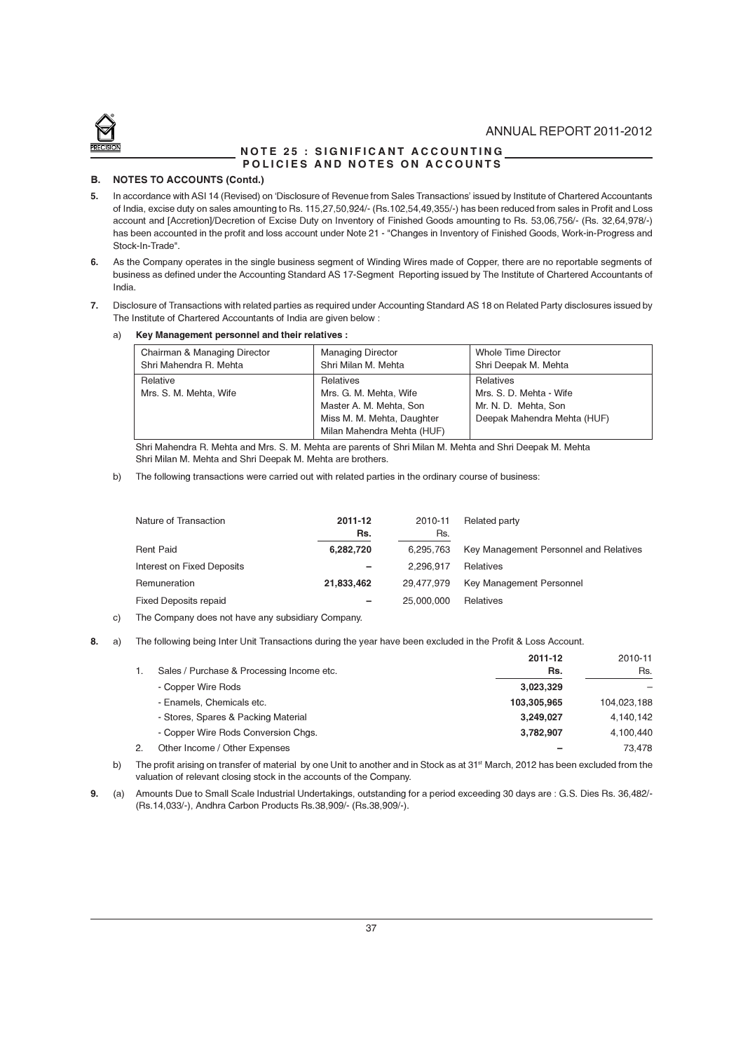## NOTE 25 : SIGNIFICANT ACCOUNTING POLICIES AND NOTES ON ACCOUNTS

### B. NOTES TO ACCOUNTS (Contd.)

**5.** In accordance with ASI 14 (Revised) on 'Disclosure of Revenue from Sales Transactions' issued by Institute of Chartered Accountants of India, excise duty on sales amounting to Rs. 115,27,50,924/- (Rs.102,54,49,355/-) has been reduced from sales in Profit and Loss account and [Accretion]/Decretion of Excise Duty on Inventory of Finished Goods amounting to Rs. 53,06,756/- (Rs. 32,64,978/-) has been accounted in the profit and loss account under Note 21 - "Changes in Inventory of Finished Goods, Work-in-Progress and Stock-In-Trade".

**6.** As the Company operates in the single business segment of Winding Wires made of Copper, there are no reportable segments of business as defined under the Accounting Standard AS 17-Segment Reporting issued by The Institute of Chartered Accountants of India.

**7.** Disclosure of Transactions with related parties as required under Accounting Standard AS 18 on Related Party disclosures issued by The Institute of Chartered Accountants of India are given below :

a) **Key Management personnel and their relatives :**

| Chairman & Managing Director<br>Shri Mahendra R. Mehta | Managing Director<br>Shri Milan M. Mehta | Whole Time Director<br>Shri Deepak M. Mehta |
|---|---|---|
| Relative<br>Mrs. S. M. Mehta, Wife | Relatives<br>Mrs. G. M. Mehta, Wife<br>Master A. M. Mehta, Son<br>Miss M. M. Mehta, Daughter<br>Milan Mahendra Mehta (HUF) | Relatives<br>Mrs. S. D. Mehta - Wife<br>Mr. N. D. Mehta, Son<br>Deepak Mahendra Mehta (HUF) |

Shri Mahendra R. Mehta and Mrs. S. M. Mehta are parents of Shri Milan M. Mehta and Shri Deepak M. Mehta
Shri Milan M. Mehta and Shri Deepak M. Mehta are brothers.

b) The following transactions were carried out with related parties in the ordinary course of business:

| Nature of Transaction | **2011-12 Rs.** | 2010-11 Rs. | Related party |
|---|---|---|---|
| Rent Paid | **6,282,720** | 6,295,763 | Key Management Personnel and Relatives |
| Interest on Fixed Deposits | **–** | 2,296,917 | Relatives |
| Remuneration | **21,833,462** | 29,477,979 | Key Management Personnel |
| Fixed Deposits repaid | **–** | 25,000,000 | Relatives |

c) The Company does not have any subsidiary Company.

**8.** a) The following being Inter Unit Transactions during the year have been excluded in the Profit & Loss Account.

| | **2011-12 Rs.** | 2010-11 Rs. |
|---|---|---|
| 1. Sales / Purchase & Processing Income etc. | | |
| - Copper Wire Rods | **3,023,329** | – |
| - Enamels, Chemicals etc. | **103,305,965** | 104,023,188 |
| - Stores, Spares & Packing Material | **3,249,027** | 4,140,142 |
| - Copper Wire Rods Conversion Chgs. | **3,782,907** | 4,100,440 |
| 2. Other Income / Other Expenses | **–** | 73,478 |

b) The profit arising on transfer of material by one Unit to another and in Stock as at 31st March, 2012 has been excluded from the valuation of relevant closing stock in the accounts of the Company.

**9.** (a) Amounts Due to Small Scale Industrial Undertakings, outstanding for a period exceeding 30 days are : G.S. Dies Rs. 36,482/- (Rs.14,033/-), Andhra Carbon Products Rs.38,909/- (Rs.38,909/-).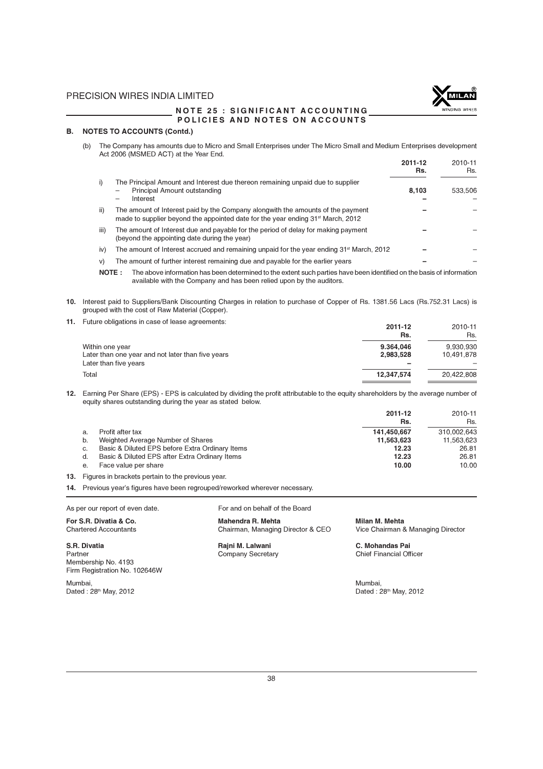## NOTE 25 : SIGNIFICANT ACCOUNTING POLICIES AND NOTES ON ACCOUNTS

### B. NOTES TO ACCOUNTS (Contd.)

(b) The Company has amounts due to Micro and Small Enterprises under The Micro Small and Medium Enterprises development Act 2006 (MSMED ACT) at the Year End.

| | | 2011-12 Rs. | 2010-11 Rs. |
|---|---|---|---|
| i) | The Principal Amount and Interest due thereon remaining unpaid due to supplier | | |
| | – Principal Amount outstanding | **8,103** | 533,506 |
| | – Interest | **–** | – |
| ii) | The amount of Interest paid by the Company alongwith the amounts of the payment made to supplier beyond the appointed date for the year ending 31st March, 2012 | **–** | – |
| iii) | The amount of Interest due and payable for the period of delay for making payment (beyond the appointing date during the year) | **–** | – |
| iv) | The amount of Interest accrued and remaining unpaid for the year ending 31st March, 2012 | **–** | – |
| v) | The amount of further interest remaining due and payable for the earlier years | **–** | – |

**NOTE :** The above information has been determined to the extent such parties have been identified on the basis of information available with the Company and has been relied upon by the auditors.

**10.** Interest paid to Suppliers/Bank Discounting Charges in relation to purchase of Copper of Rs. 1381.56 Lacs (Rs.752.31 Lacs) is grouped with the cost of Raw Material (Copper).

**11.** Future obligations in case of lease agreements:

| | 2011-12 Rs. | 2010-11 Rs. |
|---|---|---|
| Within one year | **9,364,046** | 9,930,930 |
| Later than one year and not later than five years | **2,983,528** | 10,491,878 |
| Later than five years | **–** | – |
| Total | **12,347,574** | 20,422,808 |

**12.** Earning Per Share (EPS) - EPS is calculated by dividing the profit attributable to the equity shareholders by the average number of equity shares outstanding during the year as stated below.

| | | 2011-12 Rs. | 2010-11 Rs. |
|---|---|---|---|
| a. | Profit after tax | **141,450,667** | 310,002,643 |
| b. | Weighted Average Number of Shares | **11,563,623** | 11,563,623 |
| c. | Basic & Diluted EPS before Extra Ordinary Items | **12.23** | 26.81 |
| d. | Basic & Diluted EPS after Extra Ordinary Items | **12.23** | 26.81 |
| e. | Face value per share | **10.00** | 10.00 |

**13.** Figures in brackets pertain to the previous year.

**14.** Previous year's figures have been regrouped/reworked wherever necessary.

As per our report of even date.

**For S.R. Divatia & Co.**
Chartered Accountants

**S.R. Divatia**
Partner
Membership No. 4193
Firm Registration No. 102646W

Mumbai,
Dated : 28th May, 2012

For and on behalf of the Board

**Mahendra R. Mehta**
Chairman, Managing Director & CEO

**Milan M. Mehta**
Vice Chairman & Managing Director

**Rajni M. Lalwani**
Company Secretary

**C. Mohandas Pai**
Chief Financial Officer

Mumbai,
Dated : 28th May, 2012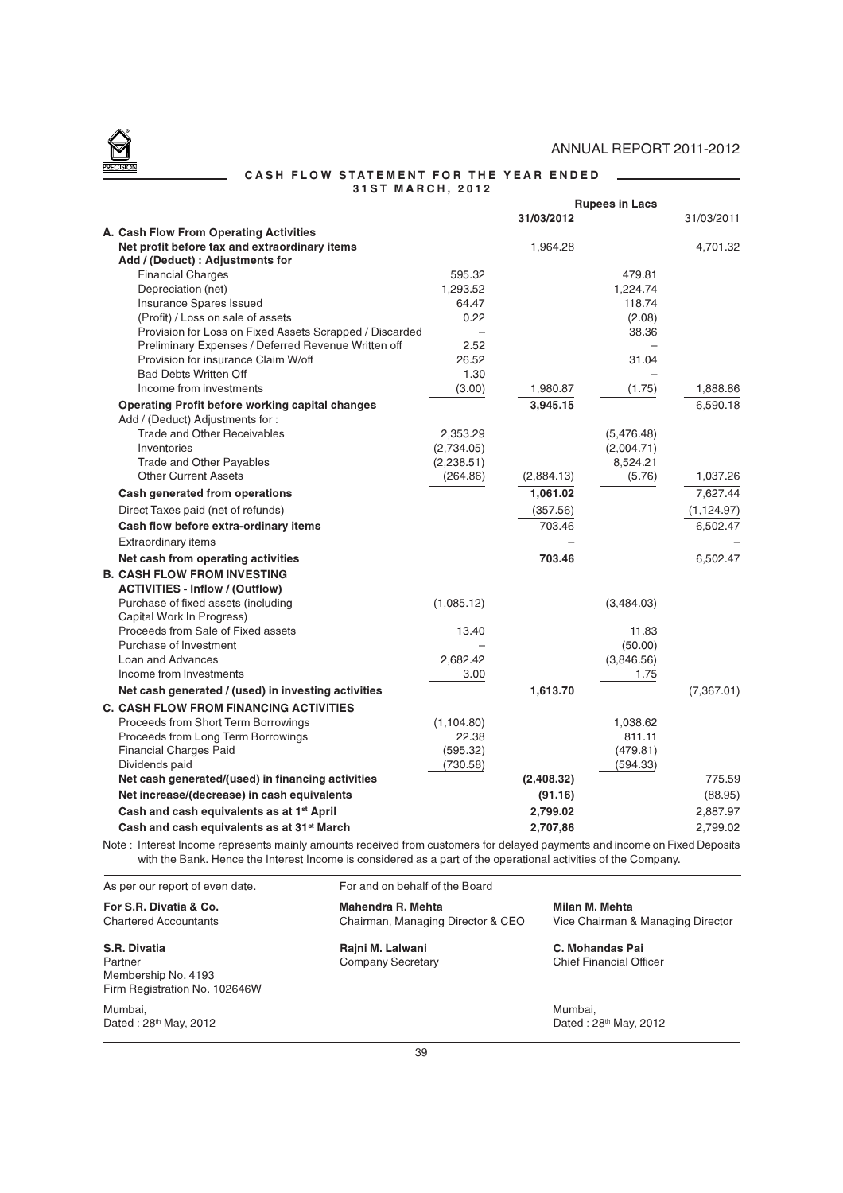## CASH FLOW STATEMENT FOR THE YEAR ENDED 31ST MARCH, 2012

| | Rupees in Lacs | | | |
|---|---|---|---|---|
| | | 31/03/2012 | | 31/03/2011 |
| **A. Cash Flow From Operating Activities** | | | | |
| **Net profit before tax and extraordinary items** | | 1,964.28 | | 4,701.32 |
| **Add / (Deduct) : Adjustments for** | | | | |
| Financial Charges | 595.32 | | 479.81 | |
| Depreciation (net) | 1,293.52 | | 1,224.74 | |
| Insurance Spares Issued | 64.47 | | 118.74 | |
| (Profit) / Loss on sale of assets | 0.22 | | (2.08) | |
| Provision for Loss on Fixed Assets Scrapped / Discarded | – | | 38.36 | |
| Preliminary Expenses / Deferred Revenue Written off | 2.52 | | – | |
| Provision for insurance Claim W/off | 26.52 | | 31.04 | |
| Bad Debts Written Off | 1.30 | | – | |
| Income from investments | (3.00) | 1,980.87 | (1.75) | 1,888.86 |
| **Operating Profit before working capital changes** | | **3,945.15** | | 6,590.18 |
| Add / (Deduct) Adjustments for : | | | | |
| Trade and Other Receivables | 2,353.29 | | (5,476.48) | |
| Inventories | (2,734.05) | | (2,004.71) | |
| Trade and Other Payables | (2,238.51) | | 8,524.21 | |
| Other Current Assets | (264.86) | (2,884.13) | (5.76) | 1,037.26 |
| **Cash generated from operations** | | **1,061.02** | | 7,627.44 |
| Direct Taxes paid (net of refunds) | | (357.56) | | (1,124.97) |
| **Cash flow before extra-ordinary items** | | 703.46 | | 6,502.47 |
| Extraordinary items | | – | | – |
| **Net cash from operating activities** | | **703.46** | | 6,502.47 |
| **B. CASH FLOW FROM INVESTING ACTIVITIES - Inflow / (Outflow)** | | | | |
| Purchase of fixed assets (including Capital Work In Progress) | (1,085.12) | | (3,484.03) | |
| Proceeds from Sale of Fixed assets | 13.40 | | 11.83 | |
| Purchase of Investment | – | | (50.00) | |
| Loan and Advances | 2,682.42 | | (3,846.56) | |
| Income from Investments | 3.00 | | 1.75 | |
| **Net cash generated / (used) in investing activities** | | **1,613.70** | | (7,367.01) |
| **C. CASH FLOW FROM FINANCING ACTIVITIES** | | | | |
| Proceeds from Short Term Borrowings | (1,104.80) | | 1,038.62 | |
| Proceeds from Long Term Borrowings | 22.38 | | 811.11 | |
| Financial Charges Paid | (595.32) | | (479.81) | |
| Dividends paid | (730.58) | | (594.33) | |
| **Net cash generated/(used) in financing activities** | | **(2,408.32)** | | 775.59 |
| **Net increase/(decrease) in cash equivalents** | | **(91.16)** | | (88.95) |
| **Cash and cash equivalents as at 1st April** | | **2,799.02** | | 2,887.97 |
| **Cash and cash equivalents as at 31st March** | | **2,707,86** | | 2,799.02 |

Note : Interest Income represents mainly amounts received from customers for delayed payments and income on Fixed Deposits with the Bank. Hence the Interest Income is considered as a part of the operational activities of the Company.

As per our report of even date.

**For S.R. Divatia & Co.**
Chartered Accountants

**S.R. Divatia**
Partner
Membership No. 4193
Firm Registration No. 102646W

Mumbai,
Dated : 28th May, 2012

For and on behalf of the Board

**Mahendra R. Mehta**
Chairman, Managing Director & CEO

**Milan M. Mehta**
Vice Chairman & Managing Director

**Rajni M. Lalwani**
Company Secretary

**C. Mohandas Pai**
Chief Financial Officer

Mumbai,
Dated : 28th May, 2012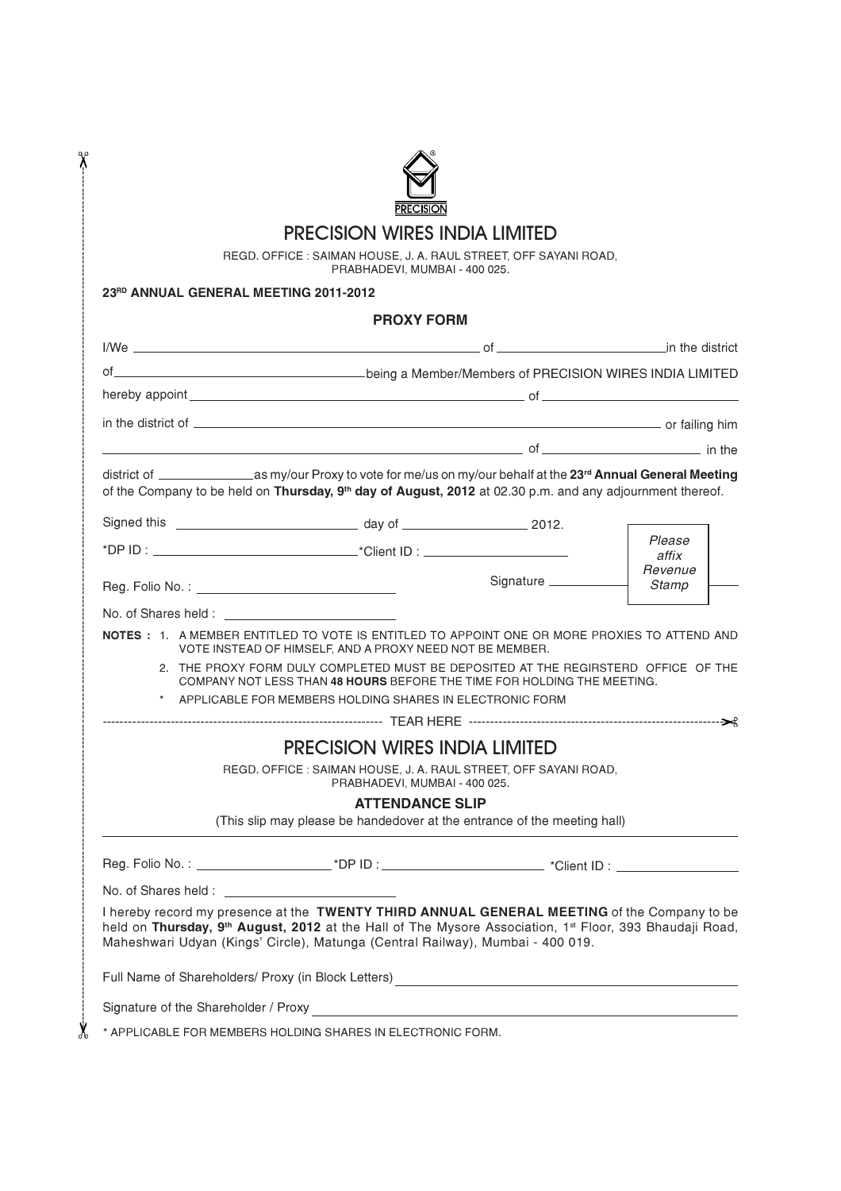# PRECISION WIRES INDIA LIMITED

REGD. OFFICE : SAIMAN HOUSE, J. A. RAUL STREET, OFF SAYANI ROAD, PRABHADEVI, MUMBAI - 400 025.

**23RD ANNUAL GENERAL MEETING 2011-2012**

## PROXY FORM

I/We ______________________________ of ____________________ in the district of ______________________ being a Member/Members of PRECISION WIRES INDIA LIMITED hereby appoint ______________________________ of ______________________ in the district of ______________________________ or failing him ______________________________ of ____________________ in the district of ______________ as my/our Proxy to vote for me/us on my/our behalf at the **23rd Annual General Meeting** of the Company to be held on **Thursday, 9th day of August, 2012** at 02.30 p.m. and any adjournment thereof.

Signed this ____________________ day of ______________ 2012.

*DP ID : ______________________ *Client ID : ____________________

Reg. Folio No. : ______________________ Signature ____________ *Please affix Revenue Stamp*

No. of Shares held : ______________________

**NOTES :**
1. A MEMBER ENTITLED TO VOTE IS ENTITLED TO APPOINT ONE OR MORE PROXIES TO ATTEND AND VOTE INSTEAD OF HIMSELF, AND A PROXY NEED NOT BE MEMBER.
2. THE PROXY FORM DULY COMPLETED MUST BE DEPOSITED AT THE REGIRSTERD OFFICE OF THE COMPANY NOT LESS THAN **48 HOURS** BEFORE THE TIME FOR HOLDING THE MEETING.

\* APPLICABLE FOR MEMBERS HOLDING SHARES IN ELECTRONIC FORM

---------------------------------------- TEAR HERE ----------------------------------------

# PRECISION WIRES INDIA LIMITED

REGD. OFFICE : SAIMAN HOUSE, J. A. RAUL STREET, OFF SAYANI ROAD, PRABHADEVI, MUMBAI - 400 025.

## ATTENDANCE SLIP

(This slip may please be handedover at the entrance of the meeting hall)

Reg. Folio No. : ______________ *DP ID : ______________ *Client ID : ______________

No. of Shares held : ______________________

I hereby record my presence at the **TWENTY THIRD ANNUAL GENERAL MEETING** of the Company to be held on **Thursday, 9th August, 2012** at the Hall of The Mysore Association, 1st Floor, 393 Bhaudaji Road, Maheshwari Udyan (Kings' Circle), Matunga (Central Railway), Mumbai - 400 019.

Full Name of Shareholders/ Proxy (in Block Letters) ______________________________

Signature of the Shareholder / Proxy ______________________________

\* APPLICABLE FOR MEMBERS HOLDING SHARES IN ELECTRONIC FORM.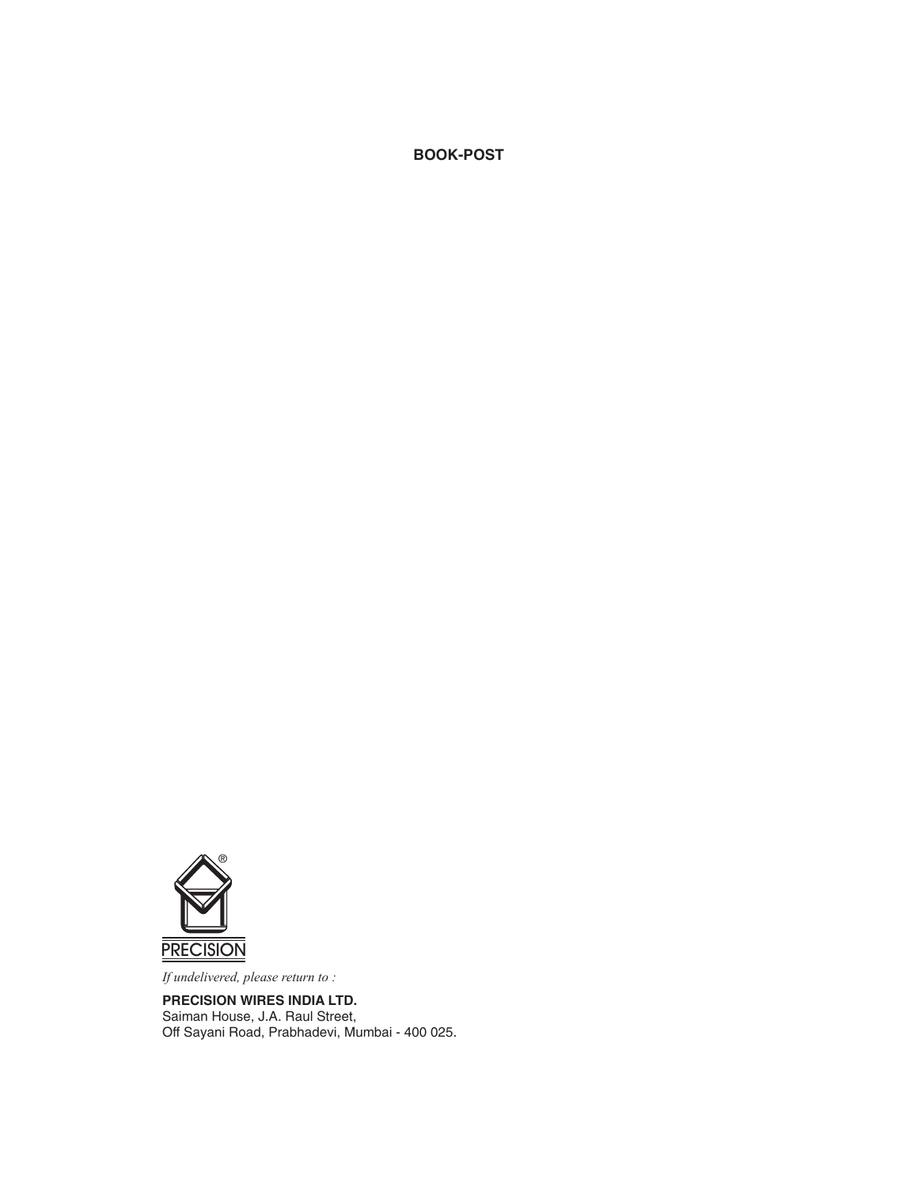**BOOK-POST**

PRECISION

*If undelivered, please return to :*

**PRECISION WIRES INDIA LTD.**
Saiman House, J.A. Raul Street,
Off Sayani Road, Prabhadevi, Mumbai - 400 025.